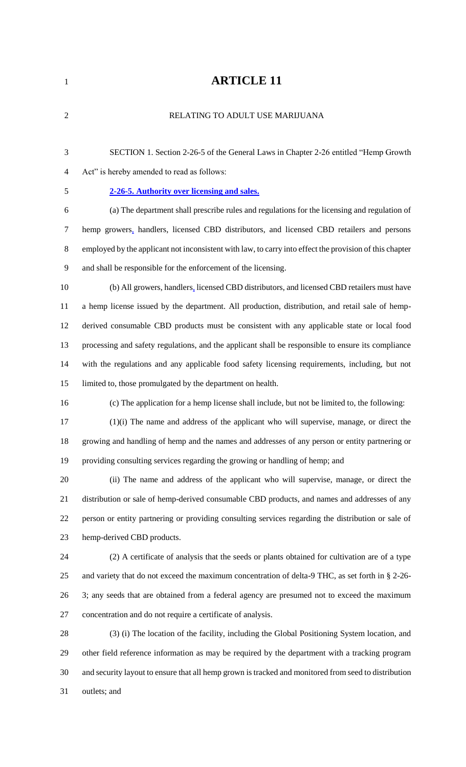# ARTICLE 11

RELATING TO ADULT USE MARIJUANA

SECTION 1. Section 2-26-5 of the General Laws in Chapter 2-26 entitled "Hemp Growth Act" is hereby amended to read as follows:

**2-26-5. Authority over licensing and sales.**

(a) The department shall prescribe rules and regulations for the licensing and regulation of hemp growers, handlers, licensed CBD distributors, and licensed CBD retailers and persons employed by the applicant not inconsistent with law, to carry into effect the provision of this chapter and shall be responsible for the enforcement of the licensing.

(b) All growers, handlers, licensed CBD distributors, and licensed CBD retailers must have a hemp license issued by the department. All production, distribution, and retail sale of hemp-derived consumable CBD products must be consistent with any applicable state or local food processing and safety regulations, and the applicant shall be responsible to ensure its compliance with the regulations and any applicable food safety licensing requirements, including, but not limited to, those promulgated by the department on health.

(c) The application for a hemp license shall include, but not be limited to, the following:

(1)(i) The name and address of the applicant who will supervise, manage, or direct the growing and handling of hemp and the names and addresses of any person or entity partnering or providing consulting services regarding the growing or handling of hemp; and

(ii) The name and address of the applicant who will supervise, manage, or direct the distribution or sale of hemp-derived consumable CBD products, and names and addresses of any person or entity partnering or providing consulting services regarding the distribution or sale of hemp-derived CBD products.

(2) A certificate of analysis that the seeds or plants obtained for cultivation are of a type and variety that do not exceed the maximum concentration of delta-9 THC, as set forth in § 2-26-3; any seeds that are obtained from a federal agency are presumed not to exceed the maximum concentration and do not require a certificate of analysis.

(3) (i) The location of the facility, including the Global Positioning System location, and other field reference information as may be required by the department with a tracking program and security layout to ensure that all hemp grown is tracked and monitored from seed to distribution outlets; and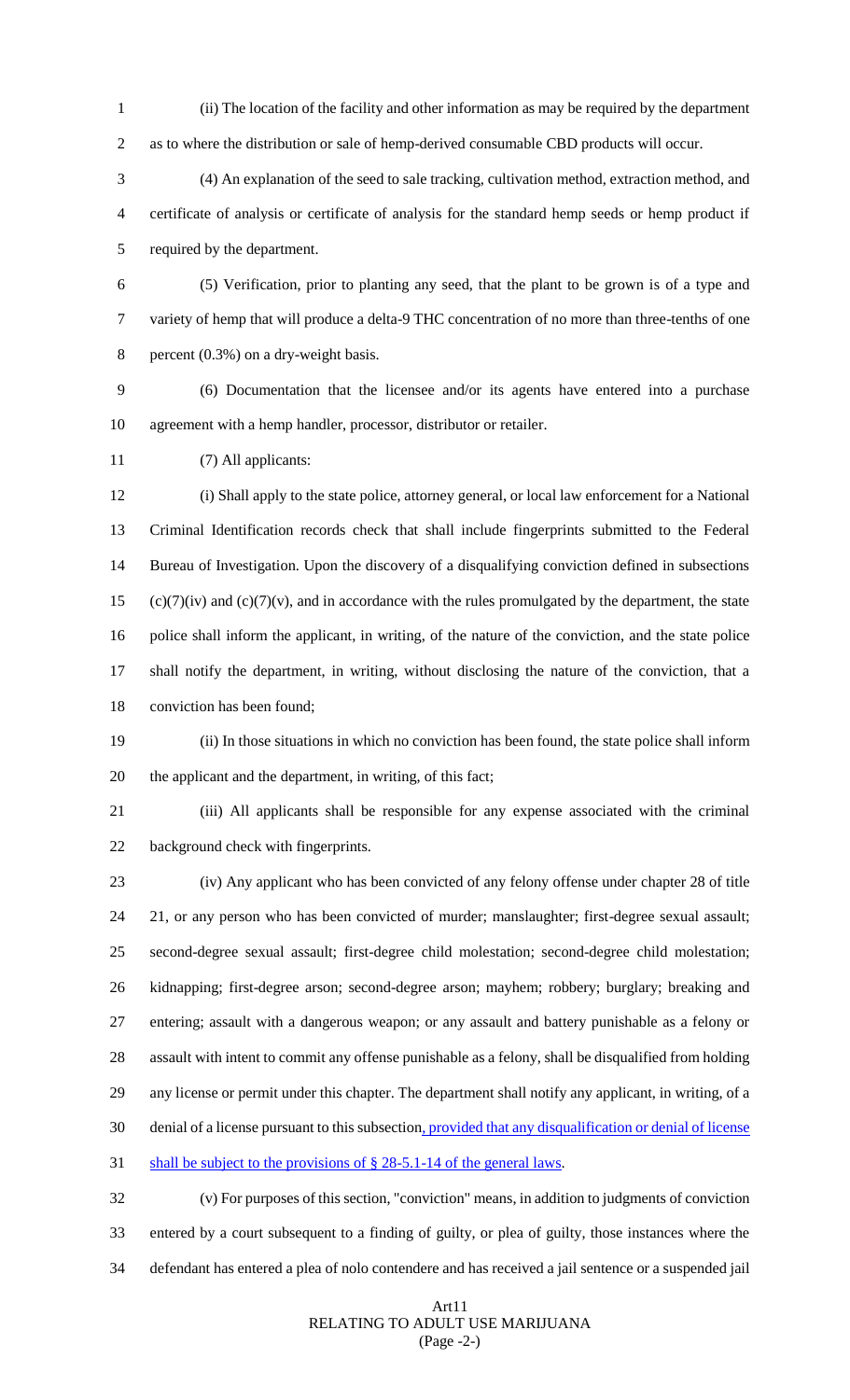(ii) The location of the facility and other information as may be required by the department as to where the distribution or sale of hemp-derived consumable CBD products will occur.

(4) An explanation of the seed to sale tracking, cultivation method, extraction method, and certificate of analysis or certificate of analysis for the standard hemp seeds or hemp product if required by the department.

(5) Verification, prior to planting any seed, that the plant to be grown is of a type and variety of hemp that will produce a delta-9 THC concentration of no more than three-tenths of one percent (0.3%) on a dry-weight basis.

(6) Documentation that the licensee and/or its agents have entered into a purchase agreement with a hemp handler, processor, distributor or retailer.

(7) All applicants:

(i) Shall apply to the state police, attorney general, or local law enforcement for a National Criminal Identification records check that shall include fingerprints submitted to the Federal Bureau of Investigation. Upon the discovery of a disqualifying conviction defined in subsections (c)(7)(iv) and (c)(7)(v), and in accordance with the rules promulgated by the department, the state police shall inform the applicant, in writing, of the nature of the conviction, and the state police shall notify the department, in writing, without disclosing the nature of the conviction, that a conviction has been found;

(ii) In those situations in which no conviction has been found, the state police shall inform the applicant and the department, in writing, of this fact;

(iii) All applicants shall be responsible for any expense associated with the criminal background check with fingerprints.

(iv) Any applicant who has been convicted of any felony offense under chapter 28 of title 21, or any person who has been convicted of murder; manslaughter; first-degree sexual assault; second-degree sexual assault; first-degree child molestation; second-degree child molestation; kidnapping; first-degree arson; second-degree arson; mayhem; robbery; burglary; breaking and entering; assault with a dangerous weapon; or any assault and battery punishable as a felony or assault with intent to commit any offense punishable as a felony, shall be disqualified from holding any license or permit under this chapter. The department shall notify any applicant, in writing, of a denial of a license pursuant to this subsection, provided that any disqualification or denial of license shall be subject to the provisions of § 28-5.1-14 of the general laws.

(v) For purposes of this section, "conviction" means, in addition to judgments of conviction entered by a court subsequent to a finding of guilty, or plea of guilty, those instances where the defendant has entered a plea of nolo contendere and has received a jail sentence or a suspended jail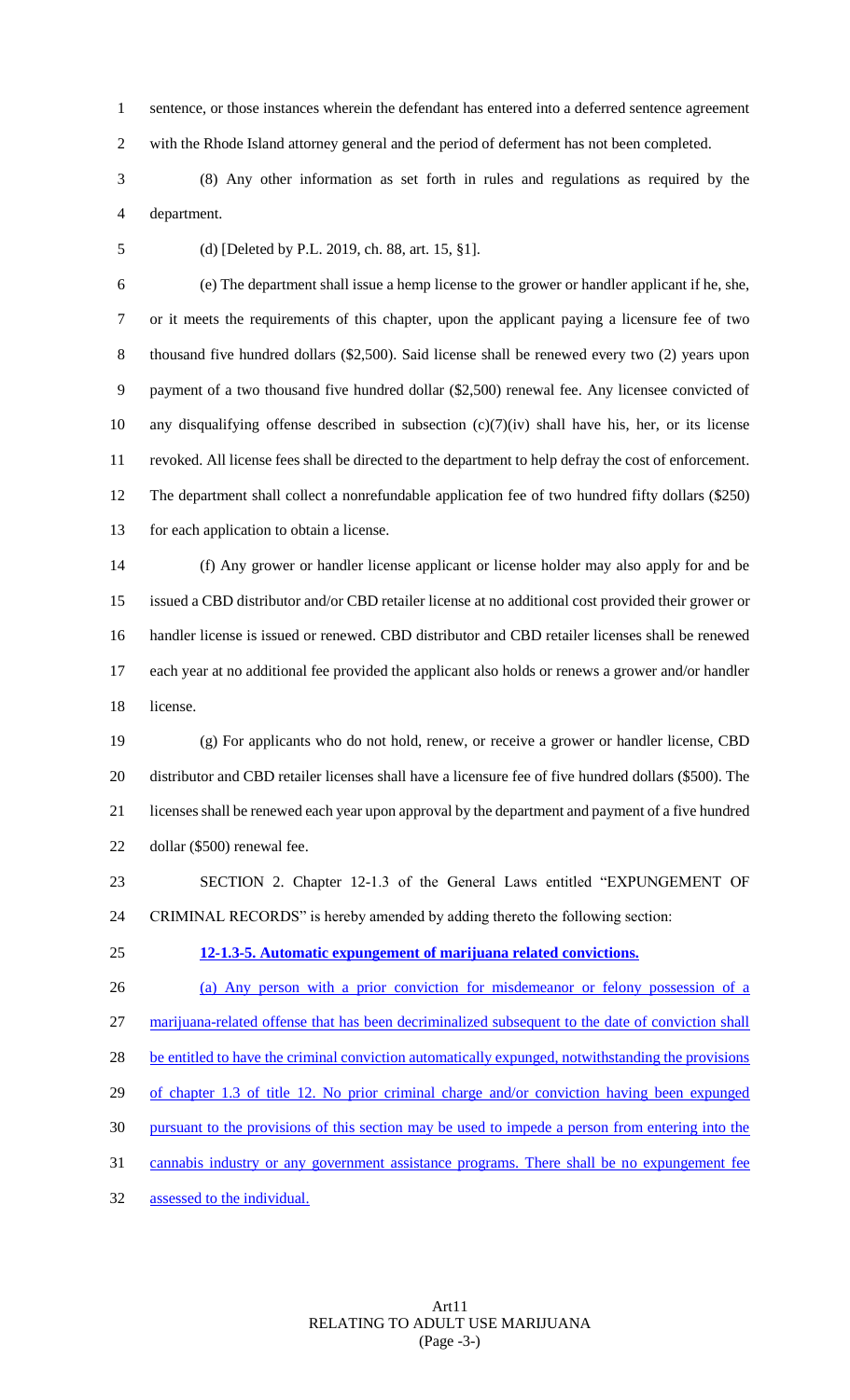sentence, or those instances wherein the defendant has entered into a deferred sentence agreement with the Rhode Island attorney general and the period of deferment has not been completed.

(8) Any other information as set forth in rules and regulations as required by the department.

(d) [Deleted by P.L. 2019, ch. 88, art. 15, §1].

(e) The department shall issue a hemp license to the grower or handler applicant if he, she, or it meets the requirements of this chapter, upon the applicant paying a licensure fee of two thousand five hundred dollars ($2,500). Said license shall be renewed every two (2) years upon payment of a two thousand five hundred dollar ($2,500) renewal fee. Any licensee convicted of any disqualifying offense described in subsection (c)(7)(iv) shall have his, her, or its license revoked. All license fees shall be directed to the department to help defray the cost of enforcement. The department shall collect a nonrefundable application fee of two hundred fifty dollars ($250) for each application to obtain a license.

(f) Any grower or handler license applicant or license holder may also apply for and be issued a CBD distributor and/or CBD retailer license at no additional cost provided their grower or handler license is issued or renewed. CBD distributor and CBD retailer licenses shall be renewed each year at no additional fee provided the applicant also holds or renews a grower and/or handler license.

(g) For applicants who do not hold, renew, or receive a grower or handler license, CBD distributor and CBD retailer licenses shall have a licensure fee of five hundred dollars ($500). The licenses shall be renewed each year upon approval by the department and payment of a five hundred dollar ($500) renewal fee.

SECTION 2. Chapter 12-1.3 of the General Laws entitled "EXPUNGEMENT OF CRIMINAL RECORDS" is hereby amended by adding thereto the following section:

**12-1.3-5. Automatic expungement of marijuana related convictions.**

(a) Any person with a prior conviction for misdemeanor or felony possession of a marijuana-related offense that has been decriminalized subsequent to the date of conviction shall be entitled to have the criminal conviction automatically expunged, notwithstanding the provisions of chapter 1.3 of title 12. No prior criminal charge and/or conviction having been expunged pursuant to the provisions of this section may be used to impede a person from entering into the cannabis industry or any government assistance programs. There shall be no expungement fee assessed to the individual.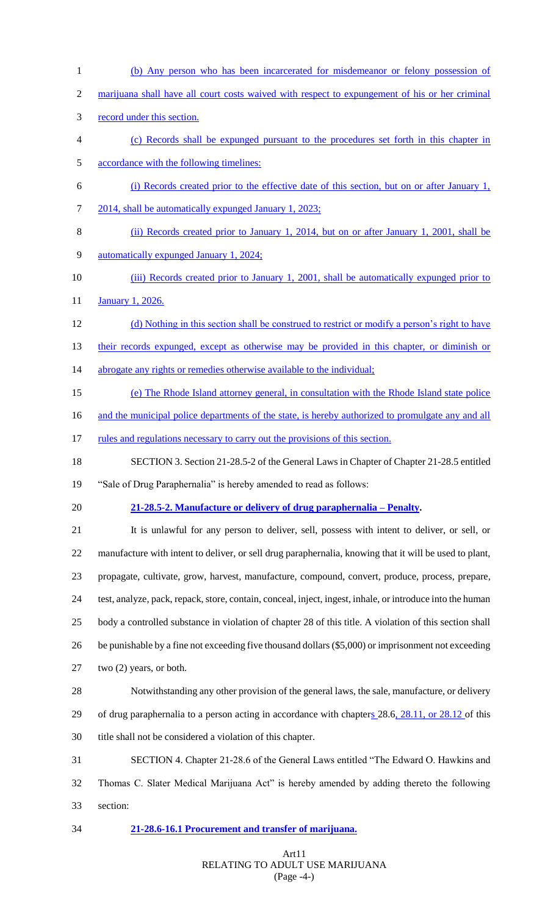(b) Any person who has been incarcerated for misdemeanor or felony possession of marijuana shall have all court costs waived with respect to expungement of his or her criminal record under this section.

(c) Records shall be expunged pursuant to the procedures set forth in this chapter in accordance with the following timelines:

(i) Records created prior to the effective date of this section, but on or after January 1, 2014, shall be automatically expunged January 1, 2023;

(ii) Records created prior to January 1, 2014, but on or after January 1, 2001, shall be automatically expunged January 1, 2024;

(iii) Records created prior to January 1, 2001, shall be automatically expunged prior to January 1, 2026.

(d) Nothing in this section shall be construed to restrict or modify a person's right to have their records expunged, except as otherwise may be provided in this chapter, or diminish or abrogate any rights or remedies otherwise available to the individual;

(e) The Rhode Island attorney general, in consultation with the Rhode Island state police and the municipal police departments of the state, is hereby authorized to promulgate any and all rules and regulations necessary to carry out the provisions of this section.

SECTION 3. Section 21-28.5-2 of the General Laws in Chapter of Chapter 21-28.5 entitled "Sale of Drug Paraphernalia" is hereby amended to read as follows:

**21-28.5-2. Manufacture or delivery of drug paraphernalia – Penalty.**

It is unlawful for any person to deliver, sell, possess with intent to deliver, or sell, or manufacture with intent to deliver, or sell drug paraphernalia, knowing that it will be used to plant, propagate, cultivate, grow, harvest, manufacture, compound, convert, produce, process, prepare, test, analyze, pack, repack, store, contain, conceal, inject, ingest, inhale, or introduce into the human body a controlled substance in violation of chapter 28 of this title. A violation of this section shall be punishable by a fine not exceeding five thousand dollars ($5,000) or imprisonment not exceeding two (2) years, or both.

Notwithstanding any other provision of the general laws, the sale, manufacture, or delivery of drug paraphernalia to a person acting in accordance with chapters 28.6, 28.11, or 28.12 of this title shall not be considered a violation of this chapter.

SECTION 4. Chapter 21-28.6 of the General Laws entitled "The Edward O. Hawkins and Thomas C. Slater Medical Marijuana Act" is hereby amended by adding thereto the following section:

**21-28.6-16.1 Procurement and transfer of marijuana.**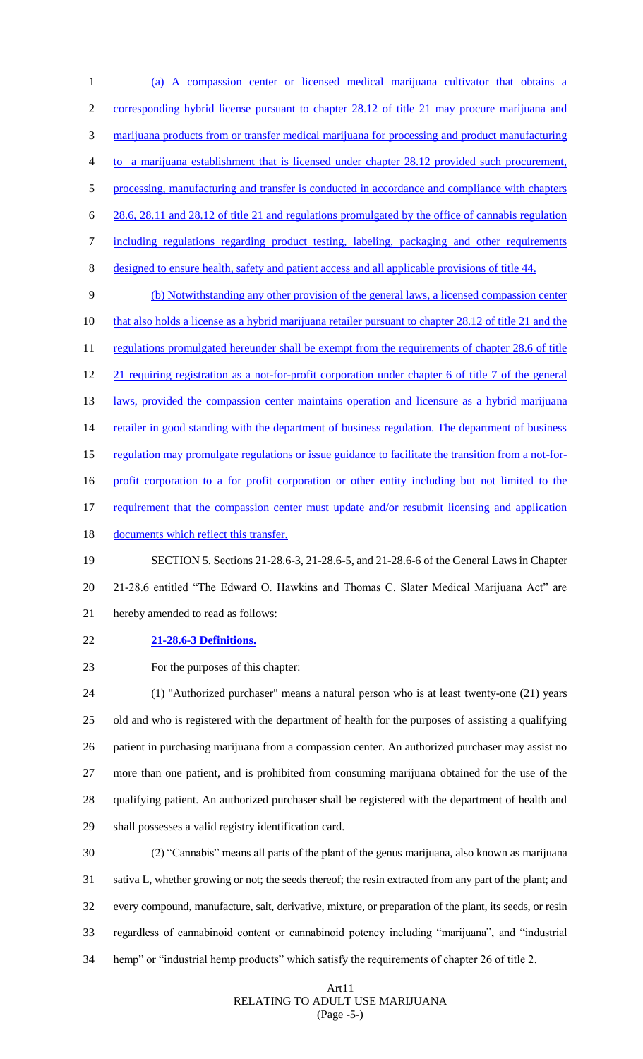(a) A compassion center or licensed medical marijuana cultivator that obtains a corresponding hybrid license pursuant to chapter 28.12 of title 21 may procure marijuana and marijuana products from or transfer medical marijuana for processing and product manufacturing to a marijuana establishment that is licensed under chapter 28.12 provided such procurement, processing, manufacturing and transfer is conducted in accordance and compliance with chapters 28.6, 28.11 and 28.12 of title 21 and regulations promulgated by the office of cannabis regulation including regulations regarding product testing, labeling, packaging and other requirements designed to ensure health, safety and patient access and all applicable provisions of title 44.

(b) Notwithstanding any other provision of the general laws, a licensed compassion center that also holds a license as a hybrid marijuana retailer pursuant to chapter 28.12 of title 21 and the regulations promulgated hereunder shall be exempt from the requirements of chapter 28.6 of title 21 requiring registration as a not-for-profit corporation under chapter 6 of title 7 of the general laws, provided the compassion center maintains operation and licensure as a hybrid marijuana retailer in good standing with the department of business regulation. The department of business regulation may promulgate regulations or issue guidance to facilitate the transition from a not-for-profit corporation to a for profit corporation or other entity including but not limited to the requirement that the compassion center must update and/or resubmit licensing and application documents which reflect this transfer.

SECTION 5. Sections 21-28.6-3, 21-28.6-5, and 21-28.6-6 of the General Laws in Chapter 21-28.6 entitled "The Edward O. Hawkins and Thomas C. Slater Medical Marijuana Act" are hereby amended to read as follows:

**21-28.6-3 Definitions.**

For the purposes of this chapter:

(1) "Authorized purchaser" means a natural person who is at least twenty-one (21) years old and who is registered with the department of health for the purposes of assisting a qualifying patient in purchasing marijuana from a compassion center. An authorized purchaser may assist no more than one patient, and is prohibited from consuming marijuana obtained for the use of the qualifying patient. An authorized purchaser shall be registered with the department of health and shall possesses a valid registry identification card.

(2) "Cannabis" means all parts of the plant of the genus marijuana, also known as marijuana sativa L, whether growing or not; the seeds thereof; the resin extracted from any part of the plant; and every compound, manufacture, salt, derivative, mixture, or preparation of the plant, its seeds, or resin regardless of cannabinoid content or cannabinoid potency including "marijuana", and "industrial hemp" or "industrial hemp products" which satisfy the requirements of chapter 26 of title 2.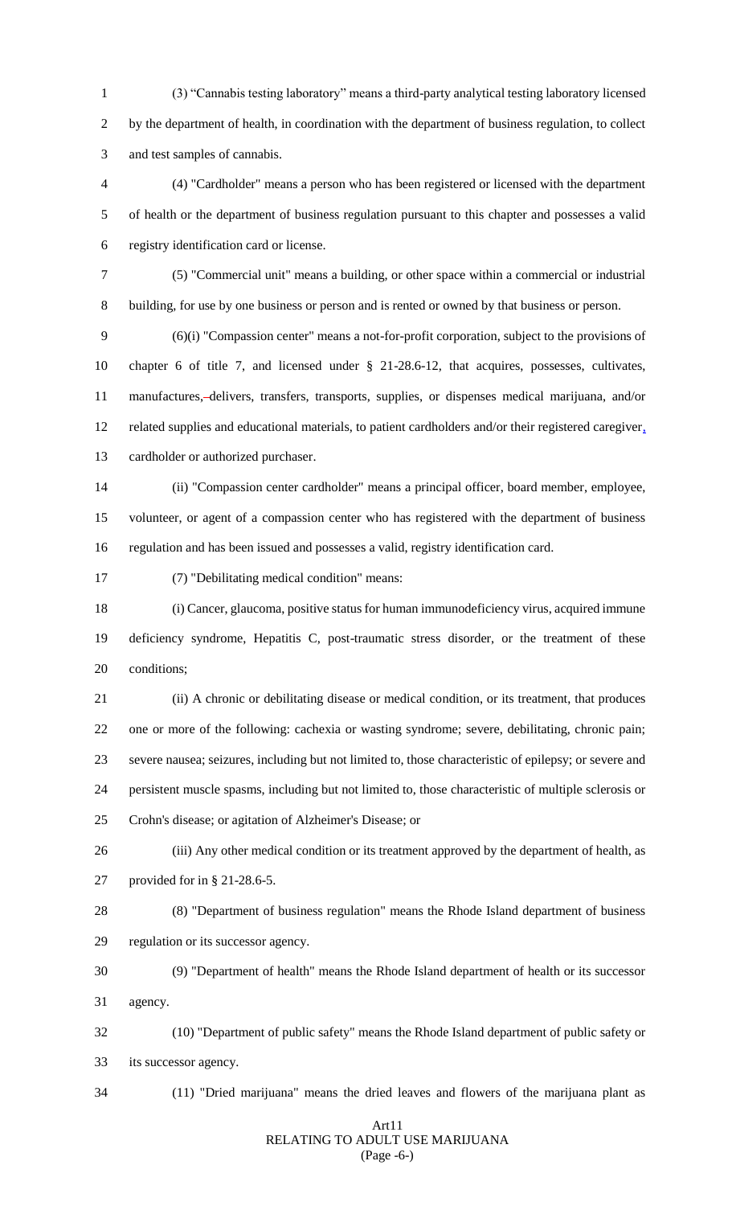(3) “Cannabis testing laboratory” means a third-party analytical testing laboratory licensed by the department of health, in coordination with the department of business regulation, to collect and test samples of cannabis.

(4) "Cardholder" means a person who has been registered or licensed with the department of health or the department of business regulation pursuant to this chapter and possesses a valid registry identification card or license.

(5) "Commercial unit" means a building, or other space within a commercial or industrial building, for use by one business or person and is rented or owned by that business or person.

(6)(i) "Compassion center" means a not-for-profit corporation, subject to the provisions of chapter 6 of title 7, and licensed under § 21-28.6-12, that acquires, possesses, cultivates, manufactures, delivers, transfers, transports, supplies, or dispenses medical marijuana, and/or related supplies and educational materials, to patient cardholders and/or their registered caregiver, cardholder or authorized purchaser.

(ii) "Compassion center cardholder" means a principal officer, board member, employee, volunteer, or agent of a compassion center who has registered with the department of business regulation and has been issued and possesses a valid, registry identification card.

(7) "Debilitating medical condition" means:

(i) Cancer, glaucoma, positive status for human immunodeficiency virus, acquired immune deficiency syndrome, Hepatitis C, post-traumatic stress disorder, or the treatment of these conditions;

(ii) A chronic or debilitating disease or medical condition, or its treatment, that produces one or more of the following: cachexia or wasting syndrome; severe, debilitating, chronic pain; severe nausea; seizures, including but not limited to, those characteristic of epilepsy; or severe and persistent muscle spasms, including but not limited to, those characteristic of multiple sclerosis or Crohn's disease; or agitation of Alzheimer's Disease; or

(iii) Any other medical condition or its treatment approved by the department of health, as provided for in § 21-28.6-5.

(8) "Department of business regulation" means the Rhode Island department of business regulation or its successor agency.

(9) "Department of health" means the Rhode Island department of health or its successor agency.

(10) "Department of public safety" means the Rhode Island department of public safety or its successor agency.

(11) "Dried marijuana" means the dried leaves and flowers of the marijuana plant as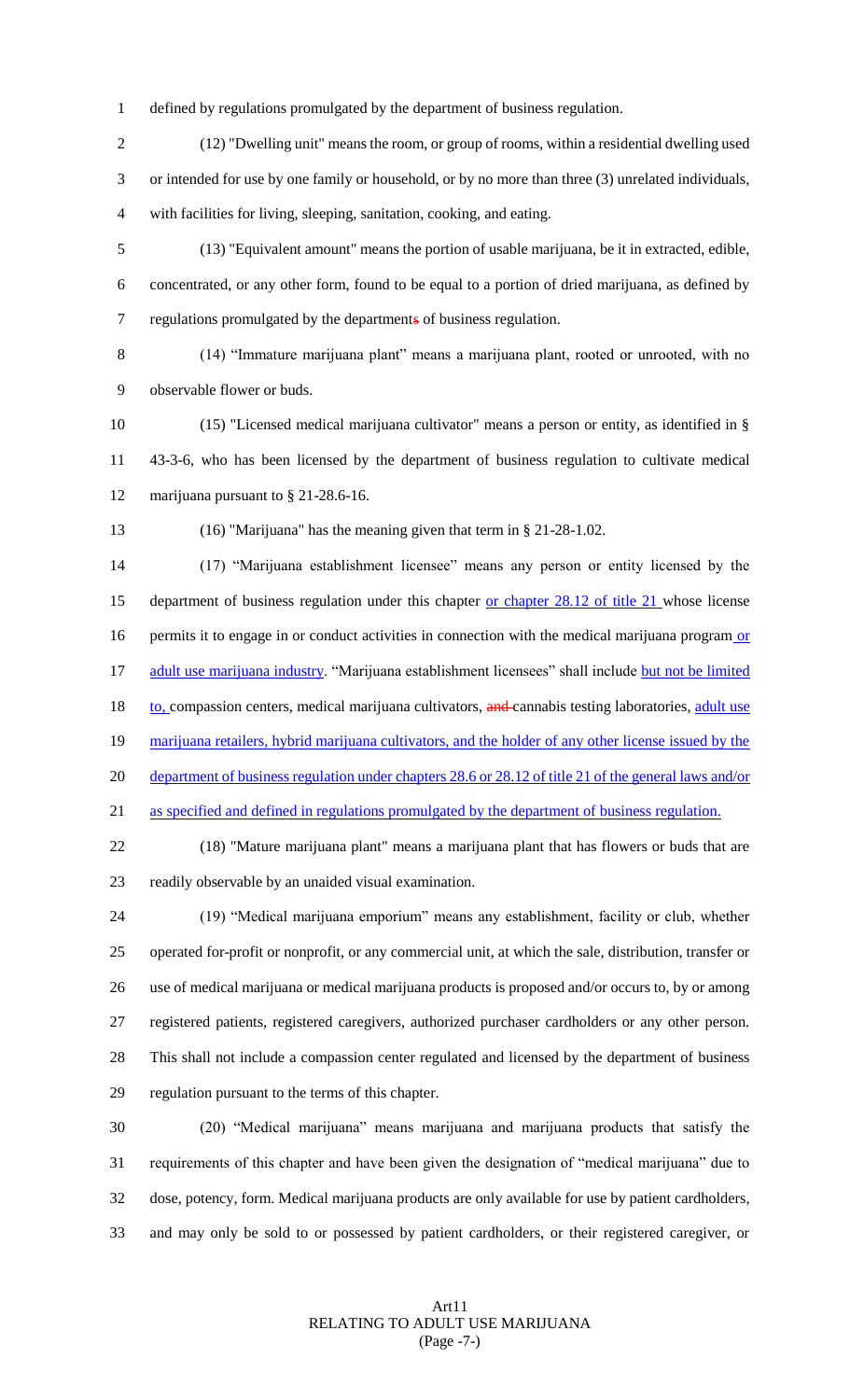defined by regulations promulgated by the department of business regulation.

(12) "Dwelling unit" means the room, or group of rooms, within a residential dwelling used or intended for use by one family or household, or by no more than three (3) unrelated individuals, with facilities for living, sleeping, sanitation, cooking, and eating.

(13) "Equivalent amount" means the portion of usable marijuana, be it in extracted, edible, concentrated, or any other form, found to be equal to a portion of dried marijuana, as defined by regulations promulgated by the departments of business regulation.

(14) "Immature marijuana plant" means a marijuana plant, rooted or unrooted, with no observable flower or buds.

(15) "Licensed medical marijuana cultivator" means a person or entity, as identified in § 43-3-6, who has been licensed by the department of business regulation to cultivate medical marijuana pursuant to § 21-28.6-16.

(16) "Marijuana" has the meaning given that term in § 21-28-1.02.

(17) "Marijuana establishment licensee" means any person or entity licensed by the department of business regulation under this chapter or chapter 28.12 of title 21 whose license permits it to engage in or conduct activities in connection with the medical marijuana program or adult use marijuana industry. "Marijuana establishment licensees" shall include but not be limited to, compassion centers, medical marijuana cultivators, and cannabis testing laboratories, adult use marijuana retailers, hybrid marijuana cultivators, and the holder of any other license issued by the department of business regulation under chapters 28.6 or 28.12 of title 21 of the general laws and/or as specified and defined in regulations promulgated by the department of business regulation.

(18) "Mature marijuana plant" means a marijuana plant that has flowers or buds that are readily observable by an unaided visual examination.

(19) "Medical marijuana emporium" means any establishment, facility or club, whether operated for-profit or nonprofit, or any commercial unit, at which the sale, distribution, transfer or use of medical marijuana or medical marijuana products is proposed and/or occurs to, by or among registered patients, registered caregivers, authorized purchaser cardholders or any other person. This shall not include a compassion center regulated and licensed by the department of business regulation pursuant to the terms of this chapter.

(20) "Medical marijuana" means marijuana and marijuana products that satisfy the requirements of this chapter and have been given the designation of "medical marijuana" due to dose, potency, form. Medical marijuana products are only available for use by patient cardholders, and may only be sold to or possessed by patient cardholders, or their registered caregiver, or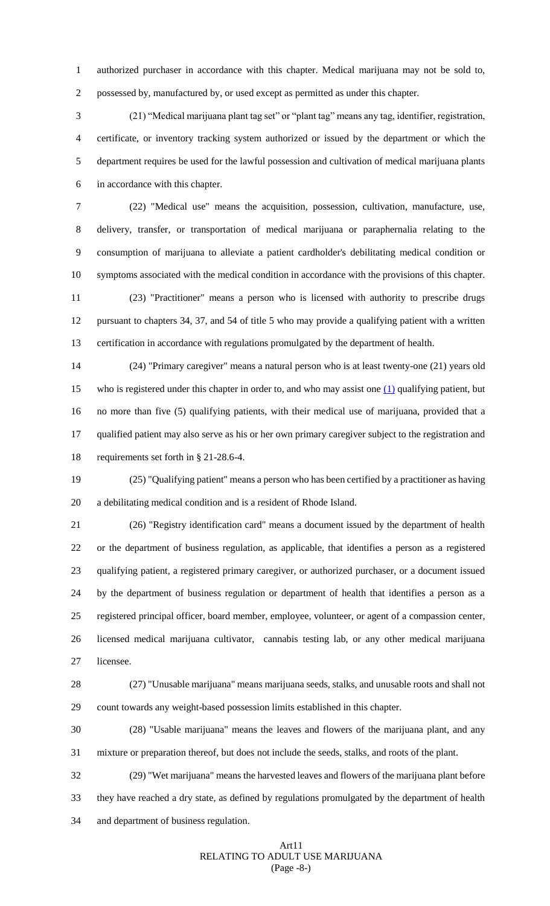authorized purchaser in accordance with this chapter. Medical marijuana may not be sold to, possessed by, manufactured by, or used except as permitted as under this chapter.

(21) "Medical marijuana plant tag set" or "plant tag" means any tag, identifier, registration, certificate, or inventory tracking system authorized or issued by the department or which the department requires be used for the lawful possession and cultivation of medical marijuana plants in accordance with this chapter.

(22) "Medical use" means the acquisition, possession, cultivation, manufacture, use, delivery, transfer, or transportation of medical marijuana or paraphernalia relating to the consumption of marijuana to alleviate a patient cardholder's debilitating medical condition or symptoms associated with the medical condition in accordance with the provisions of this chapter.

(23) "Practitioner" means a person who is licensed with authority to prescribe drugs pursuant to chapters 34, 37, and 54 of title 5 who may provide a qualifying patient with a written certification in accordance with regulations promulgated by the department of health.

(24) "Primary caregiver" means a natural person who is at least twenty-one (21) years old who is registered under this chapter in order to, and who may assist one (1) qualifying patient, but no more than five (5) qualifying patients, with their medical use of marijuana, provided that a qualified patient may also serve as his or her own primary caregiver subject to the registration and requirements set forth in § 21-28.6-4.

(25) "Qualifying patient" means a person who has been certified by a practitioner as having a debilitating medical condition and is a resident of Rhode Island.

(26) "Registry identification card" means a document issued by the department of health or the department of business regulation, as applicable, that identifies a person as a registered qualifying patient, a registered primary caregiver, or authorized purchaser, or a document issued by the department of business regulation or department of health that identifies a person as a registered principal officer, board member, employee, volunteer, or agent of a compassion center, licensed medical marijuana cultivator, cannabis testing lab, or any other medical marijuana licensee.

(27) "Unusable marijuana" means marijuana seeds, stalks, and unusable roots and shall not count towards any weight-based possession limits established in this chapter.

(28) "Usable marijuana" means the leaves and flowers of the marijuana plant, and any mixture or preparation thereof, but does not include the seeds, stalks, and roots of the plant.

(29) "Wet marijuana" means the harvested leaves and flowers of the marijuana plant before they have reached a dry state, as defined by regulations promulgated by the department of health and department of business regulation.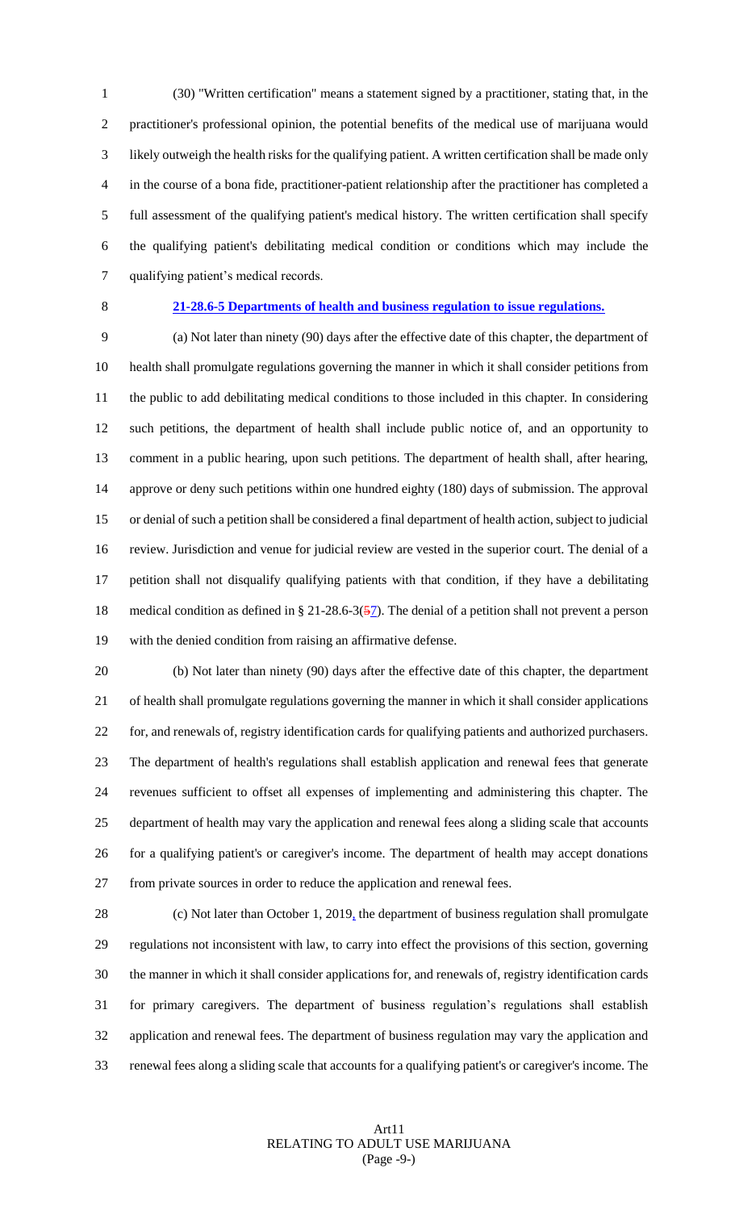(30) "Written certification" means a statement signed by a practitioner, stating that, in the practitioner's professional opinion, the potential benefits of the medical use of marijuana would likely outweigh the health risks for the qualifying patient. A written certification shall be made only in the course of a bona fide, practitioner-patient relationship after the practitioner has completed a full assessment of the qualifying patient's medical history. The written certification shall specify the qualifying patient's debilitating medical condition or conditions which may include the qualifying patient's medical records.

**21-28.6-5 Departments of health and business regulation to issue regulations.**

(a) Not later than ninety (90) days after the effective date of this chapter, the department of health shall promulgate regulations governing the manner in which it shall consider petitions from the public to add debilitating medical conditions to those included in this chapter. In considering such petitions, the department of health shall include public notice of, and an opportunity to comment in a public hearing, upon such petitions. The department of health shall, after hearing, approve or deny such petitions within one hundred eighty (180) days of submission. The approval or denial of such a petition shall be considered a final department of health action, subject to judicial review. Jurisdiction and venue for judicial review are vested in the superior court. The denial of a petition shall not disqualify qualifying patients with that condition, if they have a debilitating medical condition as defined in § 21-28.6-3(~~5~~7). The denial of a petition shall not prevent a person with the denied condition from raising an affirmative defense.

(b) Not later than ninety (90) days after the effective date of this chapter, the department of health shall promulgate regulations governing the manner in which it shall consider applications for, and renewals of, registry identification cards for qualifying patients and authorized purchasers. The department of health's regulations shall establish application and renewal fees that generate revenues sufficient to offset all expenses of implementing and administering this chapter. The department of health may vary the application and renewal fees along a sliding scale that accounts for a qualifying patient's or caregiver's income. The department of health may accept donations from private sources in order to reduce the application and renewal fees.

(c) Not later than October 1, 2019, the department of business regulation shall promulgate regulations not inconsistent with law, to carry into effect the provisions of this section, governing the manner in which it shall consider applications for, and renewals of, registry identification cards for primary caregivers. The department of business regulation's regulations shall establish application and renewal fees. The department of business regulation may vary the application and renewal fees along a sliding scale that accounts for a qualifying patient's or caregiver's income. The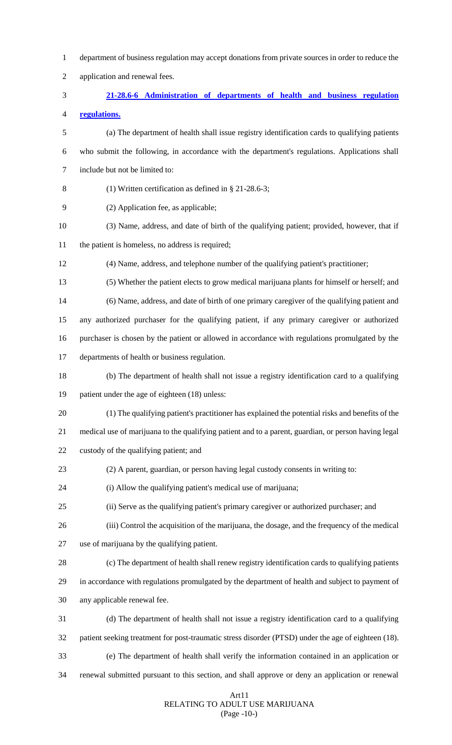department of business regulation may accept donations from private sources in order to reduce the application and renewal fees.

**21-28.6-6 Administration of departments of health and business regulation regulations.**

(a) The department of health shall issue registry identification cards to qualifying patients who submit the following, in accordance with the department's regulations. Applications shall include but not be limited to:

(1) Written certification as defined in § 21-28.6-3;

(2) Application fee, as applicable;

(3) Name, address, and date of birth of the qualifying patient; provided, however, that if the patient is homeless, no address is required;

(4) Name, address, and telephone number of the qualifying patient's practitioner;

(5) Whether the patient elects to grow medical marijuana plants for himself or herself; and

(6) Name, address, and date of birth of one primary caregiver of the qualifying patient and any authorized purchaser for the qualifying patient, if any primary caregiver or authorized purchaser is chosen by the patient or allowed in accordance with regulations promulgated by the departments of health or business regulation.

(b) The department of health shall not issue a registry identification card to a qualifying patient under the age of eighteen (18) unless:

(1) The qualifying patient's practitioner has explained the potential risks and benefits of the medical use of marijuana to the qualifying patient and to a parent, guardian, or person having legal custody of the qualifying patient; and

(2) A parent, guardian, or person having legal custody consents in writing to:

(i) Allow the qualifying patient's medical use of marijuana;

(ii) Serve as the qualifying patient's primary caregiver or authorized purchaser; and

(iii) Control the acquisition of the marijuana, the dosage, and the frequency of the medical use of marijuana by the qualifying patient.

(c) The department of health shall renew registry identification cards to qualifying patients in accordance with regulations promulgated by the department of health and subject to payment of any applicable renewal fee.

(d) The department of health shall not issue a registry identification card to a qualifying patient seeking treatment for post-traumatic stress disorder (PTSD) under the age of eighteen (18).

(e) The department of health shall verify the information contained in an application or renewal submitted pursuant to this section, and shall approve or deny an application or renewal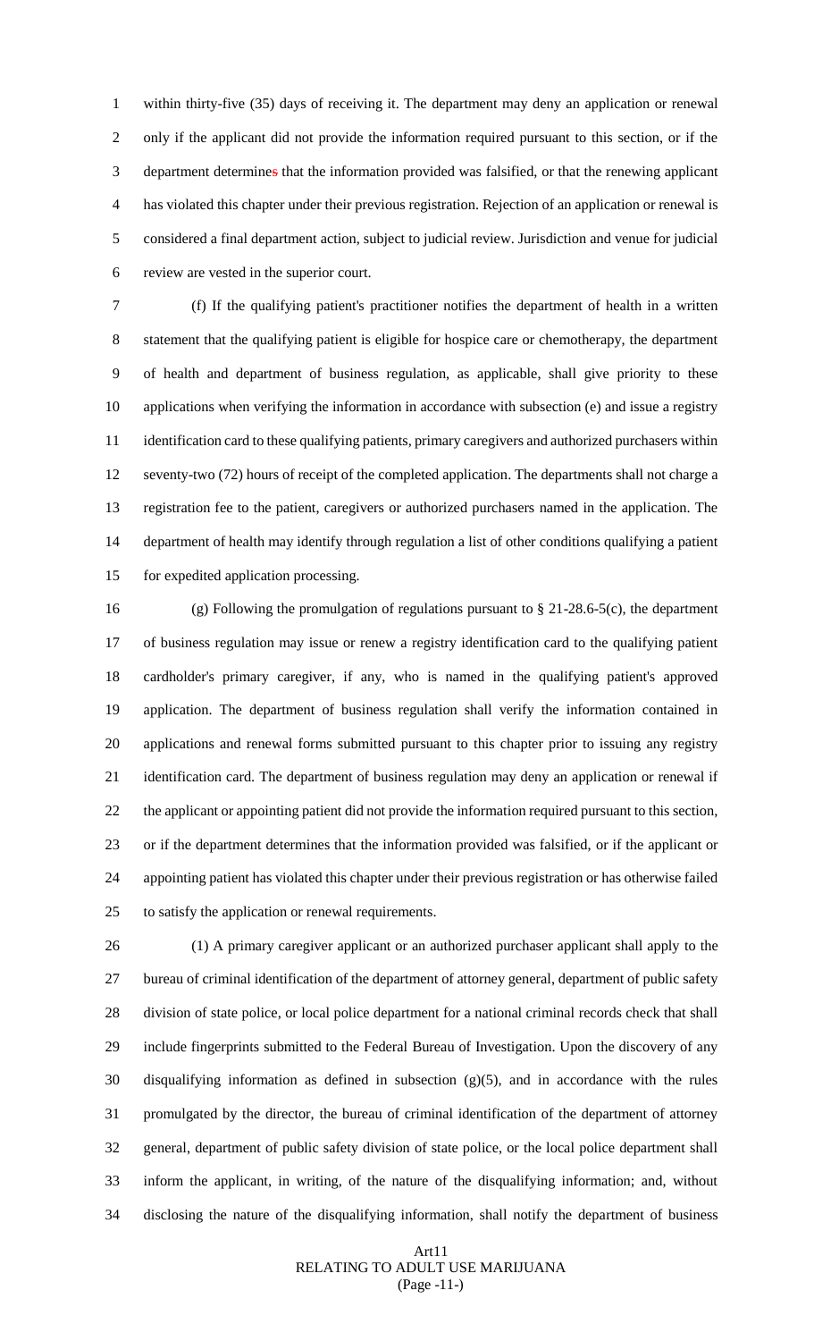within thirty-five (35) days of receiving it. The department may deny an application or renewal only if the applicant did not provide the information required pursuant to this section, or if the department determines that the information provided was falsified, or that the renewing applicant has violated this chapter under their previous registration. Rejection of an application or renewal is considered a final department action, subject to judicial review. Jurisdiction and venue for judicial review are vested in the superior court.

(f) If the qualifying patient's practitioner notifies the department of health in a written statement that the qualifying patient is eligible for hospice care or chemotherapy, the department of health and department of business regulation, as applicable, shall give priority to these applications when verifying the information in accordance with subsection (e) and issue a registry identification card to these qualifying patients, primary caregivers and authorized purchasers within seventy-two (72) hours of receipt of the completed application. The departments shall not charge a registration fee to the patient, caregivers or authorized purchasers named in the application. The department of health may identify through regulation a list of other conditions qualifying a patient for expedited application processing.

(g) Following the promulgation of regulations pursuant to § 21-28.6-5(c), the department of business regulation may issue or renew a registry identification card to the qualifying patient cardholder's primary caregiver, if any, who is named in the qualifying patient's approved application. The department of business regulation shall verify the information contained in applications and renewal forms submitted pursuant to this chapter prior to issuing any registry identification card. The department of business regulation may deny an application or renewal if the applicant or appointing patient did not provide the information required pursuant to this section, or if the department determines that the information provided was falsified, or if the applicant or appointing patient has violated this chapter under their previous registration or has otherwise failed to satisfy the application or renewal requirements.

(1) A primary caregiver applicant or an authorized purchaser applicant shall apply to the bureau of criminal identification of the department of attorney general, department of public safety division of state police, or local police department for a national criminal records check that shall include fingerprints submitted to the Federal Bureau of Investigation. Upon the discovery of any disqualifying information as defined in subsection (g)(5), and in accordance with the rules promulgated by the director, the bureau of criminal identification of the department of attorney general, department of public safety division of state police, or the local police department shall inform the applicant, in writing, of the nature of the disqualifying information; and, without disclosing the nature of the disqualifying information, shall notify the department of business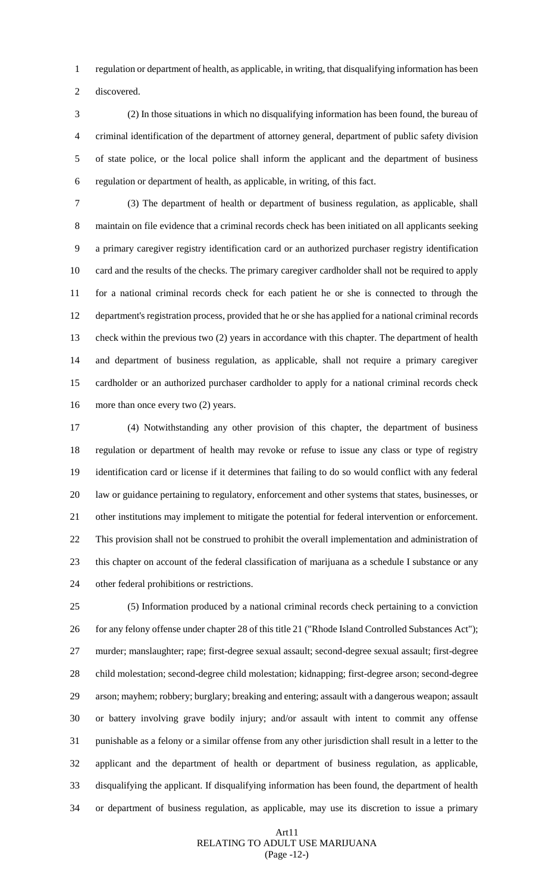regulation or department of health, as applicable, in writing, that disqualifying information has been discovered.

(2) In those situations in which no disqualifying information has been found, the bureau of criminal identification of the department of attorney general, department of public safety division of state police, or the local police shall inform the applicant and the department of business regulation or department of health, as applicable, in writing, of this fact.

(3) The department of health or department of business regulation, as applicable, shall maintain on file evidence that a criminal records check has been initiated on all applicants seeking a primary caregiver registry identification card or an authorized purchaser registry identification card and the results of the checks. The primary caregiver cardholder shall not be required to apply for a national criminal records check for each patient he or she is connected to through the department's registration process, provided that he or she has applied for a national criminal records check within the previous two (2) years in accordance with this chapter. The department of health and department of business regulation, as applicable, shall not require a primary caregiver cardholder or an authorized purchaser cardholder to apply for a national criminal records check more than once every two (2) years.

(4) Notwithstanding any other provision of this chapter, the department of business regulation or department of health may revoke or refuse to issue any class or type of registry identification card or license if it determines that failing to do so would conflict with any federal law or guidance pertaining to regulatory, enforcement and other systems that states, businesses, or other institutions may implement to mitigate the potential for federal intervention or enforcement. This provision shall not be construed to prohibit the overall implementation and administration of this chapter on account of the federal classification of marijuana as a schedule I substance or any other federal prohibitions or restrictions.

(5) Information produced by a national criminal records check pertaining to a conviction for any felony offense under chapter 28 of this title 21 ("Rhode Island Controlled Substances Act"); murder; manslaughter; rape; first-degree sexual assault; second-degree sexual assault; first-degree child molestation; second-degree child molestation; kidnapping; first-degree arson; second-degree arson; mayhem; robbery; burglary; breaking and entering; assault with a dangerous weapon; assault or battery involving grave bodily injury; and/or assault with intent to commit any offense punishable as a felony or a similar offense from any other jurisdiction shall result in a letter to the applicant and the department of health or department of business regulation, as applicable, disqualifying the applicant. If disqualifying information has been found, the department of health or department of business regulation, as applicable, may use its discretion to issue a primary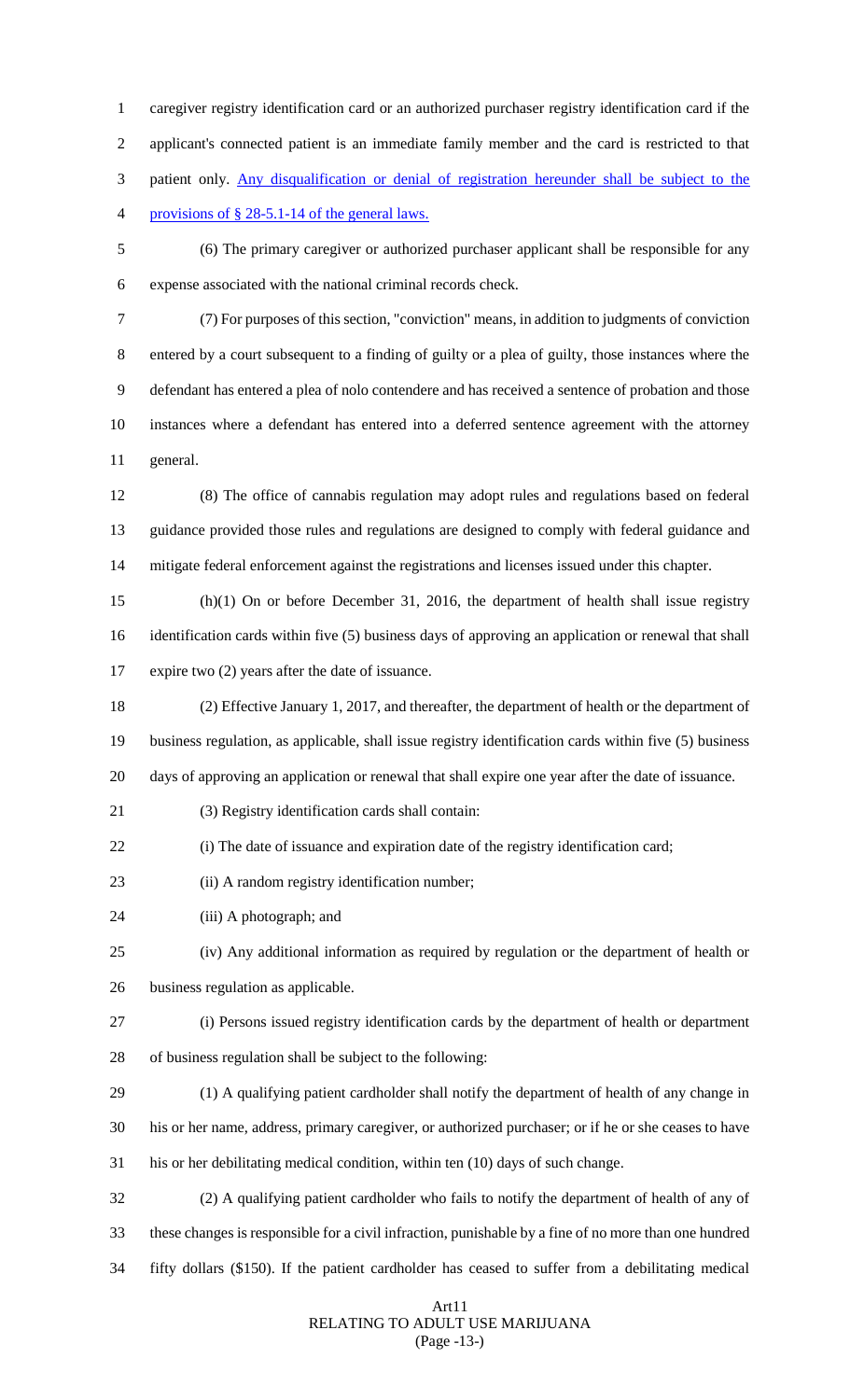caregiver registry identification card or an authorized purchaser registry identification card if the applicant's connected patient is an immediate family member and the card is restricted to that patient only. Any disqualification or denial of registration hereunder shall be subject to the provisions of § 28-5.1-14 of the general laws.

(6) The primary caregiver or authorized purchaser applicant shall be responsible for any expense associated with the national criminal records check.

(7) For purposes of this section, "conviction" means, in addition to judgments of conviction entered by a court subsequent to a finding of guilty or a plea of guilty, those instances where the defendant has entered a plea of nolo contendere and has received a sentence of probation and those instances where a defendant has entered into a deferred sentence agreement with the attorney general.

(8) The office of cannabis regulation may adopt rules and regulations based on federal guidance provided those rules and regulations are designed to comply with federal guidance and mitigate federal enforcement against the registrations and licenses issued under this chapter.

(h)(1) On or before December 31, 2016, the department of health shall issue registry identification cards within five (5) business days of approving an application or renewal that shall expire two (2) years after the date of issuance.

(2) Effective January 1, 2017, and thereafter, the department of health or the department of business regulation, as applicable, shall issue registry identification cards within five (5) business days of approving an application or renewal that shall expire one year after the date of issuance.

(3) Registry identification cards shall contain:

(i) The date of issuance and expiration date of the registry identification card;

(ii) A random registry identification number;

(iii) A photograph; and

(iv) Any additional information as required by regulation or the department of health or business regulation as applicable.

(i) Persons issued registry identification cards by the department of health or department of business regulation shall be subject to the following:

(1) A qualifying patient cardholder shall notify the department of health of any change in his or her name, address, primary caregiver, or authorized purchaser; or if he or she ceases to have his or her debilitating medical condition, within ten (10) days of such change.

(2) A qualifying patient cardholder who fails to notify the department of health of any of these changes is responsible for a civil infraction, punishable by a fine of no more than one hundred fifty dollars ($150). If the patient cardholder has ceased to suffer from a debilitating medical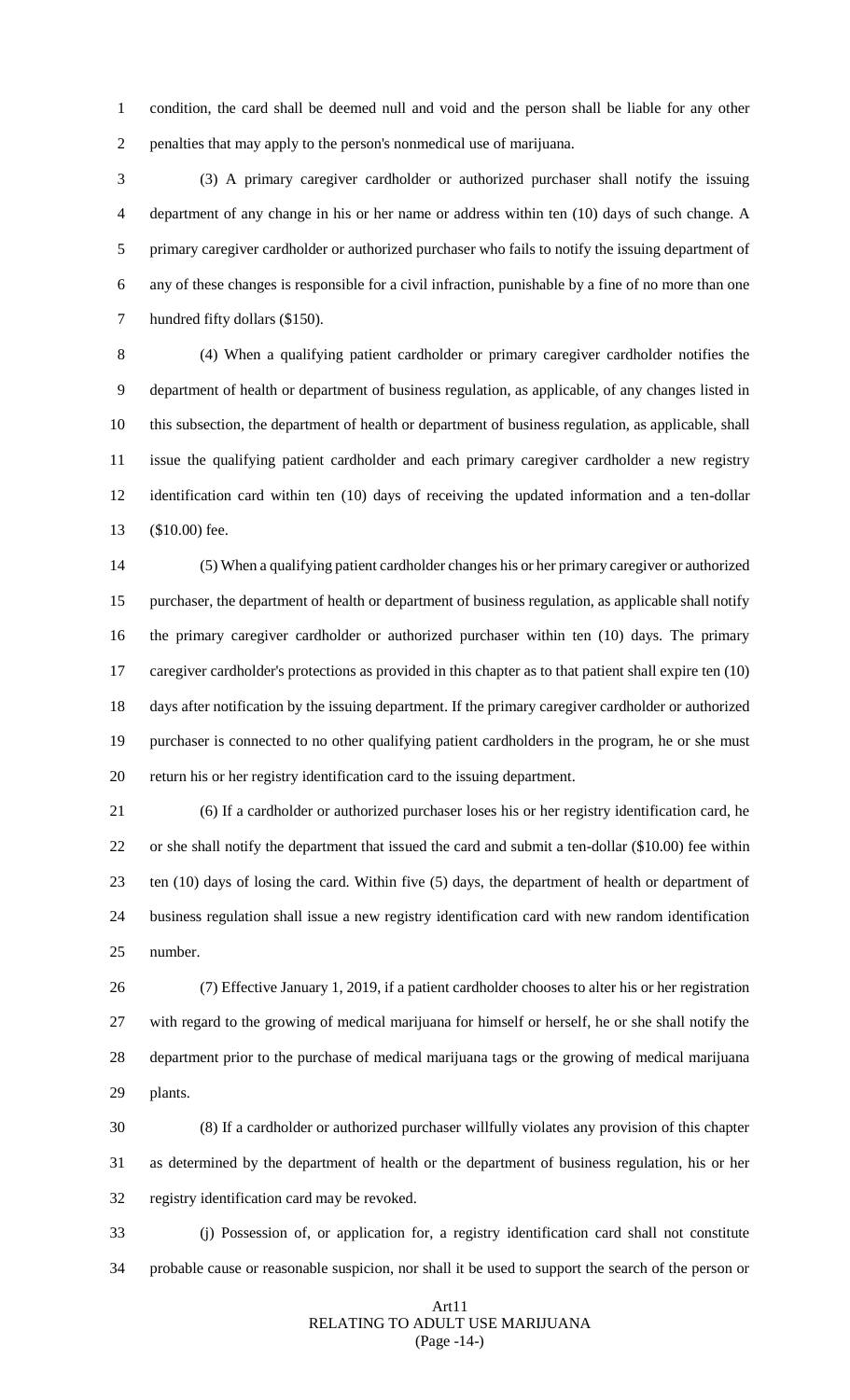condition, the card shall be deemed null and void and the person shall be liable for any other penalties that may apply to the person's nonmedical use of marijuana.

(3) A primary caregiver cardholder or authorized purchaser shall notify the issuing department of any change in his or her name or address within ten (10) days of such change. A primary caregiver cardholder or authorized purchaser who fails to notify the issuing department of any of these changes is responsible for a civil infraction, punishable by a fine of no more than one hundred fifty dollars ($150).

(4) When a qualifying patient cardholder or primary caregiver cardholder notifies the department of health or department of business regulation, as applicable, of any changes listed in this subsection, the department of health or department of business regulation, as applicable, shall issue the qualifying patient cardholder and each primary caregiver cardholder a new registry identification card within ten (10) days of receiving the updated information and a ten-dollar ($10.00) fee.

(5) When a qualifying patient cardholder changes his or her primary caregiver or authorized purchaser, the department of health or department of business regulation, as applicable shall notify the primary caregiver cardholder or authorized purchaser within ten (10) days. The primary caregiver cardholder's protections as provided in this chapter as to that patient shall expire ten (10) days after notification by the issuing department. If the primary caregiver cardholder or authorized purchaser is connected to no other qualifying patient cardholders in the program, he or she must return his or her registry identification card to the issuing department.

(6) If a cardholder or authorized purchaser loses his or her registry identification card, he or she shall notify the department that issued the card and submit a ten-dollar ($10.00) fee within ten (10) days of losing the card. Within five (5) days, the department of health or department of business regulation shall issue a new registry identification card with new random identification number.

(7) Effective January 1, 2019, if a patient cardholder chooses to alter his or her registration with regard to the growing of medical marijuana for himself or herself, he or she shall notify the department prior to the purchase of medical marijuana tags or the growing of medical marijuana plants.

(8) If a cardholder or authorized purchaser willfully violates any provision of this chapter as determined by the department of health or the department of business regulation, his or her registry identification card may be revoked.

(j) Possession of, or application for, a registry identification card shall not constitute probable cause or reasonable suspicion, nor shall it be used to support the search of the person or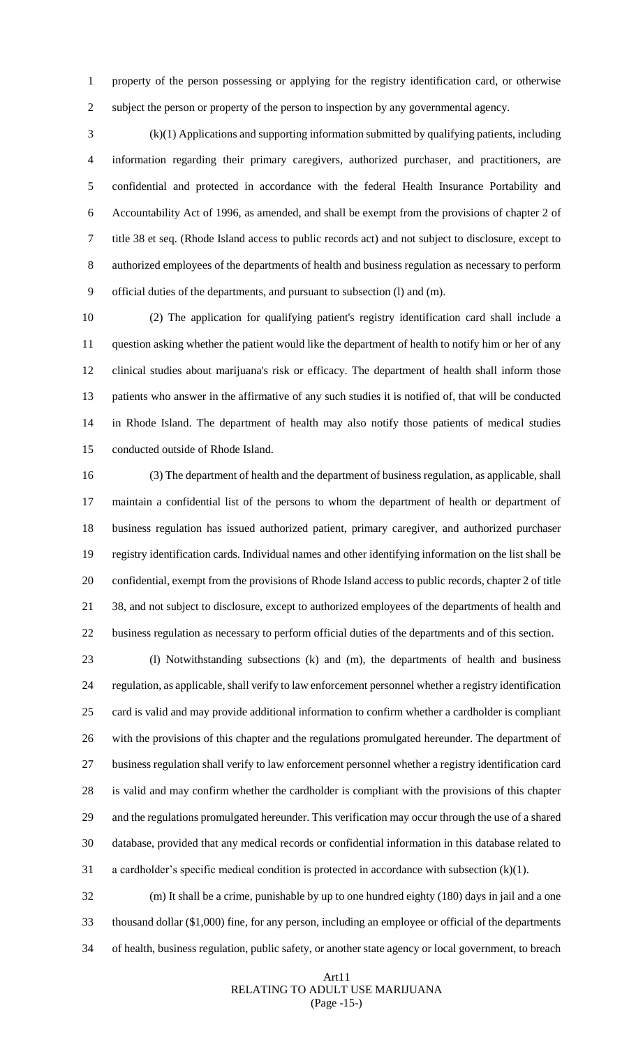property of the person possessing or applying for the registry identification card, or otherwise subject the person or property of the person to inspection by any governmental agency.

(k)(1) Applications and supporting information submitted by qualifying patients, including information regarding their primary caregivers, authorized purchaser, and practitioners, are confidential and protected in accordance with the federal Health Insurance Portability and Accountability Act of 1996, as amended, and shall be exempt from the provisions of chapter 2 of title 38 et seq. (Rhode Island access to public records act) and not subject to disclosure, except to authorized employees of the departments of health and business regulation as necessary to perform official duties of the departments, and pursuant to subsection (l) and (m).

(2) The application for qualifying patient's registry identification card shall include a question asking whether the patient would like the department of health to notify him or her of any clinical studies about marijuana's risk or efficacy. The department of health shall inform those patients who answer in the affirmative of any such studies it is notified of, that will be conducted in Rhode Island. The department of health may also notify those patients of medical studies conducted outside of Rhode Island.

(3) The department of health and the department of business regulation, as applicable, shall maintain a confidential list of the persons to whom the department of health or department of business regulation has issued authorized patient, primary caregiver, and authorized purchaser registry identification cards. Individual names and other identifying information on the list shall be confidential, exempt from the provisions of Rhode Island access to public records, chapter 2 of title 38, and not subject to disclosure, except to authorized employees of the departments of health and business regulation as necessary to perform official duties of the departments and of this section.

(l) Notwithstanding subsections (k) and (m), the departments of health and business regulation, as applicable, shall verify to law enforcement personnel whether a registry identification card is valid and may provide additional information to confirm whether a cardholder is compliant with the provisions of this chapter and the regulations promulgated hereunder. The department of business regulation shall verify to law enforcement personnel whether a registry identification card is valid and may confirm whether the cardholder is compliant with the provisions of this chapter and the regulations promulgated hereunder. This verification may occur through the use of a shared database, provided that any medical records or confidential information in this database related to a cardholder's specific medical condition is protected in accordance with subsection (k)(1).

(m) It shall be a crime, punishable by up to one hundred eighty (180) days in jail and a one thousand dollar ($1,000) fine, for any person, including an employee or official of the departments of health, business regulation, public safety, or another state agency or local government, to breach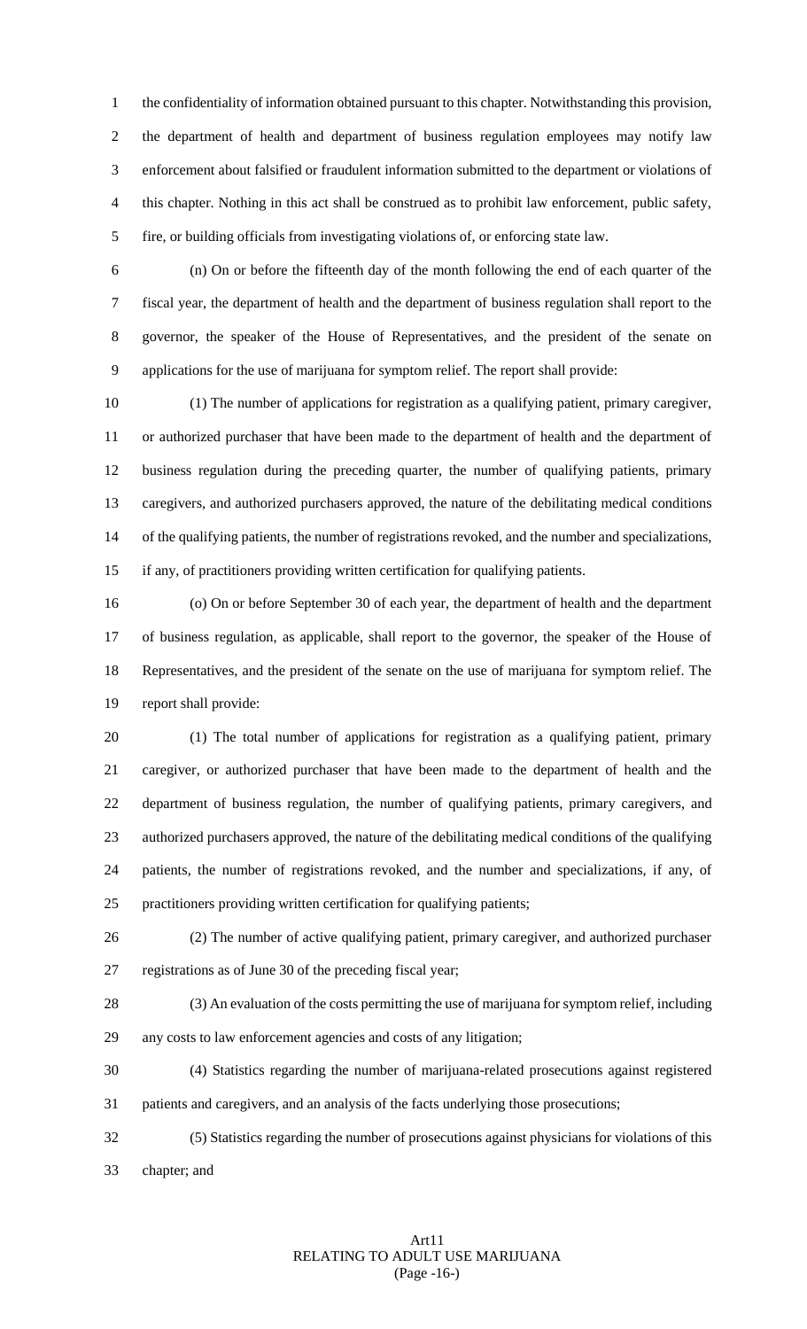the confidentiality of information obtained pursuant to this chapter. Notwithstanding this provision, the department of health and department of business regulation employees may notify law enforcement about falsified or fraudulent information submitted to the department or violations of this chapter. Nothing in this act shall be construed as to prohibit law enforcement, public safety, fire, or building officials from investigating violations of, or enforcing state law.

(n) On or before the fifteenth day of the month following the end of each quarter of the fiscal year, the department of health and the department of business regulation shall report to the governor, the speaker of the House of Representatives, and the president of the senate on applications for the use of marijuana for symptom relief. The report shall provide:

(1) The number of applications for registration as a qualifying patient, primary caregiver, or authorized purchaser that have been made to the department of health and the department of business regulation during the preceding quarter, the number of qualifying patients, primary caregivers, and authorized purchasers approved, the nature of the debilitating medical conditions of the qualifying patients, the number of registrations revoked, and the number and specializations, if any, of practitioners providing written certification for qualifying patients.

(o) On or before September 30 of each year, the department of health and the department of business regulation, as applicable, shall report to the governor, the speaker of the House of Representatives, and the president of the senate on the use of marijuana for symptom relief. The report shall provide:

(1) The total number of applications for registration as a qualifying patient, primary caregiver, or authorized purchaser that have been made to the department of health and the department of business regulation, the number of qualifying patients, primary caregivers, and authorized purchasers approved, the nature of the debilitating medical conditions of the qualifying patients, the number of registrations revoked, and the number and specializations, if any, of practitioners providing written certification for qualifying patients;

(2) The number of active qualifying patient, primary caregiver, and authorized purchaser registrations as of June 30 of the preceding fiscal year;

(3) An evaluation of the costs permitting the use of marijuana for symptom relief, including any costs to law enforcement agencies and costs of any litigation;

(4) Statistics regarding the number of marijuana-related prosecutions against registered patients and caregivers, and an analysis of the facts underlying those prosecutions;

(5) Statistics regarding the number of prosecutions against physicians for violations of this chapter; and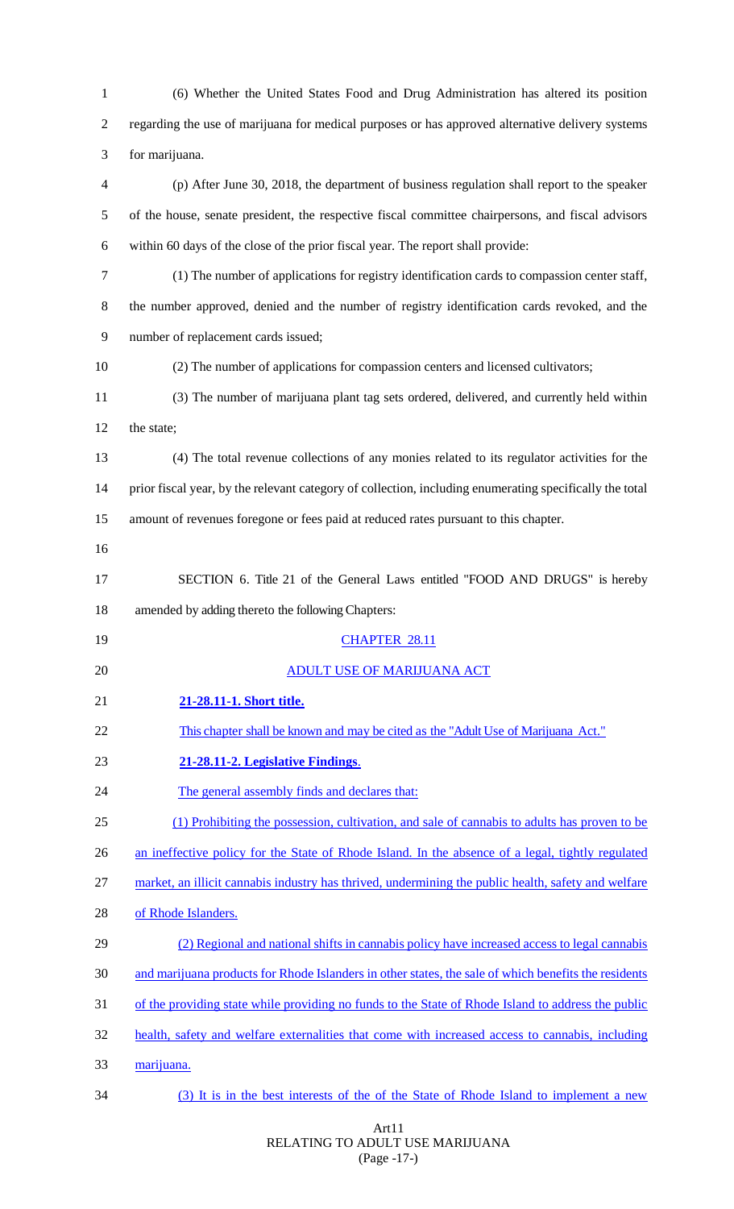(6) Whether the United States Food and Drug Administration has altered its position regarding the use of marijuana for medical purposes or has approved alternative delivery systems for marijuana.

(p) After June 30, 2018, the department of business regulation shall report to the speaker of the house, senate president, the respective fiscal committee chairpersons, and fiscal advisors within 60 days of the close of the prior fiscal year. The report shall provide:

(1) The number of applications for registry identification cards to compassion center staff, the number approved, denied and the number of registry identification cards revoked, and the number of replacement cards issued;

(2) The number of applications for compassion centers and licensed cultivators;

(3) The number of marijuana plant tag sets ordered, delivered, and currently held within the state;

(4) The total revenue collections of any monies related to its regulator activities for the prior fiscal year, by the relevant category of collection, including enumerating specifically the total amount of revenues foregone or fees paid at reduced rates pursuant to this chapter.

SECTION 6. Title 21 of the General Laws entitled "FOOD AND DRUGS" is hereby amended by adding thereto the following Chapters:

CHAPTER 28.11

ADULT USE OF MARIJUANA ACT

**21-28.11-1. Short title.**

This chapter shall be known and may be cited as the "Adult Use of Marijuana Act."

**21-28.11-2. Legislative Findings**.

The general assembly finds and declares that:

(1) Prohibiting the possession, cultivation, and sale of cannabis to adults has proven to be an ineffective policy for the State of Rhode Island. In the absence of a legal, tightly regulated market, an illicit cannabis industry has thrived, undermining the public health, safety and welfare of Rhode Islanders.

(2) Regional and national shifts in cannabis policy have increased access to legal cannabis and marijuana products for Rhode Islanders in other states, the sale of which benefits the residents of the providing state while providing no funds to the State of Rhode Island to address the public health, safety and welfare externalities that come with increased access to cannabis, including marijuana.

(3) It is in the best interests of the of the State of Rhode Island to implement a new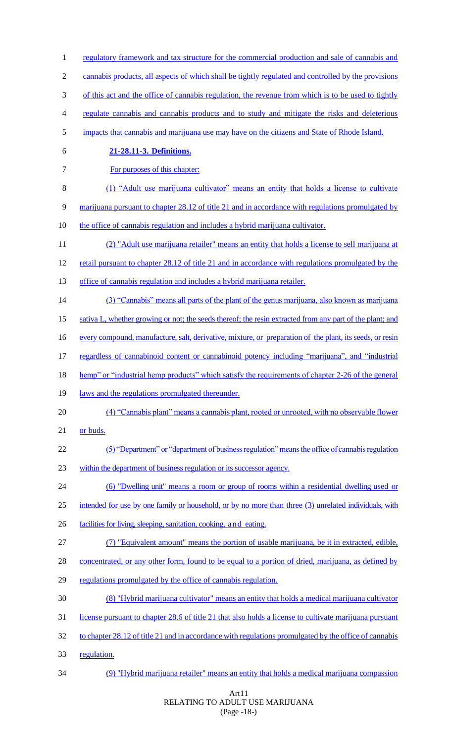regulatory framework and tax structure for the commercial production and sale of cannabis and cannabis products, all aspects of which shall be tightly regulated and controlled by the provisions of this act and the office of cannabis regulation, the revenue from which is to be used to tightly regulate cannabis and cannabis products and to study and mitigate the risks and deleterious impacts that cannabis and marijuana use may have on the citizens and State of Rhode Island.

**21-28.11-3. Definitions.**

For purposes of this chapter:

(1) "Adult use marijuana cultivator" means an entity that holds a license to cultivate marijuana pursuant to chapter 28.12 of title 21 and in accordance with regulations promulgated by the office of cannabis regulation and includes a hybrid marijuana cultivator.

(2) "Adult use marijuana retailer" means an entity that holds a license to sell marijuana at retail pursuant to chapter 28.12 of title 21 and in accordance with regulations promulgated by the office of cannabis regulation and includes a hybrid marijuana retailer.

(3) "Cannabis" means all parts of the plant of the genus marijuana, also known as marijuana sativa L, whether growing or not; the seeds thereof; the resin extracted from any part of the plant; and every compound, manufacture, salt, derivative, mixture, or preparation of the plant, its seeds, or resin regardless of cannabinoid content or cannabinoid potency including "marijuana", and "industrial hemp" or "industrial hemp products" which satisfy the requirements of chapter 2-26 of the general laws and the regulations promulgated thereunder.

(4) "Cannabis plant" means a cannabis plant, rooted or unrooted, with no observable flower or buds.

(5) "Department" or "department of business regulation" means the office of cannabis regulation within the department of business regulation or its successor agency.

(6) "Dwelling unit" means a room or group of rooms within a residential dwelling used or intended for use by one family or household, or by no more than three (3) unrelated individuals, with facilities for living, sleeping, sanitation, cooking, and eating.

(7) "Equivalent amount" means the portion of usable marijuana, be it in extracted, edible, concentrated, or any other form, found to be equal to a portion of dried, marijuana, as defined by regulations promulgated by the office of cannabis regulation.

(8) "Hybrid marijuana cultivator" means an entity that holds a medical marijuana cultivator license pursuant to chapter 28.6 of title 21 that also holds a license to cultivate marijuana pursuant to chapter 28.12 of title 21 and in accordance with regulations promulgated by the office of cannabis regulation.

(9) "Hybrid marijuana retailer" means an entity that holds a medical marijuana compassion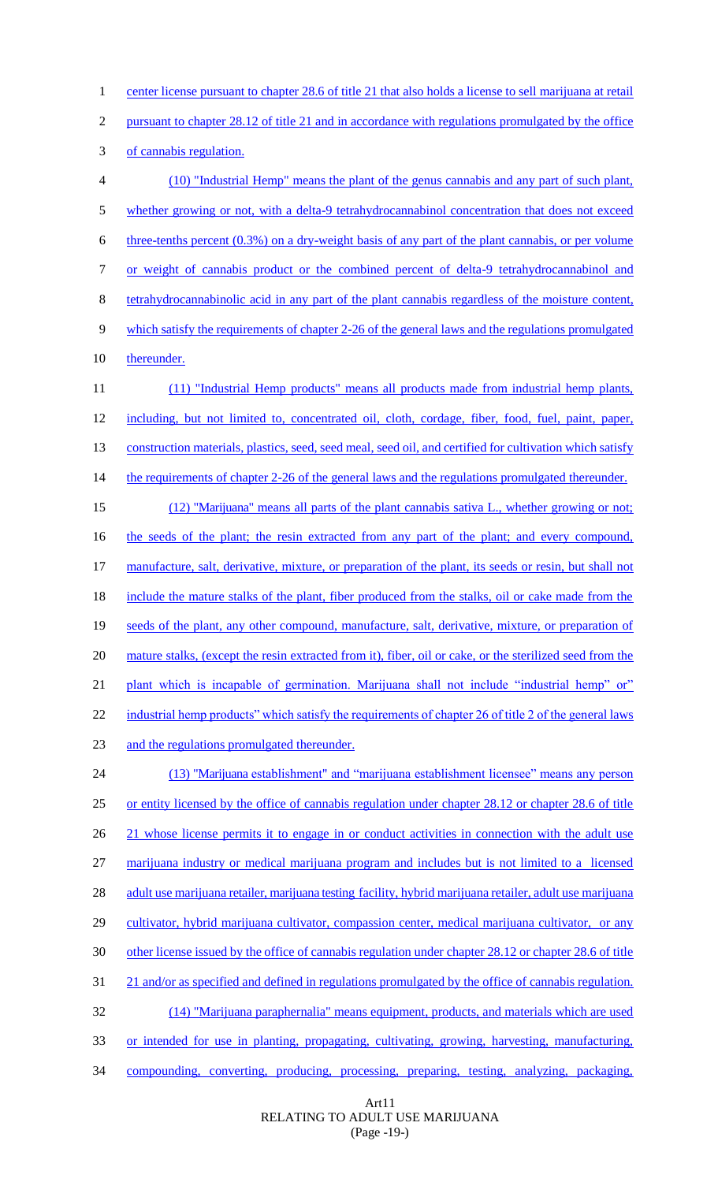center license pursuant to chapter 28.6 of title 21 that also holds a license to sell marijuana at retail pursuant to chapter 28.12 of title 21 and in accordance with regulations promulgated by the office of cannabis regulation.

(10) "Industrial Hemp" means the plant of the genus cannabis and any part of such plant, whether growing or not, with a delta-9 tetrahydrocannabinol concentration that does not exceed three-tenths percent (0.3%) on a dry-weight basis of any part of the plant cannabis, or per volume or weight of cannabis product or the combined percent of delta-9 tetrahydrocannabinol and tetrahydrocannabinolic acid in any part of the plant cannabis regardless of the moisture content, which satisfy the requirements of chapter 2-26 of the general laws and the regulations promulgated thereunder.

(11) "Industrial Hemp products" means all products made from industrial hemp plants, including, but not limited to, concentrated oil, cloth, cordage, fiber, food, fuel, paint, paper, construction materials, plastics, seed, seed meal, seed oil, and certified for cultivation which satisfy the requirements of chapter 2-26 of the general laws and the regulations promulgated thereunder.

(12) "Marijuana" means all parts of the plant cannabis sativa L., whether growing or not; the seeds of the plant; the resin extracted from any part of the plant; and every compound, manufacture, salt, derivative, mixture, or preparation of the plant, its seeds or resin, but shall not include the mature stalks of the plant, fiber produced from the stalks, oil or cake made from the seeds of the plant, any other compound, manufacture, salt, derivative, mixture, or preparation of mature stalks, (except the resin extracted from it), fiber, oil or cake, or the sterilized seed from the plant which is incapable of germination. Marijuana shall not include "industrial hemp" or" industrial hemp products" which satisfy the requirements of chapter 26 of title 2 of the general laws and the regulations promulgated thereunder.

(13) "Marijuana establishment" and "marijuana establishment licensee" means any person or entity licensed by the office of cannabis regulation under chapter 28.12 or chapter 28.6 of title 21 whose license permits it to engage in or conduct activities in connection with the adult use marijuana industry or medical marijuana program and includes but is not limited to a licensed adult use marijuana retailer, marijuana testing facility, hybrid marijuana retailer, adult use marijuana cultivator, hybrid marijuana cultivator, compassion center, medical marijuana cultivator, or any other license issued by the office of cannabis regulation under chapter 28.12 or chapter 28.6 of title 21 and/or as specified and defined in regulations promulgated by the office of cannabis regulation.

(14) "Marijuana paraphernalia" means equipment, products, and materials which are used or intended for use in planting, propagating, cultivating, growing, harvesting, manufacturing, compounding, converting, producing, processing, preparing, testing, analyzing, packaging,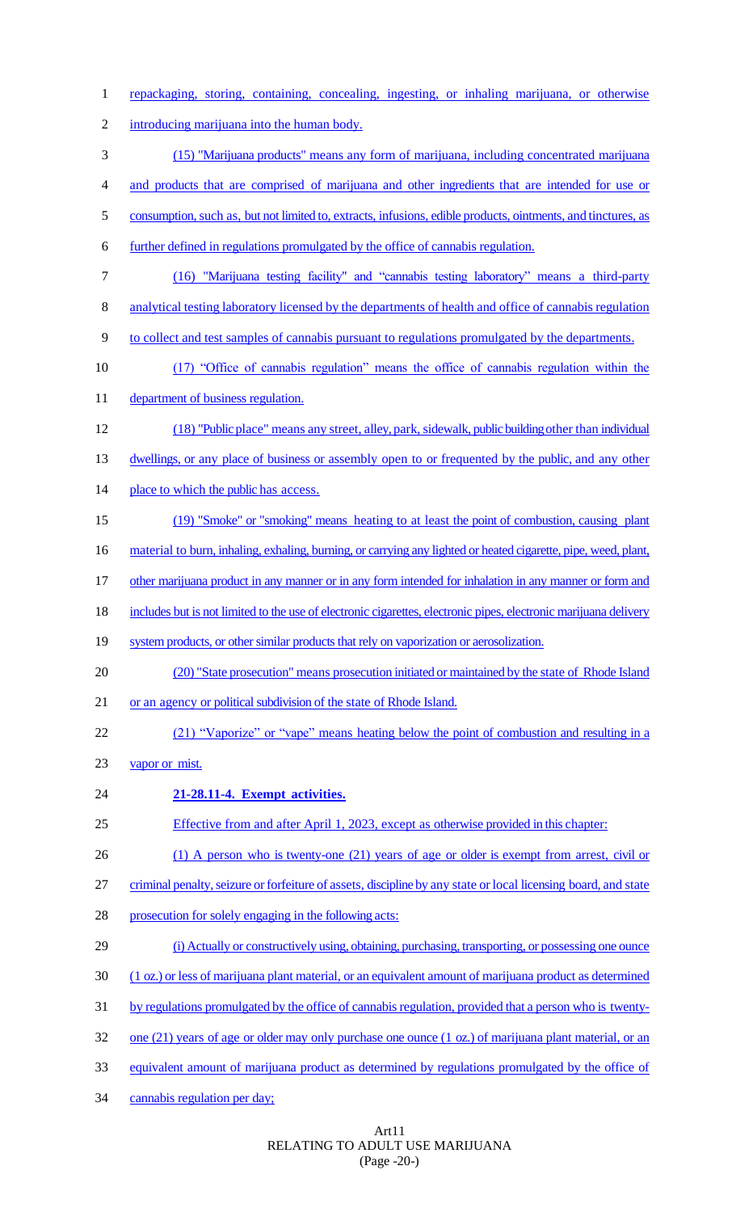repackaging, storing, containing, concealing, ingesting, or inhaling marijuana, or otherwise introducing marijuana into the human body.

(15) "Marijuana products" means any form of marijuana, including concentrated marijuana and products that are comprised of marijuana and other ingredients that are intended for use or consumption, such as, but not limited to, extracts, infusions, edible products, ointments, and tinctures, as further defined in regulations promulgated by the office of cannabis regulation.

(16) "Marijuana testing facility" and "cannabis testing laboratory" means a third-party analytical testing laboratory licensed by the departments of health and office of cannabis regulation to collect and test samples of cannabis pursuant to regulations promulgated by the departments.

(17) "Office of cannabis regulation" means the office of cannabis regulation within the department of business regulation.

(18) "Public place" means any street, alley, park, sidewalk, public building other than individual dwellings, or any place of business or assembly open to or frequented by the public, and any other place to which the public has access.

(19) "Smoke" or "smoking" means heating to at least the point of combustion, causing plant material to burn, inhaling, exhaling, burning, or carrying any lighted or heated cigarette, pipe, weed, plant, other marijuana product in any manner or in any form intended for inhalation in any manner or form and includes but is not limited to the use of electronic cigarettes, electronic pipes, electronic marijuana delivery system products, or other similar products that rely on vaporization or aerosolization.

(20) "State prosecution" means prosecution initiated or maintained by the state of Rhode Island or an agency or political subdivision of the state of Rhode Island.

(21) "Vaporize" or "vape" means heating below the point of combustion and resulting in a vapor or mist.

**21-28.11-4. Exempt activities.**

Effective from and after April 1, 2023, except as otherwise provided in this chapter:

(1) A person who is twenty-one (21) years of age or older is exempt from arrest, civil or criminal penalty, seizure or forfeiture of assets, discipline by any state or local licensing board, and state prosecution for solely engaging in the following acts:

(i) Actually or constructively using, obtaining, purchasing, transporting, or possessing one ounce (1 oz.) or less of marijuana plant material, or an equivalent amount of marijuana product as determined by regulations promulgated by the office of cannabis regulation, provided that a person who is twenty-one (21) years of age or older may only purchase one ounce (1 oz.) of marijuana plant material, or an equivalent amount of marijuana product as determined by regulations promulgated by the office of cannabis regulation per day;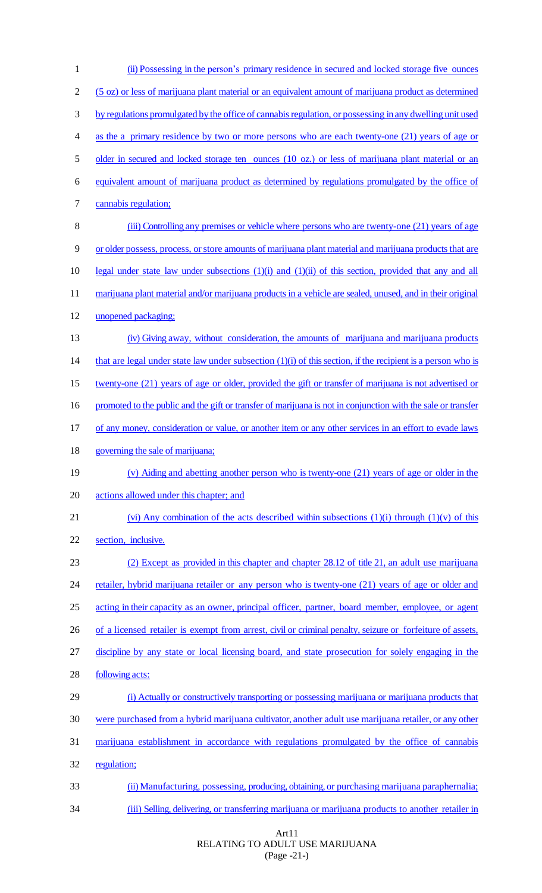(ii) Possessing in the person's primary residence in secured and locked storage five ounces (5 oz) or less of marijuana plant material or an equivalent amount of marijuana product as determined by regulations promulgated by the office of cannabis regulation, or possessing in any dwelling unit used as the a primary residence by two or more persons who are each twenty-one (21) years of age or older in secured and locked storage ten ounces (10 oz.) or less of marijuana plant material or an equivalent amount of marijuana product as determined by regulations promulgated by the office of cannabis regulation;

(iii) Controlling any premises or vehicle where persons who are twenty-one (21) years of age or older possess, process, or store amounts of marijuana plant material and marijuana products that are legal under state law under subsections (1)(i) and (1)(ii) of this section, provided that any and all marijuana plant material and/or marijuana products in a vehicle are sealed, unused, and in their original unopened packaging;

(iv) Giving away, without consideration, the amounts of marijuana and marijuana products that are legal under state law under subsection (1)(i) of this section, if the recipient is a person who is twenty-one (21) years of age or older, provided the gift or transfer of marijuana is not advertised or promoted to the public and the gift or transfer of marijuana is not in conjunction with the sale or transfer of any money, consideration or value, or another item or any other services in an effort to evade laws governing the sale of marijuana;

(v) Aiding and abetting another person who is twenty-one (21) years of age or older in the actions allowed under this chapter; and

(vi) Any combination of the acts described within subsections (1)(i) through (1)(v) of this section, inclusive.

(2) Except as provided in this chapter and chapter 28.12 of title 21, an adult use marijuana retailer, hybrid marijuana retailer or any person who is twenty-one (21) years of age or older and acting in their capacity as an owner, principal officer, partner, board member, employee, or agent of a licensed retailer is exempt from arrest, civil or criminal penalty, seizure or forfeiture of assets, discipline by any state or local licensing board, and state prosecution for solely engaging in the following acts:

(i) Actually or constructively transporting or possessing marijuana or marijuana products that were purchased from a hybrid marijuana cultivator, another adult use marijuana retailer, or any other marijuana establishment in accordance with regulations promulgated by the office of cannabis regulation;

(ii) Manufacturing, possessing, producing, obtaining, or purchasing marijuana paraphernalia;

(iii) Selling, delivering, or transferring marijuana or marijuana products to another retailer in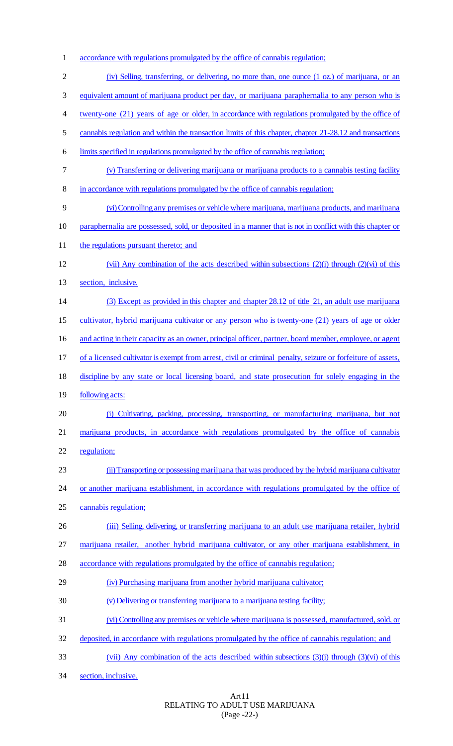accordance with regulations promulgated by the office of cannabis regulation;

(iv) Selling, transferring, or delivering, no more than, one ounce (1 oz.) of marijuana, or an equivalent amount of marijuana product per day, or marijuana paraphernalia to any person who is twenty-one (21) years of age or older, in accordance with regulations promulgated by the office of cannabis regulation and within the transaction limits of this chapter, chapter 21-28.12 and transactions limits specified in regulations promulgated by the office of cannabis regulation;

(v) Transferring or delivering marijuana or marijuana products to a cannabis testing facility in accordance with regulations promulgated by the office of cannabis regulation;

(vi) Controlling any premises or vehicle where marijuana, marijuana products, and marijuana paraphernalia are possessed, sold, or deposited in a manner that is not in conflict with this chapter or the regulations pursuant thereto; and

(vii) Any combination of the acts described within subsections (2)(i) through (2)(vi) of this section, inclusive.

(3) Except as provided in this chapter and chapter 28.12 of title 21, an adult use marijuana cultivator, hybrid marijuana cultivator or any person who is twenty-one (21) years of age or older and acting in their capacity as an owner, principal officer, partner, board member, employee, or agent of a licensed cultivator is exempt from arrest, civil or criminal penalty, seizure or forfeiture of assets, discipline by any state or local licensing board, and state prosecution for solely engaging in the following acts:

(i) Cultivating, packing, processing, transporting, or manufacturing marijuana, but not marijuana products, in accordance with regulations promulgated by the office of cannabis regulation;

(ii) Transporting or possessing marijuana that was produced by the hybrid marijuana cultivator or another marijuana establishment, in accordance with regulations promulgated by the office of cannabis regulation;

(iii) Selling, delivering, or transferring marijuana to an adult use marijuana retailer, hybrid marijuana retailer, another hybrid marijuana cultivator, or any other marijuana establishment, in accordance with regulations promulgated by the office of cannabis regulation;

(iv) Purchasing marijuana from another hybrid marijuana cultivator;

(v) Delivering or transferring marijuana to a marijuana testing facility;

(vi) Controlling any premises or vehicle where marijuana is possessed, manufactured, sold, or deposited, in accordance with regulations promulgated by the office of cannabis regulation; and

(vii) Any combination of the acts described within subsections (3)(i) through (3)(vi) of this section, inclusive.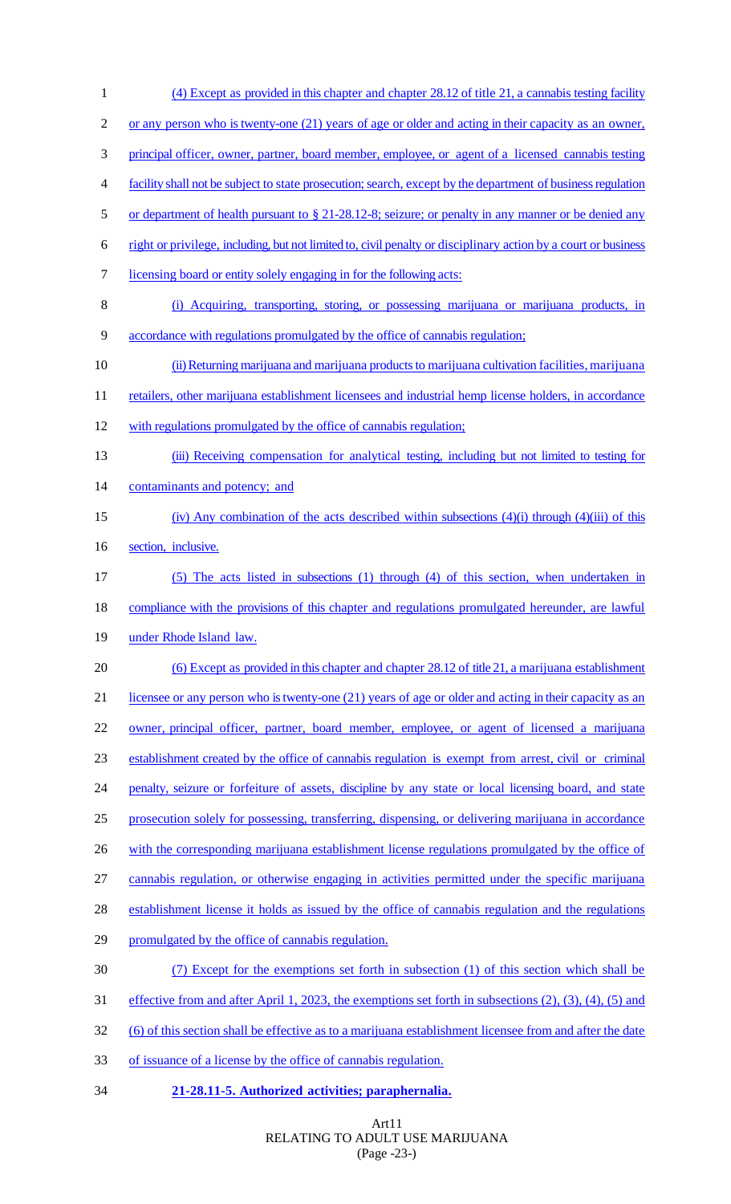(4) Except as provided in this chapter and chapter 28.12 of title 21, a cannabis testing facility or any person who is twenty-one (21) years of age or older and acting in their capacity as an owner, principal officer, owner, partner, board member, employee, or agent of a licensed cannabis testing facility shall not be subject to state prosecution; search, except by the department of business regulation or department of health pursuant to § 21-28.12-8; seizure; or penalty in any manner or be denied any right or privilege, including, but not limited to, civil penalty or disciplinary action by a court or business licensing board or entity solely engaging in for the following acts:

(i) Acquiring, transporting, storing, or possessing marijuana or marijuana products, in accordance with regulations promulgated by the office of cannabis regulation;

(ii) Returning marijuana and marijuana products to marijuana cultivation facilities, marijuana retailers, other marijuana establishment licensees and industrial hemp license holders, in accordance with regulations promulgated by the office of cannabis regulation;

(iii) Receiving compensation for analytical testing, including but not limited to testing for contaminants and potency; and

(iv) Any combination of the acts described within subsections (4)(i) through (4)(iii) of this section, inclusive.

(5) The acts listed in subsections (1) through (4) of this section, when undertaken in compliance with the provisions of this chapter and regulations promulgated hereunder, are lawful under Rhode Island law.

(6) Except as provided in this chapter and chapter 28.12 of title 21, a marijuana establishment licensee or any person who is twenty-one (21) years of age or older and acting in their capacity as an owner, principal officer, partner, board member, employee, or agent of licensed a marijuana establishment created by the office of cannabis regulation is exempt from arrest, civil or criminal penalty, seizure or forfeiture of assets, discipline by any state or local licensing board, and state prosecution solely for possessing, transferring, dispensing, or delivering marijuana in accordance with the corresponding marijuana establishment license regulations promulgated by the office of cannabis regulation, or otherwise engaging in activities permitted under the specific marijuana establishment license it holds as issued by the office of cannabis regulation and the regulations promulgated by the office of cannabis regulation.

(7) Except for the exemptions set forth in subsection (1) of this section which shall be effective from and after April 1, 2023, the exemptions set forth in subsections (2), (3), (4), (5) and (6) of this section shall be effective as to a marijuana establishment licensee from and after the date of issuance of a license by the office of cannabis regulation.

**21-28.11-5. Authorized activities; paraphernalia.**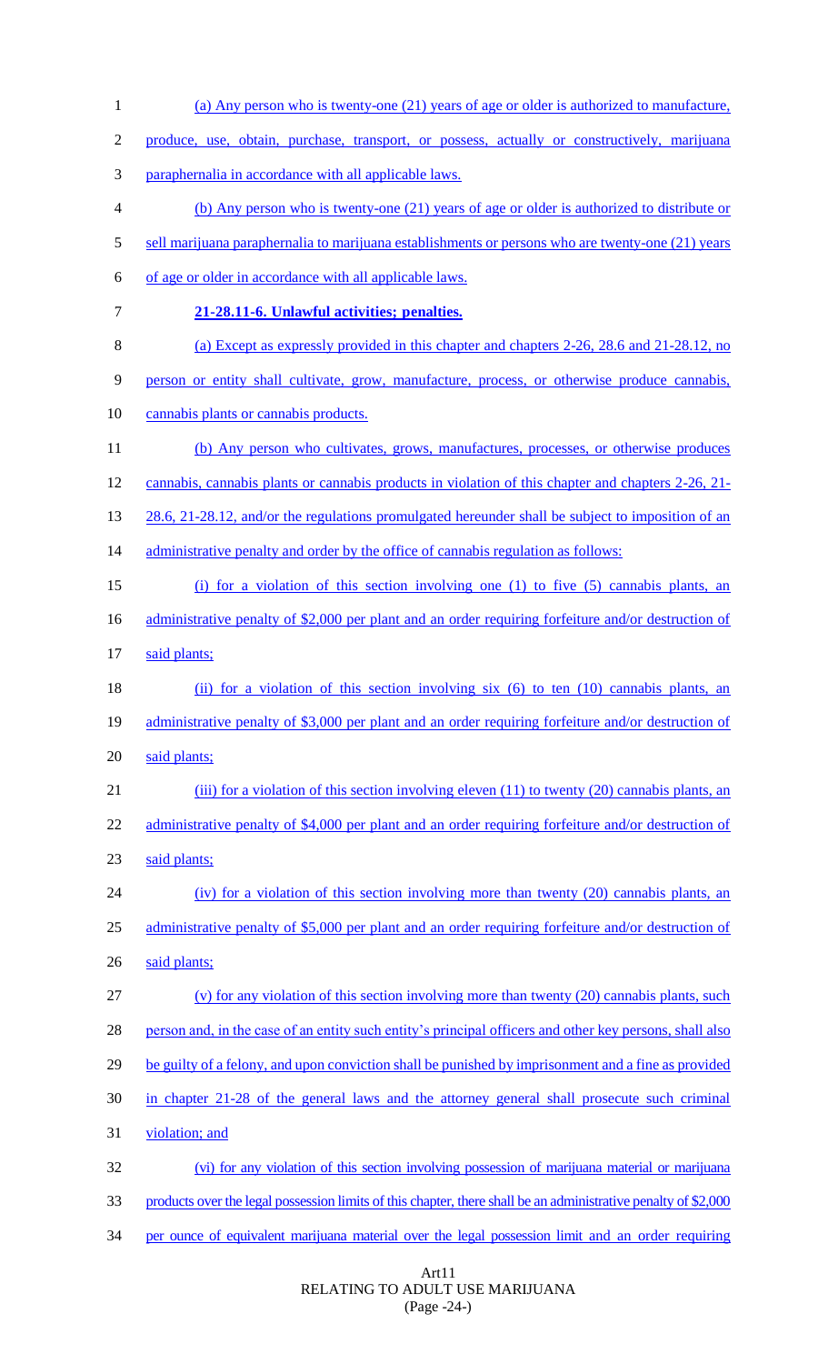(a) Any person who is twenty-one (21) years of age or older is authorized to manufacture, produce, use, obtain, purchase, transport, or possess, actually or constructively, marijuana paraphernalia in accordance with all applicable laws.

(b) Any person who is twenty-one (21) years of age or older is authorized to distribute or sell marijuana paraphernalia to marijuana establishments or persons who are twenty-one (21) years of age or older in accordance with all applicable laws.

**21-28.11-6. Unlawful activities; penalties.**

(a) Except as expressly provided in this chapter and chapters 2-26, 28.6 and 21-28.12, no person or entity shall cultivate, grow, manufacture, process, or otherwise produce cannabis, cannabis plants or cannabis products.

(b) Any person who cultivates, grows, manufactures, processes, or otherwise produces cannabis, cannabis plants or cannabis products in violation of this chapter and chapters 2-26, 21-28.6, 21-28.12, and/or the regulations promulgated hereunder shall be subject to imposition of an administrative penalty and order by the office of cannabis regulation as follows:

(i) for a violation of this section involving one (1) to five (5) cannabis plants, an administrative penalty of $2,000 per plant and an order requiring forfeiture and/or destruction of said plants;

(ii) for a violation of this section involving six (6) to ten (10) cannabis plants, an administrative penalty of $3,000 per plant and an order requiring forfeiture and/or destruction of said plants;

(iii) for a violation of this section involving eleven (11) to twenty (20) cannabis plants, an administrative penalty of $4,000 per plant and an order requiring forfeiture and/or destruction of said plants;

(iv) for a violation of this section involving more than twenty (20) cannabis plants, an administrative penalty of $5,000 per plant and an order requiring forfeiture and/or destruction of said plants;

(v) for any violation of this section involving more than twenty (20) cannabis plants, such person and, in the case of an entity such entity's principal officers and other key persons, shall also be guilty of a felony, and upon conviction shall be punished by imprisonment and a fine as provided in chapter 21-28 of the general laws and the attorney general shall prosecute such criminal violation; and

(vi) for any violation of this section involving possession of marijuana material or marijuana products over the legal possession limits of this chapter, there shall be an administrative penalty of $2,000 per ounce of equivalent marijuana material over the legal possession limit and an order requiring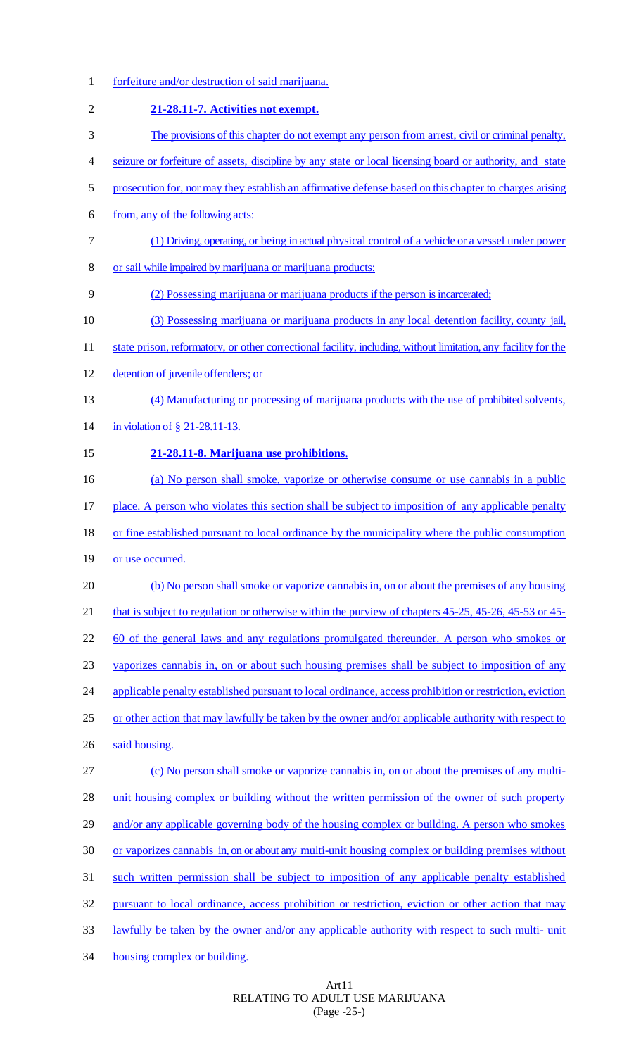forfeiture and/or destruction of said marijuana.

**21-28.11-7. Activities not exempt.**

The provisions of this chapter do not exempt any person from arrest, civil or criminal penalty, seizure or forfeiture of assets, discipline by any state or local licensing board or authority, and state prosecution for, nor may they establish an affirmative defense based on this chapter to charges arising from, any of the following acts:

(1) Driving, operating, or being in actual physical control of a vehicle or a vessel under power or sail while impaired by marijuana or marijuana products;

(2) Possessing marijuana or marijuana products if the person is incarcerated;

(3) Possessing marijuana or marijuana products in any local detention facility, county jail, state prison, reformatory, or other correctional facility, including, without limitation, any facility for the detention of juvenile offenders; or

(4) Manufacturing or processing of marijuana products with the use of prohibited solvents, in violation of § 21-28.11-13.

**21-28.11-8. Marijuana use prohibitions.**

(a) No person shall smoke, vaporize or otherwise consume or use cannabis in a public place. A person who violates this section shall be subject to imposition of any applicable penalty or fine established pursuant to local ordinance by the municipality where the public consumption or use occurred.

(b) No person shall smoke or vaporize cannabis in, on or about the premises of any housing that is subject to regulation or otherwise within the purview of chapters 45-25, 45-26, 45-53 or 45-60 of the general laws and any regulations promulgated thereunder. A person who smokes or vaporizes cannabis in, on or about such housing premises shall be subject to imposition of any applicable penalty established pursuant to local ordinance, access prohibition or restriction, eviction or other action that may lawfully be taken by the owner and/or applicable authority with respect to said housing.

(c) No person shall smoke or vaporize cannabis in, on or about the premises of any multi-unit housing complex or building without the written permission of the owner of such property and/or any applicable governing body of the housing complex or building. A person who smokes or vaporizes cannabis in, on or about any multi-unit housing complex or building premises without such written permission shall be subject to imposition of any applicable penalty established pursuant to local ordinance, access prohibition or restriction, eviction or other action that may lawfully be taken by the owner and/or any applicable authority with respect to such multi- unit housing complex or building.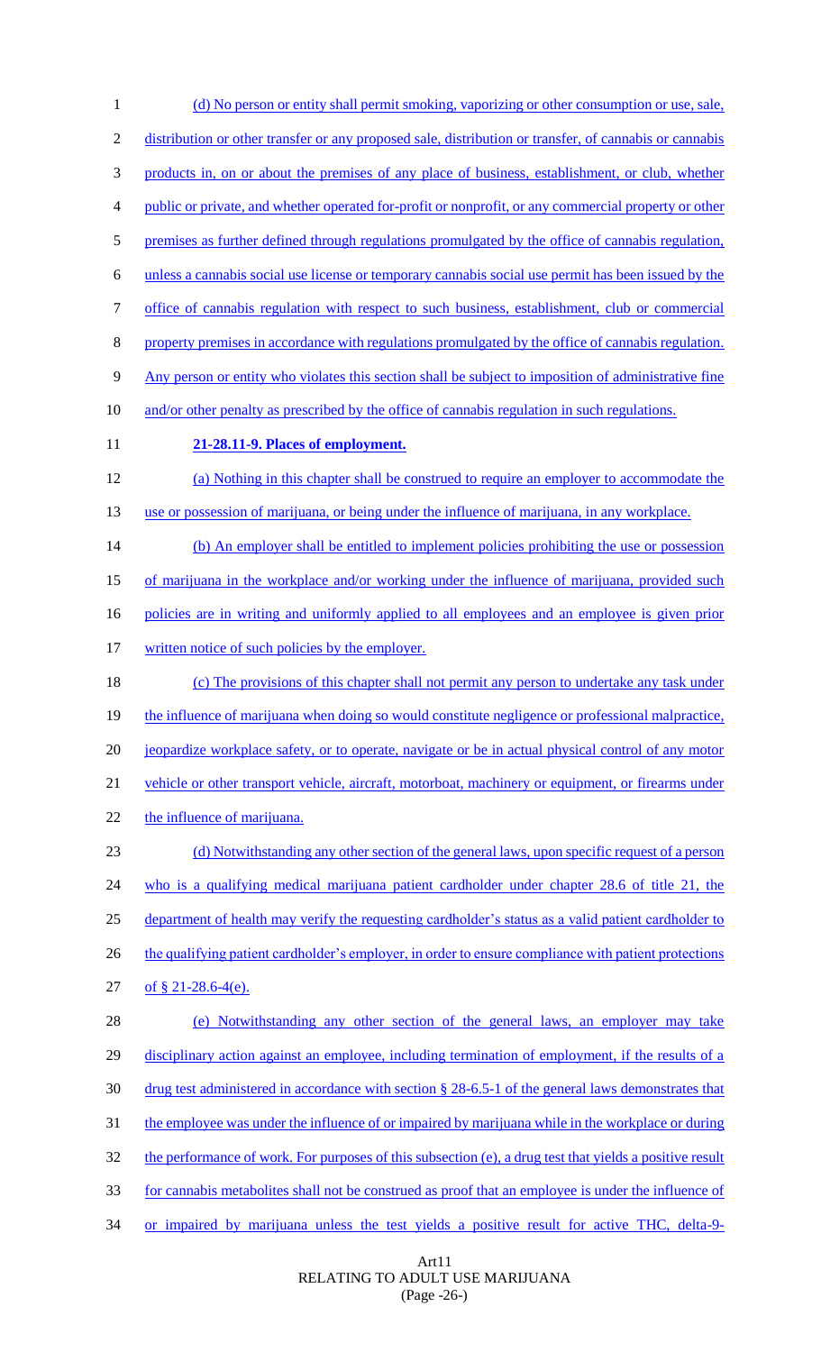(d) No person or entity shall permit smoking, vaporizing or other consumption or use, sale, distribution or other transfer or any proposed sale, distribution or transfer, of cannabis or cannabis products in, on or about the premises of any place of business, establishment, or club, whether public or private, and whether operated for-profit or nonprofit, or any commercial property or other premises as further defined through regulations promulgated by the office of cannabis regulation, unless a cannabis social use license or temporary cannabis social use permit has been issued by the office of cannabis regulation with respect to such business, establishment, club or commercial property premises in accordance with regulations promulgated by the office of cannabis regulation. Any person or entity who violates this section shall be subject to imposition of administrative fine and/or other penalty as prescribed by the office of cannabis regulation in such regulations.

**21-28.11-9. Places of employment.**

(a) Nothing in this chapter shall be construed to require an employer to accommodate the use or possession of marijuana, or being under the influence of marijuana, in any workplace.

(b) An employer shall be entitled to implement policies prohibiting the use or possession of marijuana in the workplace and/or working under the influence of marijuana, provided such policies are in writing and uniformly applied to all employees and an employee is given prior written notice of such policies by the employer.

(c) The provisions of this chapter shall not permit any person to undertake any task under the influence of marijuana when doing so would constitute negligence or professional malpractice, jeopardize workplace safety, or to operate, navigate or be in actual physical control of any motor vehicle or other transport vehicle, aircraft, motorboat, machinery or equipment, or firearms under the influence of marijuana.

(d) Notwithstanding any other section of the general laws, upon specific request of a person who is a qualifying medical marijuana patient cardholder under chapter 28.6 of title 21, the department of health may verify the requesting cardholder's status as a valid patient cardholder to the qualifying patient cardholder's employer, in order to ensure compliance with patient protections of § 21-28.6-4(e).

(e) Notwithstanding any other section of the general laws, an employer may take disciplinary action against an employee, including termination of employment, if the results of a drug test administered in accordance with section § 28-6.5-1 of the general laws demonstrates that the employee was under the influence of or impaired by marijuana while in the workplace or during the performance of work. For purposes of this subsection (e), a drug test that yields a positive result for cannabis metabolites shall not be construed as proof that an employee is under the influence of or impaired by marijuana unless the test yields a positive result for active THC, delta-9-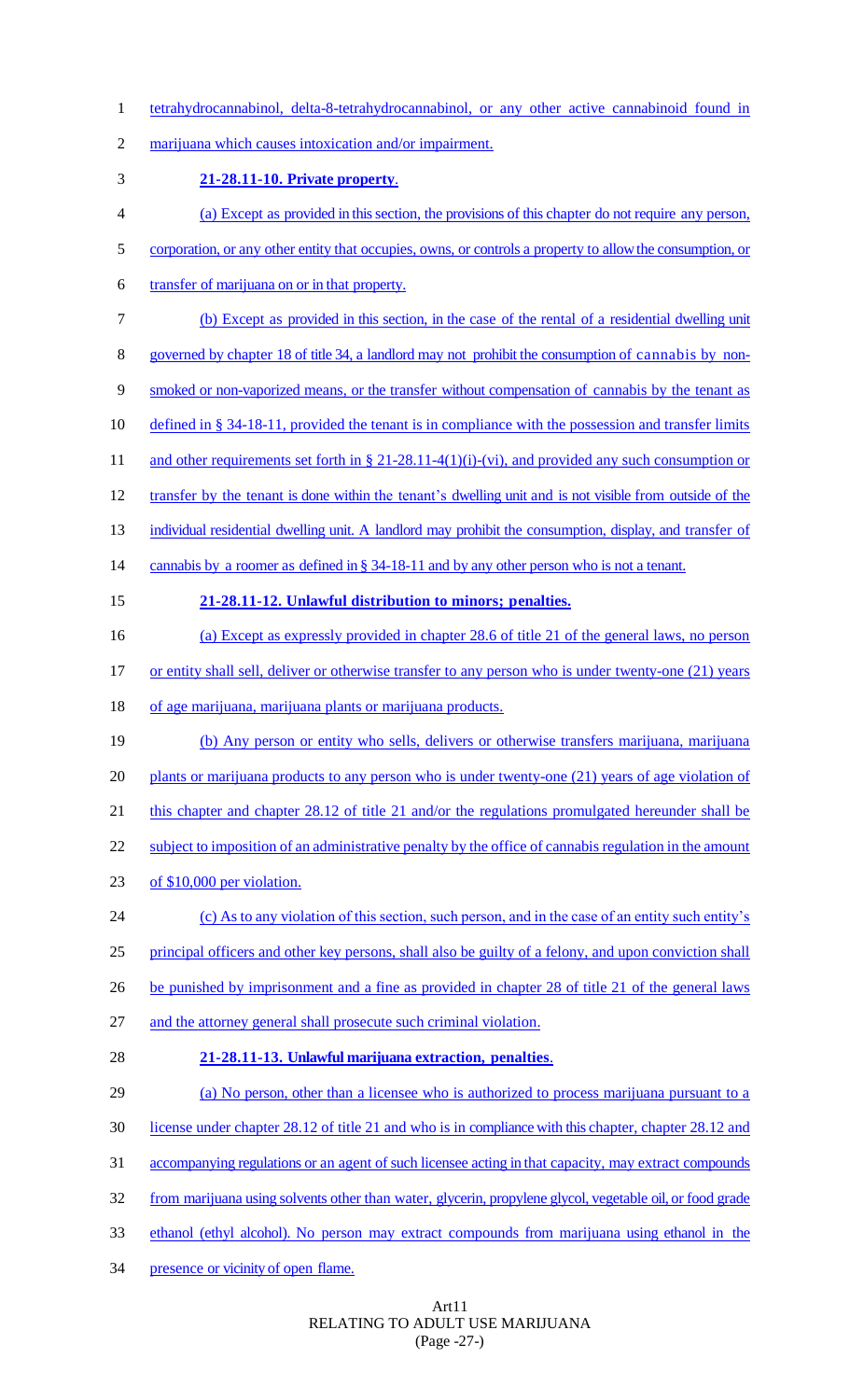tetrahydrocannabinol, delta-8-tetrahydrocannabinol, or any other active cannabinoid found in marijuana which causes intoxication and/or impairment.

**21-28.11-10. Private property.**

(a) Except as provided in this section, the provisions of this chapter do not require any person, corporation, or any other entity that occupies, owns, or controls a property to allow the consumption, or transfer of marijuana on or in that property.

(b) Except as provided in this section, in the case of the rental of a residential dwelling unit governed by chapter 18 of title 34, a landlord may not prohibit the consumption of cannabis by non-smoked or non-vaporized means, or the transfer without compensation of cannabis by the tenant as defined in § 34-18-11, provided the tenant is in compliance with the possession and transfer limits and other requirements set forth in § 21-28.11-4(1)(i)-(vi), and provided any such consumption or transfer by the tenant is done within the tenant's dwelling unit and is not visible from outside of the individual residential dwelling unit. A landlord may prohibit the consumption, display, and transfer of cannabis by a roomer as defined in § 34-18-11 and by any other person who is not a tenant.

**21-28.11-12. Unlawful distribution to minors; penalties.**

(a) Except as expressly provided in chapter 28.6 of title 21 of the general laws, no person or entity shall sell, deliver or otherwise transfer to any person who is under twenty-one (21) years of age marijuana, marijuana plants or marijuana products.

(b) Any person or entity who sells, delivers or otherwise transfers marijuana, marijuana plants or marijuana products to any person who is under twenty-one (21) years of age violation of this chapter and chapter 28.12 of title 21 and/or the regulations promulgated hereunder shall be subject to imposition of an administrative penalty by the office of cannabis regulation in the amount of $10,000 per violation.

(c) As to any violation of this section, such person, and in the case of an entity such entity's principal officers and other key persons, shall also be guilty of a felony, and upon conviction shall be punished by imprisonment and a fine as provided in chapter 28 of title 21 of the general laws and the attorney general shall prosecute such criminal violation.

**21-28.11-13. Unlawful marijuana extraction, penalties.**

(a) No person, other than a licensee who is authorized to process marijuana pursuant to a license under chapter 28.12 of title 21 and who is in compliance with this chapter, chapter 28.12 and accompanying regulations or an agent of such licensee acting in that capacity, may extract compounds from marijuana using solvents other than water, glycerin, propylene glycol, vegetable oil, or food grade ethanol (ethyl alcohol). No person may extract compounds from marijuana using ethanol in the presence or vicinity of open flame.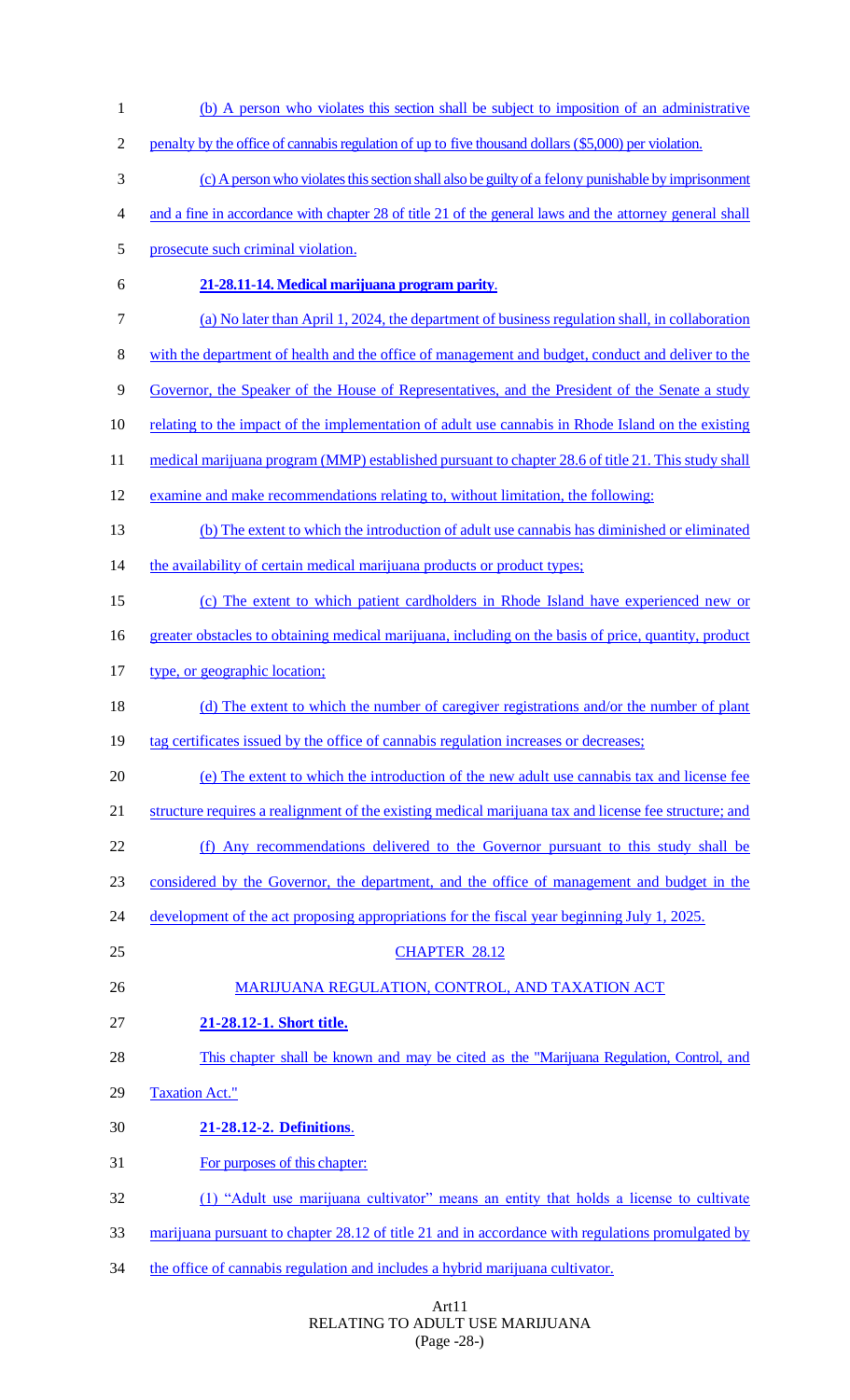(b) A person who violates this section shall be subject to imposition of an administrative penalty by the office of cannabis regulation of up to five thousand dollars ($5,000) per violation.

(c) A person who violates this section shall also be guilty of a felony punishable by imprisonment and a fine in accordance with chapter 28 of title 21 of the general laws and the attorney general shall prosecute such criminal violation.

**21-28.11-14. Medical marijuana program parity**.

(a) No later than April 1, 2024, the department of business regulation shall, in collaboration with the department of health and the office of management and budget, conduct and deliver to the Governor, the Speaker of the House of Representatives, and the President of the Senate a study relating to the impact of the implementation of adult use cannabis in Rhode Island on the existing medical marijuana program (MMP) established pursuant to chapter 28.6 of title 21. This study shall examine and make recommendations relating to, without limitation, the following:

(b) The extent to which the introduction of adult use cannabis has diminished or eliminated the availability of certain medical marijuana products or product types;

(c) The extent to which patient cardholders in Rhode Island have experienced new or greater obstacles to obtaining medical marijuana, including on the basis of price, quantity, product type, or geographic location;

(d) The extent to which the number of caregiver registrations and/or the number of plant tag certificates issued by the office of cannabis regulation increases or decreases;

(e) The extent to which the introduction of the new adult use cannabis tax and license fee structure requires a realignment of the existing medical marijuana tax and license fee structure; and

(f) Any recommendations delivered to the Governor pursuant to this study shall be considered by the Governor, the department, and the office of management and budget in the development of the act proposing appropriations for the fiscal year beginning July 1, 2025.

CHAPTER 28.12

MARIJUANA REGULATION, CONTROL, AND TAXATION ACT

**21-28.12-1. Short title.**

This chapter shall be known and may be cited as the "Marijuana Regulation, Control, and Taxation Act."

**21-28.12-2. Definitions**.

For purposes of this chapter:

(1) "Adult use marijuana cultivator" means an entity that holds a license to cultivate marijuana pursuant to chapter 28.12 of title 21 and in accordance with regulations promulgated by the office of cannabis regulation and includes a hybrid marijuana cultivator.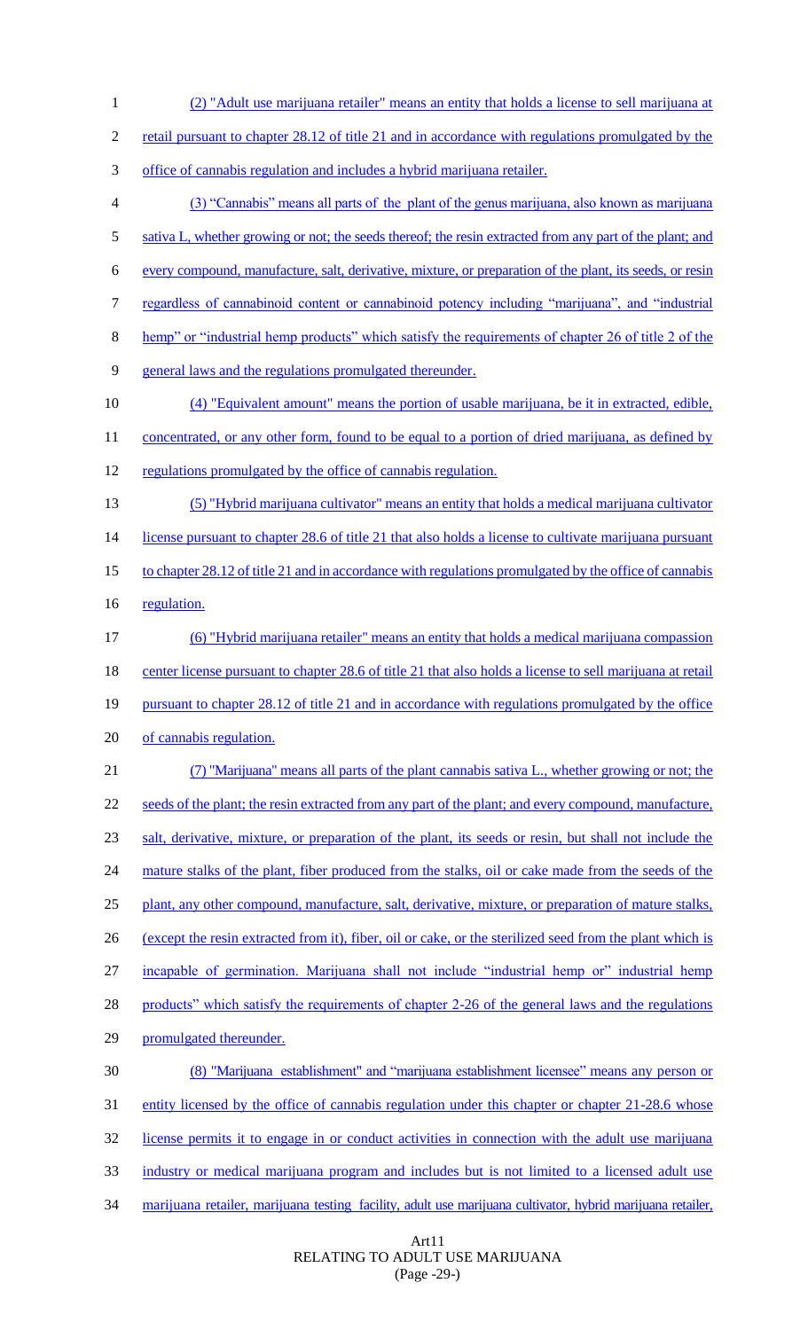(2) "Adult use marijuana retailer" means an entity that holds a license to sell marijuana at retail pursuant to chapter 28.12 of title 21 and in accordance with regulations promulgated by the office of cannabis regulation and includes a hybrid marijuana retailer.

(3) "Cannabis" means all parts of the plant of the genus marijuana, also known as marijuana sativa L, whether growing or not; the seeds thereof; the resin extracted from any part of the plant; and every compound, manufacture, salt, derivative, mixture, or preparation of the plant, its seeds, or resin regardless of cannabinoid content or cannabinoid potency including "marijuana", and "industrial hemp" or "industrial hemp products" which satisfy the requirements of chapter 26 of title 2 of the general laws and the regulations promulgated thereunder.

(4) "Equivalent amount" means the portion of usable marijuana, be it in extracted, edible, concentrated, or any other form, found to be equal to a portion of dried marijuana, as defined by regulations promulgated by the office of cannabis regulation.

(5) "Hybrid marijuana cultivator" means an entity that holds a medical marijuana cultivator license pursuant to chapter 28.6 of title 21 that also holds a license to cultivate marijuana pursuant to chapter 28.12 of title 21 and in accordance with regulations promulgated by the office of cannabis regulation.

(6) "Hybrid marijuana retailer" means an entity that holds a medical marijuana compassion center license pursuant to chapter 28.6 of title 21 that also holds a license to sell marijuana at retail pursuant to chapter 28.12 of title 21 and in accordance with regulations promulgated by the office of cannabis regulation.

(7) "Marijuana" means all parts of the plant cannabis sativa L., whether growing or not; the seeds of the plant; the resin extracted from any part of the plant; and every compound, manufacture, salt, derivative, mixture, or preparation of the plant, its seeds or resin, but shall not include the mature stalks of the plant, fiber produced from the stalks, oil or cake made from the seeds of the plant, any other compound, manufacture, salt, derivative, mixture, or preparation of mature stalks, (except the resin extracted from it), fiber, oil or cake, or the sterilized seed from the plant which is incapable of germination. Marijuana shall not include "industrial hemp or" industrial hemp products" which satisfy the requirements of chapter 2-26 of the general laws and the regulations promulgated thereunder.

(8) "Marijuana establishment" and "marijuana establishment licensee" means any person or entity licensed by the office of cannabis regulation under this chapter or chapter 21-28.6 whose license permits it to engage in or conduct activities in connection with the adult use marijuana industry or medical marijuana program and includes but is not limited to a licensed adult use marijuana retailer, marijuana testing facility, adult use marijuana cultivator, hybrid marijuana retailer,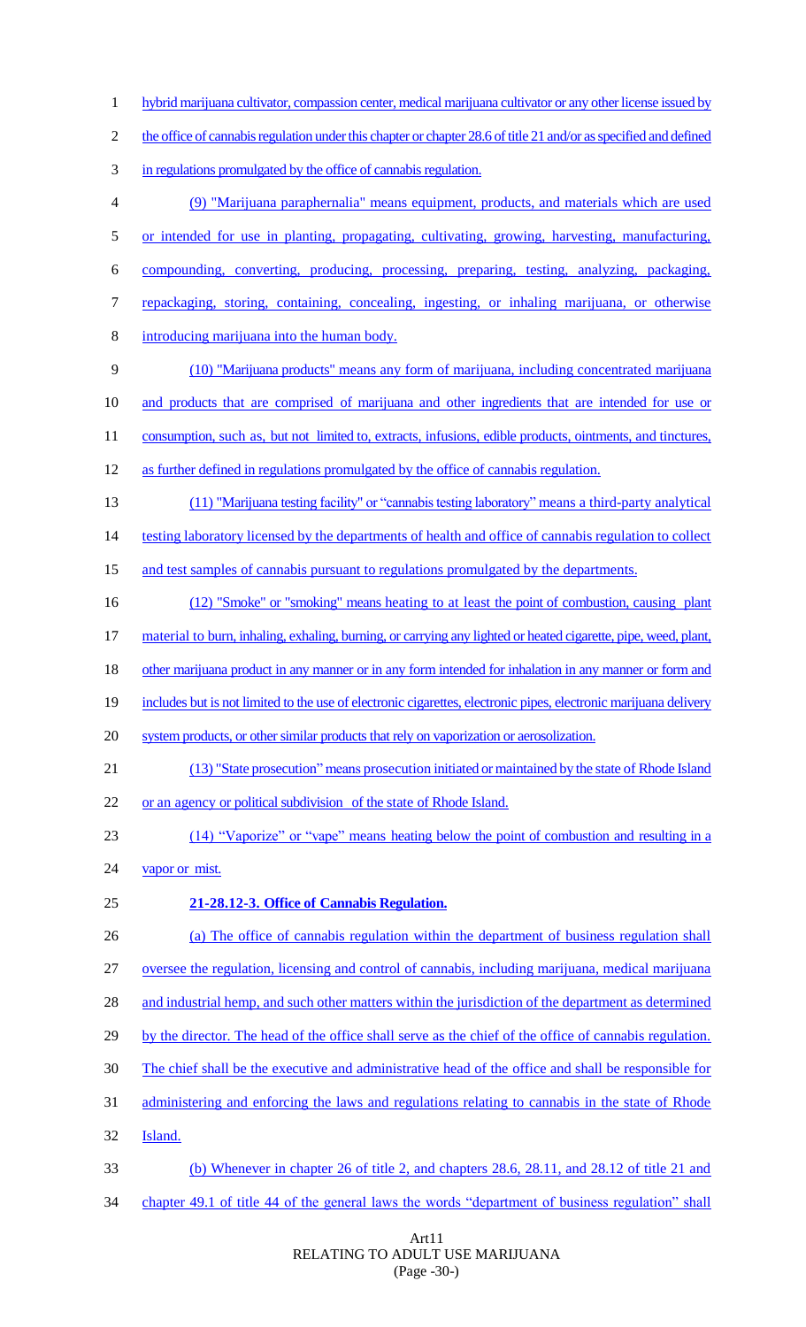hybrid marijuana cultivator, compassion center, medical marijuana cultivator or any other license issued by the office of cannabis regulation under this chapter or chapter 28.6 of title 21 and/or as specified and defined in regulations promulgated by the office of cannabis regulation.

(9) "Marijuana paraphernalia" means equipment, products, and materials which are used or intended for use in planting, propagating, cultivating, growing, harvesting, manufacturing, compounding, converting, producing, processing, preparing, testing, analyzing, packaging, repackaging, storing, containing, concealing, ingesting, or inhaling marijuana, or otherwise introducing marijuana into the human body.

(10) "Marijuana products" means any form of marijuana, including concentrated marijuana and products that are comprised of marijuana and other ingredients that are intended for use or consumption, such as, but not limited to, extracts, infusions, edible products, ointments, and tinctures, as further defined in regulations promulgated by the office of cannabis regulation.

(11) "Marijuana testing facility" or "cannabis testing laboratory" means a third-party analytical testing laboratory licensed by the departments of health and office of cannabis regulation to collect and test samples of cannabis pursuant to regulations promulgated by the departments.

(12) "Smoke" or "smoking" means heating to at least the point of combustion, causing plant material to burn, inhaling, exhaling, burning, or carrying any lighted or heated cigarette, pipe, weed, plant, other marijuana product in any manner or in any form intended for inhalation in any manner or form and includes but is not limited to the use of electronic cigarettes, electronic pipes, electronic marijuana delivery system products, or other similar products that rely on vaporization or aerosolization.

(13) "State prosecution" means prosecution initiated or maintained by the state of Rhode Island or an agency or political subdivision of the state of Rhode Island.

(14) "Vaporize" or "vape" means heating below the point of combustion and resulting in a vapor or mist.

**21-28.12-3. Office of Cannabis Regulation.**

(a) The office of cannabis regulation within the department of business regulation shall oversee the regulation, licensing and control of cannabis, including marijuana, medical marijuana and industrial hemp, and such other matters within the jurisdiction of the department as determined by the director. The head of the office shall serve as the chief of the office of cannabis regulation. The chief shall be the executive and administrative head of the office and shall be responsible for administering and enforcing the laws and regulations relating to cannabis in the state of Rhode Island.

(b) Whenever in chapter 26 of title 2, and chapters 28.6, 28.11, and 28.12 of title 21 and chapter 49.1 of title 44 of the general laws the words "department of business regulation" shall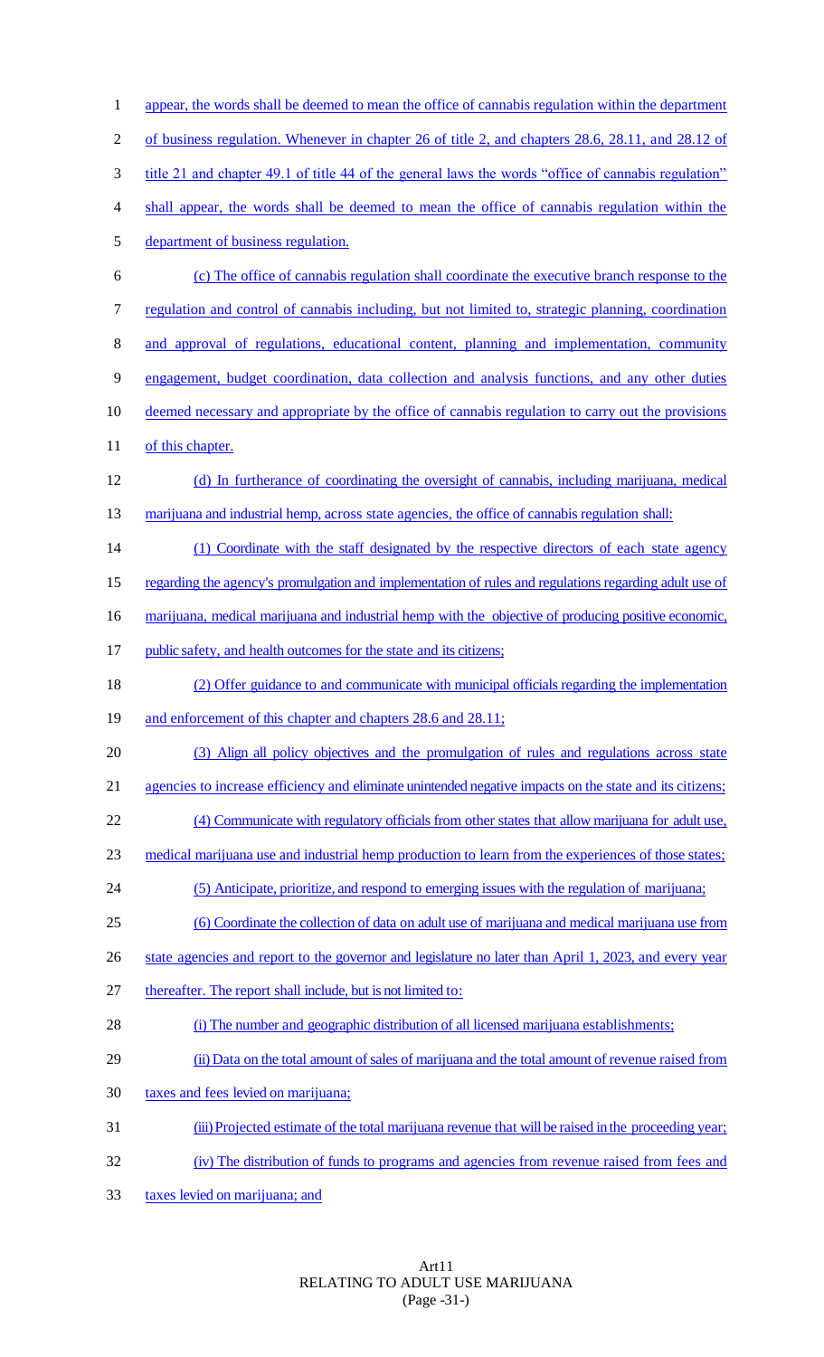appear, the words shall be deemed to mean the office of cannabis regulation within the department of business regulation. Whenever in chapter 26 of title 2, and chapters 28.6, 28.11, and 28.12 of title 21 and chapter 49.1 of title 44 of the general laws the words "office of cannabis regulation" shall appear, the words shall be deemed to mean the office of cannabis regulation within the department of business regulation.

(c) The office of cannabis regulation shall coordinate the executive branch response to the regulation and control of cannabis including, but not limited to, strategic planning, coordination and approval of regulations, educational content, planning and implementation, community engagement, budget coordination, data collection and analysis functions, and any other duties deemed necessary and appropriate by the office of cannabis regulation to carry out the provisions of this chapter.

(d) In furtherance of coordinating the oversight of cannabis, including marijuana, medical marijuana and industrial hemp, across state agencies, the office of cannabis regulation shall:

(1) Coordinate with the staff designated by the respective directors of each state agency regarding the agency's promulgation and implementation of rules and regulations regarding adult use of marijuana, medical marijuana and industrial hemp with the objective of producing positive economic, public safety, and health outcomes for the state and its citizens;

(2) Offer guidance to and communicate with municipal officials regarding the implementation and enforcement of this chapter and chapters 28.6 and 28.11;

(3) Align all policy objectives and the promulgation of rules and regulations across state agencies to increase efficiency and eliminate unintended negative impacts on the state and its citizens;

(4) Communicate with regulatory officials from other states that allow marijuana for adult use, medical marijuana use and industrial hemp production to learn from the experiences of those states;

(5) Anticipate, prioritize, and respond to emerging issues with the regulation of marijuana;

(6) Coordinate the collection of data on adult use of marijuana and medical marijuana use from state agencies and report to the governor and legislature no later than April 1, 2023, and every year thereafter. The report shall include, but is not limited to:

(i) The number and geographic distribution of all licensed marijuana establishments;

(ii) Data on the total amount of sales of marijuana and the total amount of revenue raised from taxes and fees levied on marijuana;

(iii) Projected estimate of the total marijuana revenue that will be raised in the proceeding year;

(iv) The distribution of funds to programs and agencies from revenue raised from fees and taxes levied on marijuana; and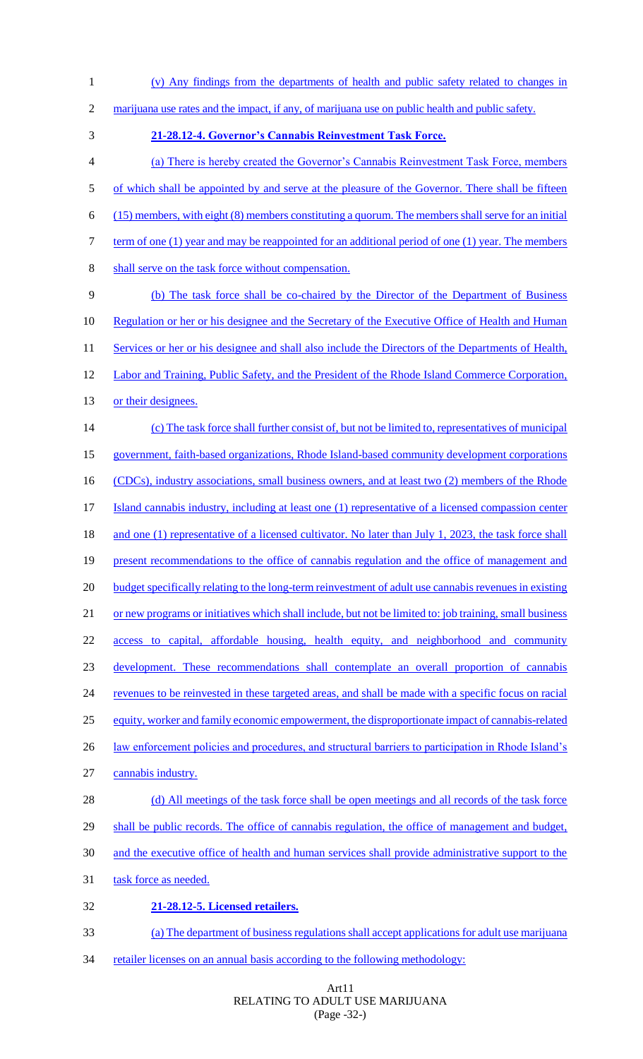(v) Any findings from the departments of health and public safety related to changes in marijuana use rates and the impact, if any, of marijuana use on public health and public safety.

**21-28.12-4. Governor's Cannabis Reinvestment Task Force.**

(a) There is hereby created the Governor's Cannabis Reinvestment Task Force, members of which shall be appointed by and serve at the pleasure of the Governor. There shall be fifteen (15) members, with eight (8) members constituting a quorum. The members shall serve for an initial term of one (1) year and may be reappointed for an additional period of one (1) year. The members shall serve on the task force without compensation.

(b) The task force shall be co-chaired by the Director of the Department of Business Regulation or her or his designee and the Secretary of the Executive Office of Health and Human Services or her or his designee and shall also include the Directors of the Departments of Health, Labor and Training, Public Safety, and the President of the Rhode Island Commerce Corporation, or their designees.

(c) The task force shall further consist of, but not be limited to, representatives of municipal government, faith-based organizations, Rhode Island-based community development corporations (CDCs), industry associations, small business owners, and at least two (2) members of the Rhode Island cannabis industry, including at least one (1) representative of a licensed compassion center and one (1) representative of a licensed cultivator. No later than July 1, 2023, the task force shall present recommendations to the office of cannabis regulation and the office of management and budget specifically relating to the long-term reinvestment of adult use cannabis revenues in existing or new programs or initiatives which shall include, but not be limited to: job training, small business access to capital, affordable housing, health equity, and neighborhood and community development. These recommendations shall contemplate an overall proportion of cannabis revenues to be reinvested in these targeted areas, and shall be made with a specific focus on racial equity, worker and family economic empowerment, the disproportionate impact of cannabis-related law enforcement policies and procedures, and structural barriers to participation in Rhode Island's cannabis industry.

(d) All meetings of the task force shall be open meetings and all records of the task force shall be public records. The office of cannabis regulation, the office of management and budget, and the executive office of health and human services shall provide administrative support to the task force as needed.

**21-28.12-5. Licensed retailers.**

(a) The department of business regulations shall accept applications for adult use marijuana retailer licenses on an annual basis according to the following methodology: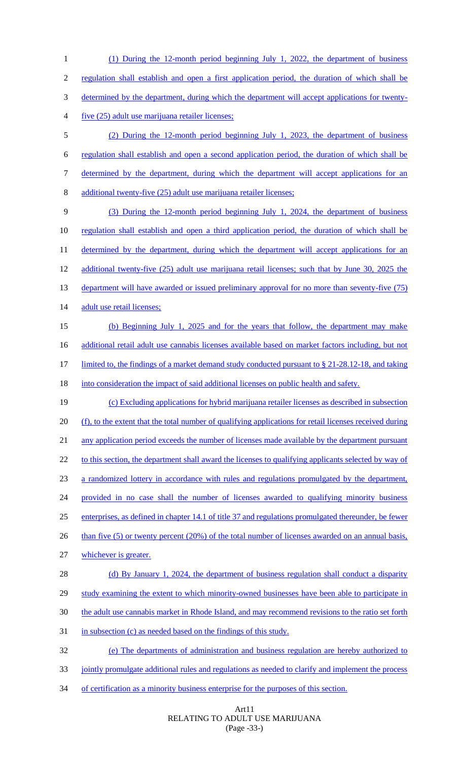(1) During the 12-month period beginning July 1, 2022, the department of business regulation shall establish and open a first application period, the duration of which shall be determined by the department, during which the department will accept applications for twenty-five (25) adult use marijuana retailer licenses;

(2) During the 12-month period beginning July 1, 2023, the department of business regulation shall establish and open a second application period, the duration of which shall be determined by the department, during which the department will accept applications for an additional twenty-five (25) adult use marijuana retailer licenses;

(3) During the 12-month period beginning July 1, 2024, the department of business regulation shall establish and open a third application period, the duration of which shall be determined by the department, during which the department will accept applications for an additional twenty-five (25) adult use marijuana retail licenses; such that by June 30, 2025 the department will have awarded or issued preliminary approval for no more than seventy-five (75) adult use retail licenses;

(b) Beginning July 1, 2025 and for the years that follow, the department may make additional retail adult use cannabis licenses available based on market factors including, but not limited to, the findings of a market demand study conducted pursuant to § 21-28.12-18, and taking into consideration the impact of said additional licenses on public health and safety.

(c) Excluding applications for hybrid marijuana retailer licenses as described in subsection (f), to the extent that the total number of qualifying applications for retail licenses received during any application period exceeds the number of licenses made available by the department pursuant to this section, the department shall award the licenses to qualifying applicants selected by way of a randomized lottery in accordance with rules and regulations promulgated by the department, provided in no case shall the number of licenses awarded to qualifying minority business enterprises, as defined in chapter 14.1 of title 37 and regulations promulgated thereunder, be fewer than five (5) or twenty percent (20%) of the total number of licenses awarded on an annual basis, whichever is greater.

(d) By January 1, 2024, the department of business regulation shall conduct a disparity study examining the extent to which minority-owned businesses have been able to participate in the adult use cannabis market in Rhode Island, and may recommend revisions to the ratio set forth in subsection (c) as needed based on the findings of this study.

(e) The departments of administration and business regulation are hereby authorized to jointly promulgate additional rules and regulations as needed to clarify and implement the process of certification as a minority business enterprise for the purposes of this section.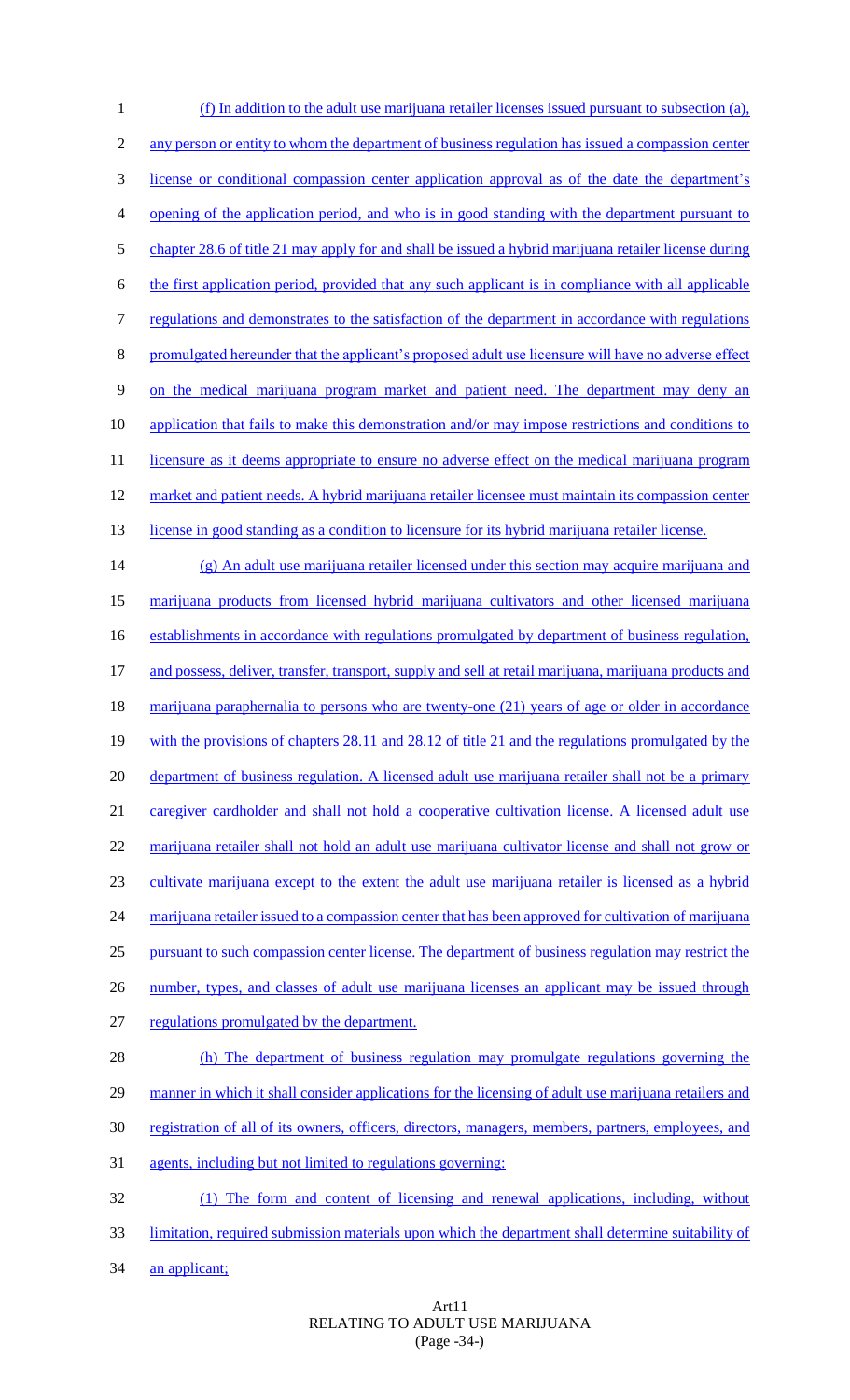(f) In addition to the adult use marijuana retailer licenses issued pursuant to subsection (a), any person or entity to whom the department of business regulation has issued a compassion center license or conditional compassion center application approval as of the date the department's opening of the application period, and who is in good standing with the department pursuant to chapter 28.6 of title 21 may apply for and shall be issued a hybrid marijuana retailer license during the first application period, provided that any such applicant is in compliance with all applicable regulations and demonstrates to the satisfaction of the department in accordance with regulations promulgated hereunder that the applicant's proposed adult use licensure will have no adverse effect on the medical marijuana program market and patient need. The department may deny an application that fails to make this demonstration and/or may impose restrictions and conditions to licensure as it deems appropriate to ensure no adverse effect on the medical marijuana program market and patient needs. A hybrid marijuana retailer licensee must maintain its compassion center license in good standing as a condition to licensure for its hybrid marijuana retailer license.

(g) An adult use marijuana retailer licensed under this section may acquire marijuana and marijuana products from licensed hybrid marijuana cultivators and other licensed marijuana establishments in accordance with regulations promulgated by department of business regulation, and possess, deliver, transfer, transport, supply and sell at retail marijuana, marijuana products and marijuana paraphernalia to persons who are twenty-one (21) years of age or older in accordance with the provisions of chapters 28.11 and 28.12 of title 21 and the regulations promulgated by the department of business regulation. A licensed adult use marijuana retailer shall not be a primary caregiver cardholder and shall not hold a cooperative cultivation license. A licensed adult use marijuana retailer shall not hold an adult use marijuana cultivator license and shall not grow or cultivate marijuana except to the extent the adult use marijuana retailer is licensed as a hybrid marijuana retailer issued to a compassion center that has been approved for cultivation of marijuana pursuant to such compassion center license. The department of business regulation may restrict the number, types, and classes of adult use marijuana licenses an applicant may be issued through regulations promulgated by the department.

(h) The department of business regulation may promulgate regulations governing the manner in which it shall consider applications for the licensing of adult use marijuana retailers and registration of all of its owners, officers, directors, managers, members, partners, employees, and agents, including but not limited to regulations governing:

(1) The form and content of licensing and renewal applications, including, without limitation, required submission materials upon which the department shall determine suitability of an applicant;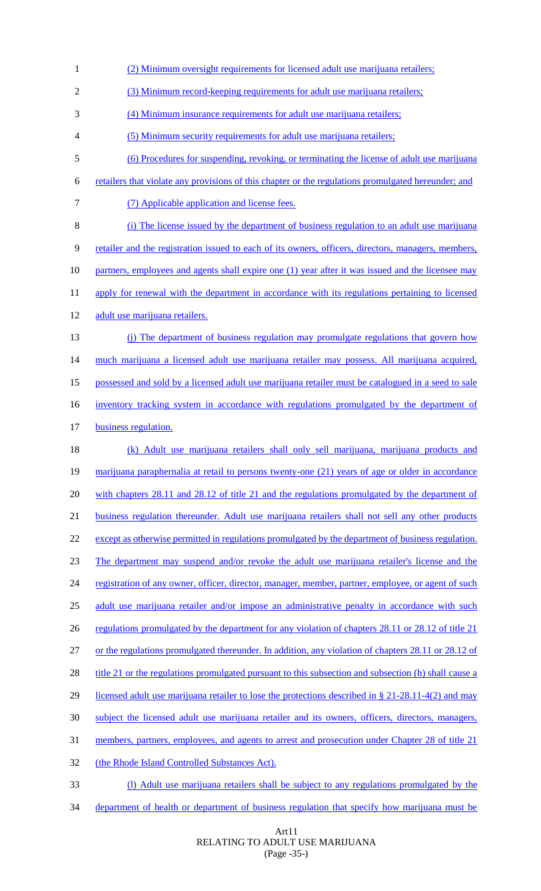(2) Minimum oversight requirements for licensed adult use marijuana retailers;

(3) Minimum record-keeping requirements for adult use marijuana retailers;

(4) Minimum insurance requirements for adult use marijuana retailers;

(5) Minimum security requirements for adult use marijuana retailers;

(6) Procedures for suspending, revoking, or terminating the license of adult use marijuana retailers that violate any provisions of this chapter or the regulations promulgated hereunder; and

(7) Applicable application and license fees.

(i) The license issued by the department of business regulation to an adult use marijuana retailer and the registration issued to each of its owners, officers, directors, managers, members, partners, employees and agents shall expire one (1) year after it was issued and the licensee may apply for renewal with the department in accordance with its regulations pertaining to licensed adult use marijuana retailers.

(j) The department of business regulation may promulgate regulations that govern how much marijuana a licensed adult use marijuana retailer may possess. All marijuana acquired, possessed and sold by a licensed adult use marijuana retailer must be catalogued in a seed to sale inventory tracking system in accordance with regulations promulgated by the department of business regulation.

(k) Adult use marijuana retailers shall only sell marijuana, marijuana products and marijuana paraphernalia at retail to persons twenty-one (21) years of age or older in accordance with chapters 28.11 and 28.12 of title 21 and the regulations promulgated by the department of business regulation thereunder. Adult use marijuana retailers shall not sell any other products except as otherwise permitted in regulations promulgated by the department of business regulation. The department may suspend and/or revoke the adult use marijuana retailer's license and the registration of any owner, officer, director, manager, member, partner, employee, or agent of such adult use marijuana retailer and/or impose an administrative penalty in accordance with such regulations promulgated by the department for any violation of chapters 28.11 or 28.12 of title 21 or the regulations promulgated thereunder. In addition, any violation of chapters 28.11 or 28.12 of title 21 or the regulations promulgated pursuant to this subsection and subsection (h) shall cause a licensed adult use marijuana retailer to lose the protections described in § 21-28.11-4(2) and may subject the licensed adult use marijuana retailer and its owners, officers, directors, managers, members, partners, employees, and agents to arrest and prosecution under Chapter 28 of title 21 (the Rhode Island Controlled Substances Act).

(l) Adult use marijuana retailers shall be subject to any regulations promulgated by the department of health or department of business regulation that specify how marijuana must be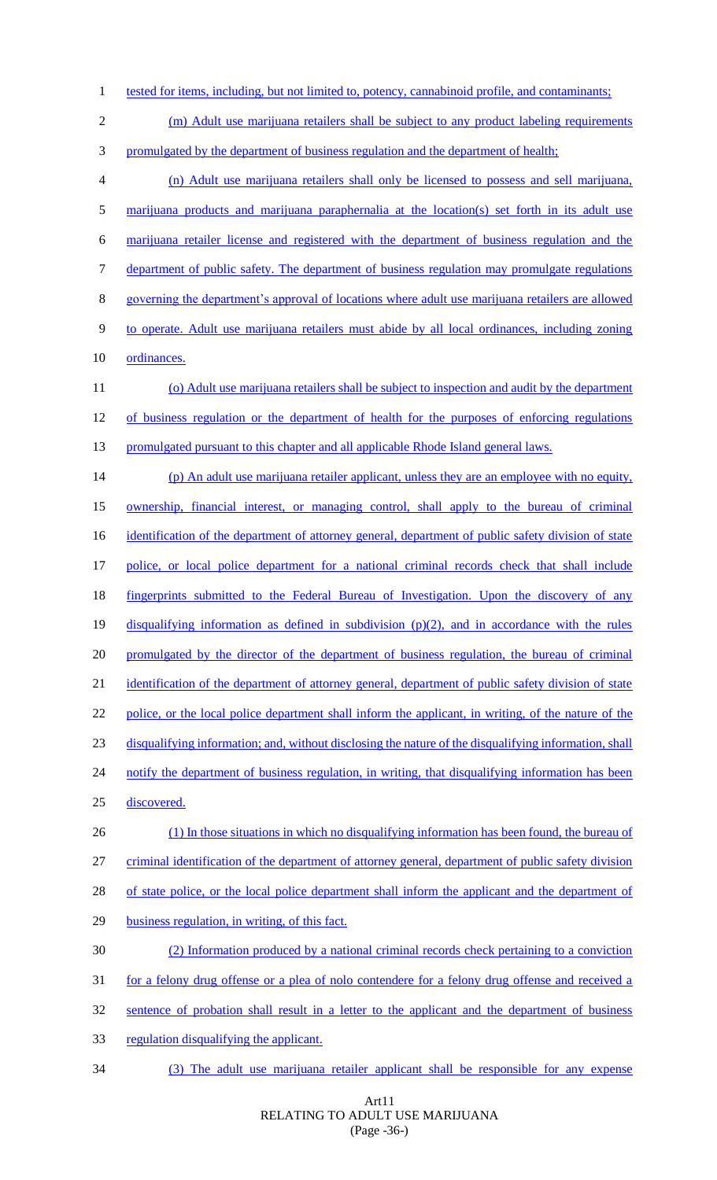tested for items, including, but not limited to, potency, cannabinoid profile, and contaminants;

(m) Adult use marijuana retailers shall be subject to any product labeling requirements promulgated by the department of business regulation and the department of health;

(n) Adult use marijuana retailers shall only be licensed to possess and sell marijuana, marijuana products and marijuana paraphernalia at the location(s) set forth in its adult use marijuana retailer license and registered with the department of business regulation and the department of public safety. The department of business regulation may promulgate regulations governing the department's approval of locations where adult use marijuana retailers are allowed to operate. Adult use marijuana retailers must abide by all local ordinances, including zoning ordinances.

(o) Adult use marijuana retailers shall be subject to inspection and audit by the department of business regulation or the department of health for the purposes of enforcing regulations promulgated pursuant to this chapter and all applicable Rhode Island general laws.

(p) An adult use marijuana retailer applicant, unless they are an employee with no equity, ownership, financial interest, or managing control, shall apply to the bureau of criminal identification of the department of attorney general, department of public safety division of state police, or local police department for a national criminal records check that shall include fingerprints submitted to the Federal Bureau of Investigation. Upon the discovery of any disqualifying information as defined in subdivision (p)(2), and in accordance with the rules promulgated by the director of the department of business regulation, the bureau of criminal identification of the department of attorney general, department of public safety division of state police, or the local police department shall inform the applicant, in writing, of the nature of the disqualifying information; and, without disclosing the nature of the disqualifying information, shall notify the department of business regulation, in writing, that disqualifying information has been discovered.

(1) In those situations in which no disqualifying information has been found, the bureau of criminal identification of the department of attorney general, department of public safety division of state police, or the local police department shall inform the applicant and the department of business regulation, in writing, of this fact.

(2) Information produced by a national criminal records check pertaining to a conviction for a felony drug offense or a plea of nolo contendere for a felony drug offense and received a sentence of probation shall result in a letter to the applicant and the department of business regulation disqualifying the applicant.

(3) The adult use marijuana retailer applicant shall be responsible for any expense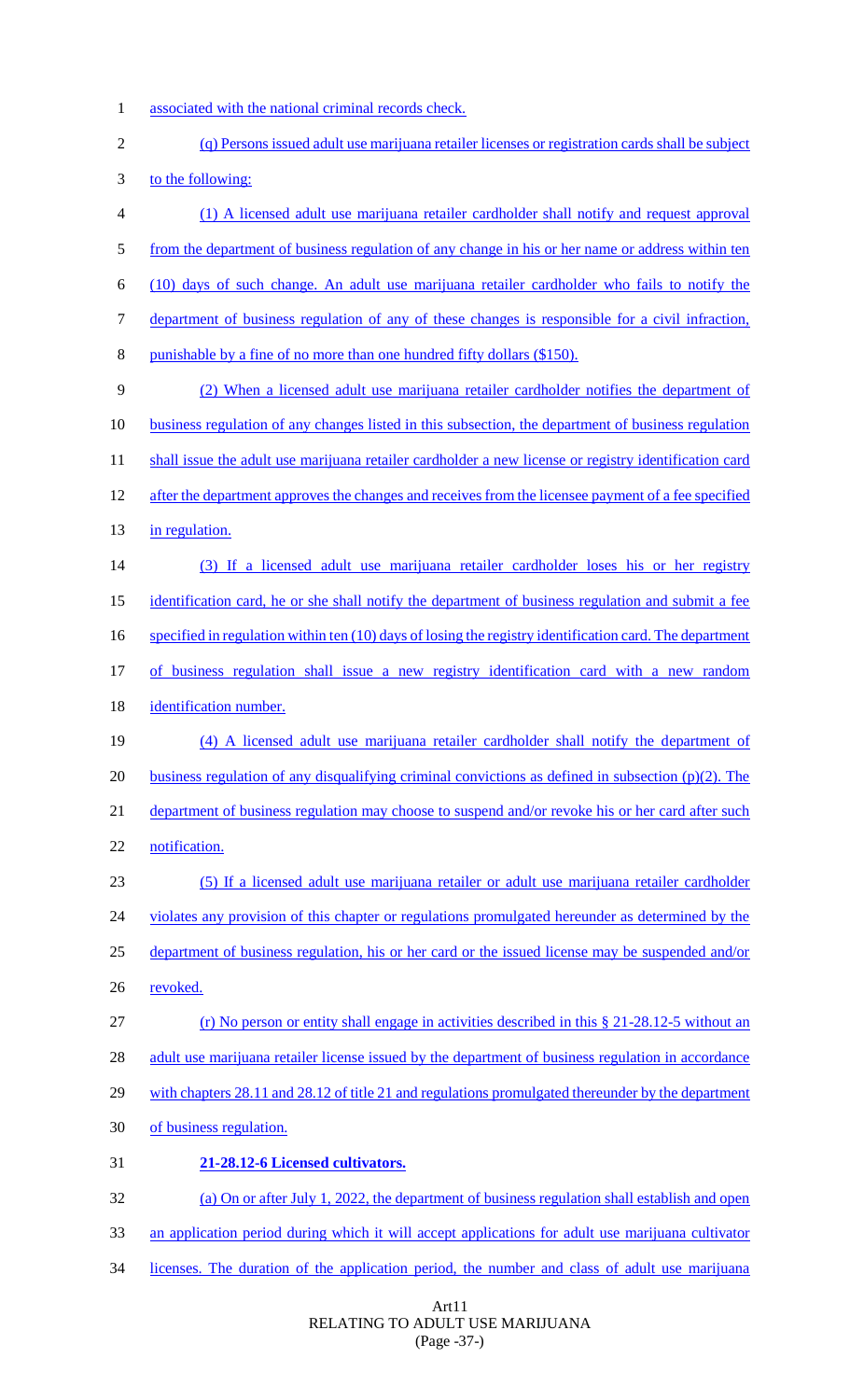associated with the national criminal records check.

(q) Persons issued adult use marijuana retailer licenses or registration cards shall be subject to the following:

(1) A licensed adult use marijuana retailer cardholder shall notify and request approval from the department of business regulation of any change in his or her name or address within ten (10) days of such change. An adult use marijuana retailer cardholder who fails to notify the department of business regulation of any of these changes is responsible for a civil infraction, punishable by a fine of no more than one hundred fifty dollars ($150).

(2) When a licensed adult use marijuana retailer cardholder notifies the department of business regulation of any changes listed in this subsection, the department of business regulation shall issue the adult use marijuana retailer cardholder a new license or registry identification card after the department approves the changes and receives from the licensee payment of a fee specified in regulation.

(3) If a licensed adult use marijuana retailer cardholder loses his or her registry identification card, he or she shall notify the department of business regulation and submit a fee specified in regulation within ten (10) days of losing the registry identification card. The department of business regulation shall issue a new registry identification card with a new random identification number.

(4) A licensed adult use marijuana retailer cardholder shall notify the department of business regulation of any disqualifying criminal convictions as defined in subsection (p)(2). The department of business regulation may choose to suspend and/or revoke his or her card after such notification.

(5) If a licensed adult use marijuana retailer or adult use marijuana retailer cardholder violates any provision of this chapter or regulations promulgated hereunder as determined by the department of business regulation, his or her card or the issued license may be suspended and/or revoked.

(r) No person or entity shall engage in activities described in this § 21-28.12-5 without an adult use marijuana retailer license issued by the department of business regulation in accordance with chapters 28.11 and 28.12 of title 21 and regulations promulgated thereunder by the department of business regulation.

**21-28.12-6 Licensed cultivators.**

(a) On or after July 1, 2022, the department of business regulation shall establish and open an application period during which it will accept applications for adult use marijuana cultivator licenses. The duration of the application period, the number and class of adult use marijuana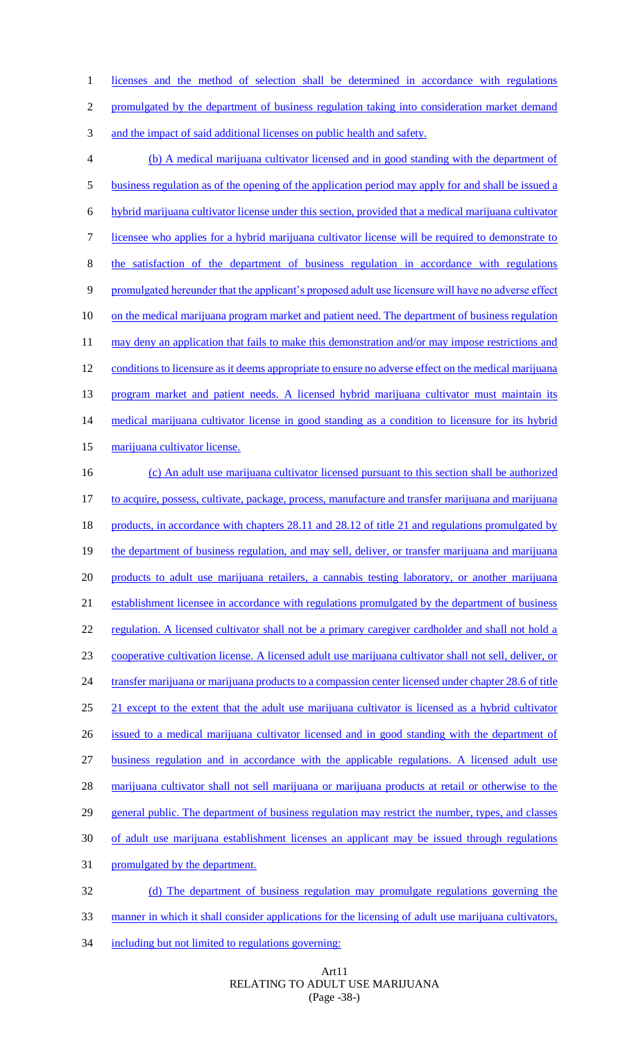licenses and the method of selection shall be determined in accordance with regulations promulgated by the department of business regulation taking into consideration market demand and the impact of said additional licenses on public health and safety.

(b) A medical marijuana cultivator licensed and in good standing with the department of business regulation as of the opening of the application period may apply for and shall be issued a hybrid marijuana cultivator license under this section, provided that a medical marijuana cultivator licensee who applies for a hybrid marijuana cultivator license will be required to demonstrate to the satisfaction of the department of business regulation in accordance with regulations promulgated hereunder that the applicant's proposed adult use licensure will have no adverse effect on the medical marijuana program market and patient need. The department of business regulation may deny an application that fails to make this demonstration and/or may impose restrictions and conditions to licensure as it deems appropriate to ensure no adverse effect on the medical marijuana program market and patient needs. A licensed hybrid marijuana cultivator must maintain its medical marijuana cultivator license in good standing as a condition to licensure for its hybrid marijuana cultivator license.

(c) An adult use marijuana cultivator licensed pursuant to this section shall be authorized to acquire, possess, cultivate, package, process, manufacture and transfer marijuana and marijuana products, in accordance with chapters 28.11 and 28.12 of title 21 and regulations promulgated by the department of business regulation, and may sell, deliver, or transfer marijuana and marijuana products to adult use marijuana retailers, a cannabis testing laboratory, or another marijuana establishment licensee in accordance with regulations promulgated by the department of business regulation. A licensed cultivator shall not be a primary caregiver cardholder and shall not hold a cooperative cultivation license. A licensed adult use marijuana cultivator shall not sell, deliver, or transfer marijuana or marijuana products to a compassion center licensed under chapter 28.6 of title 21 except to the extent that the adult use marijuana cultivator is licensed as a hybrid cultivator issued to a medical marijuana cultivator licensed and in good standing with the department of business regulation and in accordance with the applicable regulations. A licensed adult use marijuana cultivator shall not sell marijuana or marijuana products at retail or otherwise to the general public. The department of business regulation may restrict the number, types, and classes of adult use marijuana establishment licenses an applicant may be issued through regulations promulgated by the department.

(d) The department of business regulation may promulgate regulations governing the manner in which it shall consider applications for the licensing of adult use marijuana cultivators, including but not limited to regulations governing: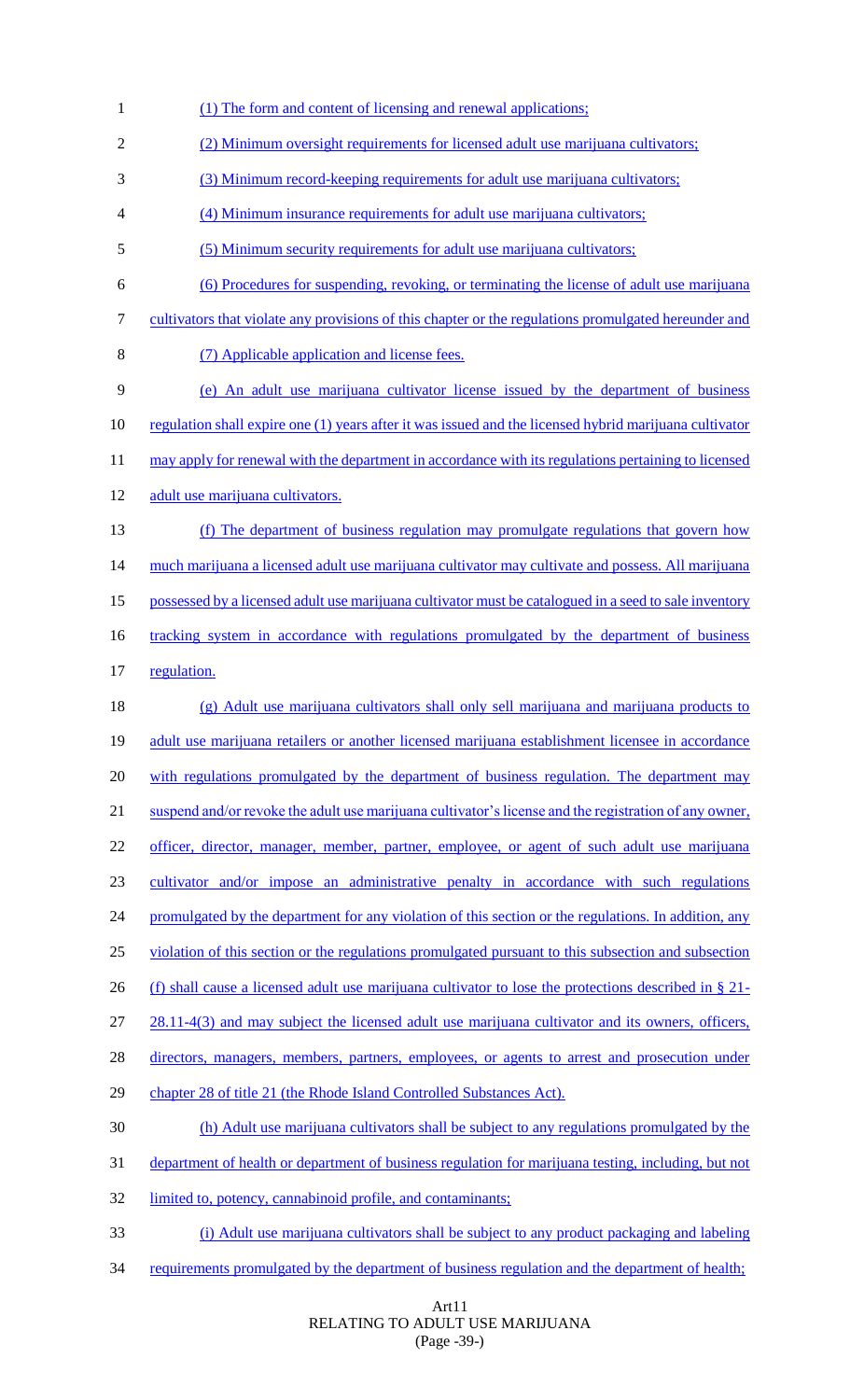(1) The form and content of licensing and renewal applications;

(2) Minimum oversight requirements for licensed adult use marijuana cultivators;

(3) Minimum record-keeping requirements for adult use marijuana cultivators;

(4) Minimum insurance requirements for adult use marijuana cultivators;

(5) Minimum security requirements for adult use marijuana cultivators;

(6) Procedures for suspending, revoking, or terminating the license of adult use marijuana cultivators that violate any provisions of this chapter or the regulations promulgated hereunder and

(7) Applicable application and license fees.

(e) An adult use marijuana cultivator license issued by the department of business regulation shall expire one (1) years after it was issued and the licensed hybrid marijuana cultivator may apply for renewal with the department in accordance with its regulations pertaining to licensed adult use marijuana cultivators.

(f) The department of business regulation may promulgate regulations that govern how much marijuana a licensed adult use marijuana cultivator may cultivate and possess. All marijuana possessed by a licensed adult use marijuana cultivator must be catalogued in a seed to sale inventory tracking system in accordance with regulations promulgated by the department of business regulation.

(g) Adult use marijuana cultivators shall only sell marijuana and marijuana products to adult use marijuana retailers or another licensed marijuana establishment licensee in accordance with regulations promulgated by the department of business regulation. The department may suspend and/or revoke the adult use marijuana cultivator's license and the registration of any owner, officer, director, manager, member, partner, employee, or agent of such adult use marijuana cultivator and/or impose an administrative penalty in accordance with such regulations promulgated by the department for any violation of this section or the regulations. In addition, any violation of this section or the regulations promulgated pursuant to this subsection and subsection (f) shall cause a licensed adult use marijuana cultivator to lose the protections described in § 21-28.11-4(3) and may subject the licensed adult use marijuana cultivator and its owners, officers, directors, managers, members, partners, employees, or agents to arrest and prosecution under chapter 28 of title 21 (the Rhode Island Controlled Substances Act).

(h) Adult use marijuana cultivators shall be subject to any regulations promulgated by the department of health or department of business regulation for marijuana testing, including, but not limited to, potency, cannabinoid profile, and contaminants;

(i) Adult use marijuana cultivators shall be subject to any product packaging and labeling requirements promulgated by the department of business regulation and the department of health;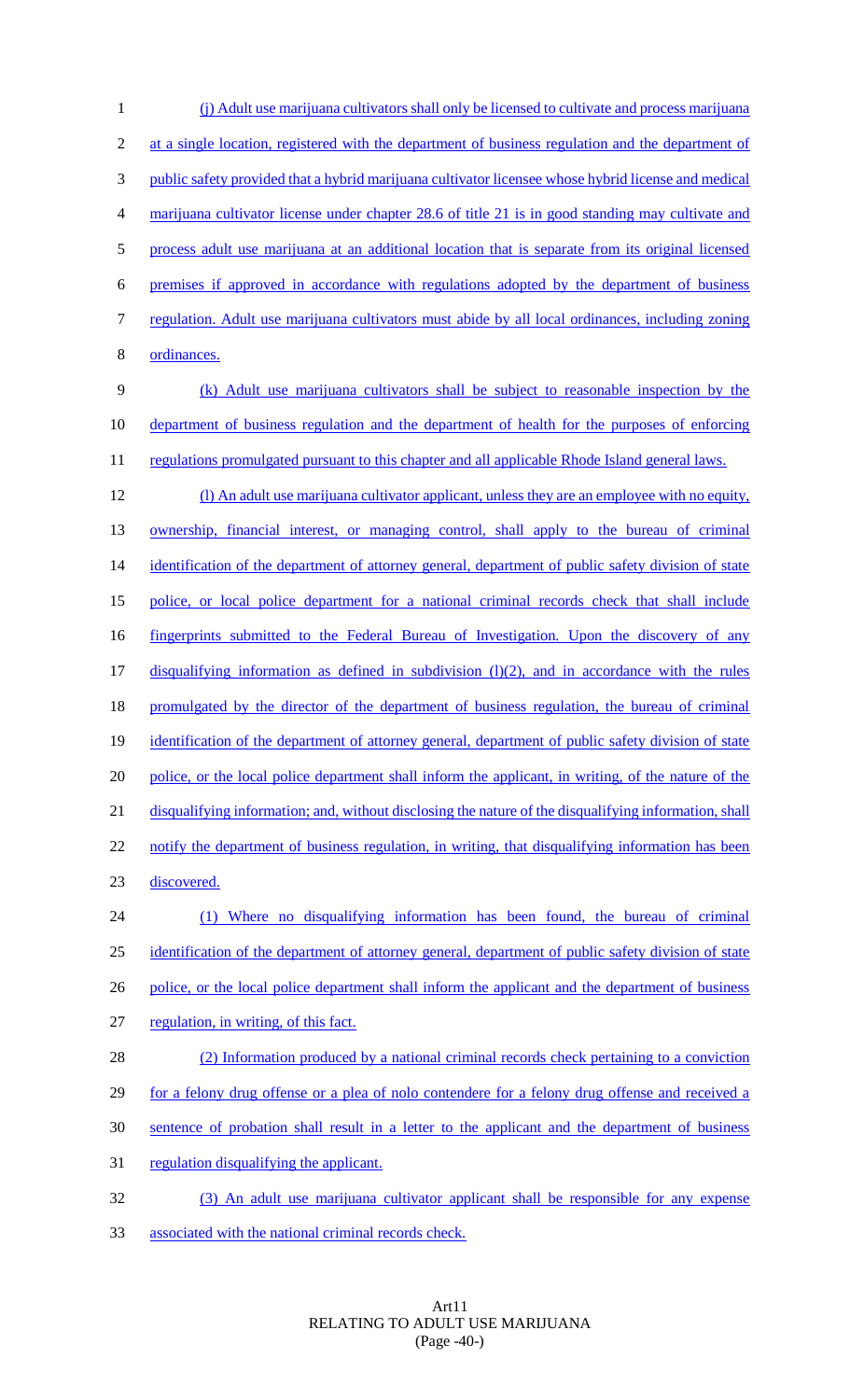(j) Adult use marijuana cultivators shall only be licensed to cultivate and process marijuana at a single location, registered with the department of business regulation and the department of public safety provided that a hybrid marijuana cultivator licensee whose hybrid license and medical marijuana cultivator license under chapter 28.6 of title 21 is in good standing may cultivate and process adult use marijuana at an additional location that is separate from its original licensed premises if approved in accordance with regulations adopted by the department of business regulation. Adult use marijuana cultivators must abide by all local ordinances, including zoning ordinances.

(k) Adult use marijuana cultivators shall be subject to reasonable inspection by the department of business regulation and the department of health for the purposes of enforcing regulations promulgated pursuant to this chapter and all applicable Rhode Island general laws.

(l) An adult use marijuana cultivator applicant, unless they are an employee with no equity, ownership, financial interest, or managing control, shall apply to the bureau of criminal identification of the department of attorney general, department of public safety division of state police, or local police department for a national criminal records check that shall include fingerprints submitted to the Federal Bureau of Investigation. Upon the discovery of any disqualifying information as defined in subdivision (l)(2), and in accordance with the rules promulgated by the director of the department of business regulation, the bureau of criminal identification of the department of attorney general, department of public safety division of state police, or the local police department shall inform the applicant, in writing, of the nature of the disqualifying information; and, without disclosing the nature of the disqualifying information, shall notify the department of business regulation, in writing, that disqualifying information has been discovered.

(1) Where no disqualifying information has been found, the bureau of criminal identification of the department of attorney general, department of public safety division of state police, or the local police department shall inform the applicant and the department of business regulation, in writing, of this fact.

(2) Information produced by a national criminal records check pertaining to a conviction for a felony drug offense or a plea of nolo contendere for a felony drug offense and received a sentence of probation shall result in a letter to the applicant and the department of business regulation disqualifying the applicant.

(3) An adult use marijuana cultivator applicant shall be responsible for any expense associated with the national criminal records check.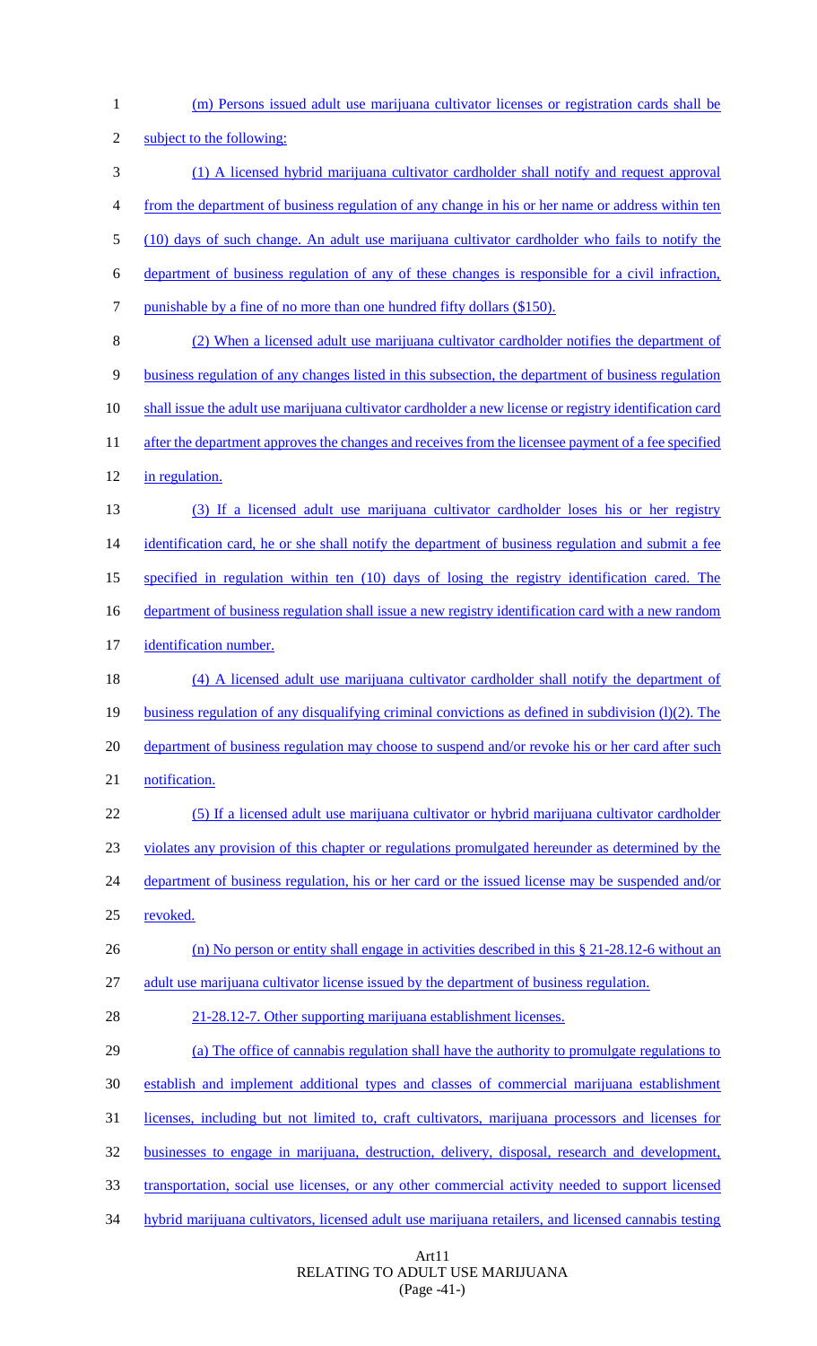(m) Persons issued adult use marijuana cultivator licenses or registration cards shall be subject to the following:

(1) A licensed hybrid marijuana cultivator cardholder shall notify and request approval from the department of business regulation of any change in his or her name or address within ten (10) days of such change. An adult use marijuana cultivator cardholder who fails to notify the department of business regulation of any of these changes is responsible for a civil infraction, punishable by a fine of no more than one hundred fifty dollars ($150).

(2) When a licensed adult use marijuana cultivator cardholder notifies the department of business regulation of any changes listed in this subsection, the department of business regulation shall issue the adult use marijuana cultivator cardholder a new license or registry identification card after the department approves the changes and receives from the licensee payment of a fee specified in regulation.

(3) If a licensed adult use marijuana cultivator cardholder loses his or her registry identification card, he or she shall notify the department of business regulation and submit a fee specified in regulation within ten (10) days of losing the registry identification cared. The department of business regulation shall issue a new registry identification card with a new random identification number.

(4) A licensed adult use marijuana cultivator cardholder shall notify the department of business regulation of any disqualifying criminal convictions as defined in subdivision (l)(2). The department of business regulation may choose to suspend and/or revoke his or her card after such notification.

(5) If a licensed adult use marijuana cultivator or hybrid marijuana cultivator cardholder violates any provision of this chapter or regulations promulgated hereunder as determined by the department of business regulation, his or her card or the issued license may be suspended and/or revoked.

(n) No person or entity shall engage in activities described in this § 21-28.12-6 without an adult use marijuana cultivator license issued by the department of business regulation.

21-28.12-7. Other supporting marijuana establishment licenses.

(a) The office of cannabis regulation shall have the authority to promulgate regulations to establish and implement additional types and classes of commercial marijuana establishment licenses, including but not limited to, craft cultivators, marijuana processors and licenses for businesses to engage in marijuana, destruction, delivery, disposal, research and development, transportation, social use licenses, or any other commercial activity needed to support licensed hybrid marijuana cultivators, licensed adult use marijuana retailers, and licensed cannabis testing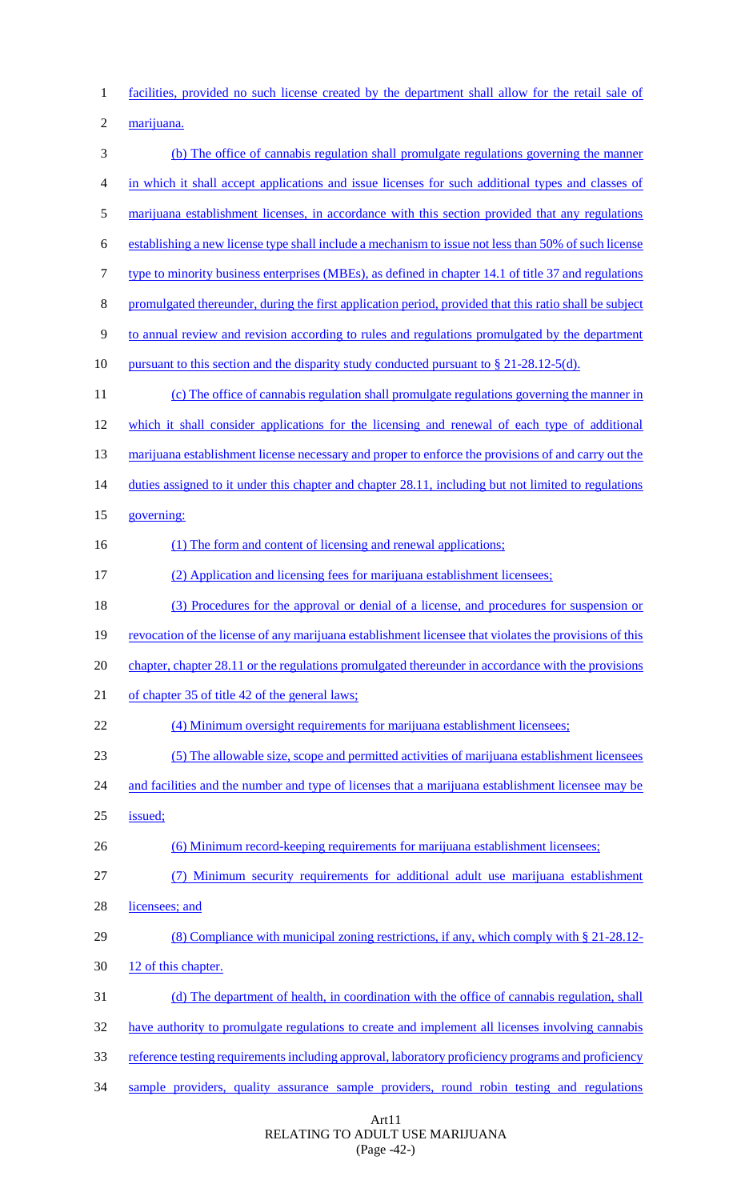facilities, provided no such license created by the department shall allow for the retail sale of marijuana.

(b) The office of cannabis regulation shall promulgate regulations governing the manner in which it shall accept applications and issue licenses for such additional types and classes of marijuana establishment licenses, in accordance with this section provided that any regulations establishing a new license type shall include a mechanism to issue not less than 50% of such license type to minority business enterprises (MBEs), as defined in chapter 14.1 of title 37 and regulations promulgated thereunder, during the first application period, provided that this ratio shall be subject to annual review and revision according to rules and regulations promulgated by the department pursuant to this section and the disparity study conducted pursuant to § 21-28.12-5(d).

(c) The office of cannabis regulation shall promulgate regulations governing the manner in which it shall consider applications for the licensing and renewal of each type of additional marijuana establishment license necessary and proper to enforce the provisions of and carry out the duties assigned to it under this chapter and chapter 28.11, including but not limited to regulations governing:

(1) The form and content of licensing and renewal applications;

(2) Application and licensing fees for marijuana establishment licensees;

(3) Procedures for the approval or denial of a license, and procedures for suspension or revocation of the license of any marijuana establishment licensee that violates the provisions of this chapter, chapter 28.11 or the regulations promulgated thereunder in accordance with the provisions of chapter 35 of title 42 of the general laws;

(4) Minimum oversight requirements for marijuana establishment licensees;

(5) The allowable size, scope and permitted activities of marijuana establishment licensees and facilities and the number and type of licenses that a marijuana establishment licensee may be issued;

(6) Minimum record-keeping requirements for marijuana establishment licensees;

(7) Minimum security requirements for additional adult use marijuana establishment licensees; and

(8) Compliance with municipal zoning restrictions, if any, which comply with § 21-28.12-12 of this chapter.

(d) The department of health, in coordination with the office of cannabis regulation, shall have authority to promulgate regulations to create and implement all licenses involving cannabis reference testing requirements including approval, laboratory proficiency programs and proficiency sample providers, quality assurance sample providers, round robin testing and regulations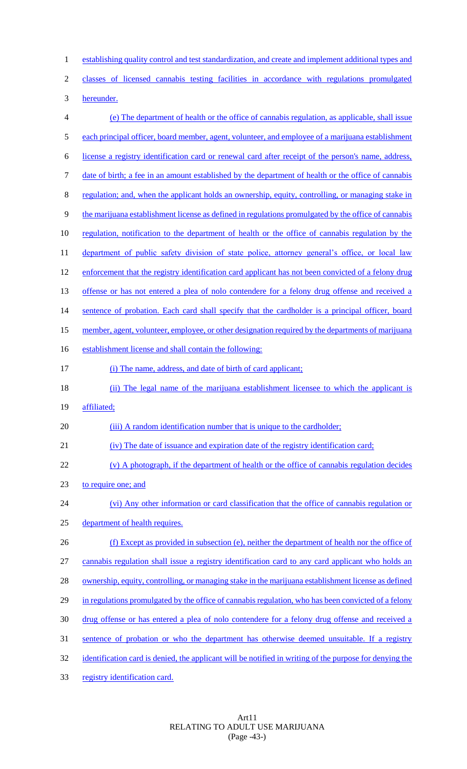establishing quality control and test standardization, and create and implement additional types and classes of licensed cannabis testing facilities in accordance with regulations promulgated hereunder.

(e) The department of health or the office of cannabis regulation, as applicable, shall issue each principal officer, board member, agent, volunteer, and employee of a marijuana establishment license a registry identification card or renewal card after receipt of the person's name, address, date of birth; a fee in an amount established by the department of health or the office of cannabis regulation; and, when the applicant holds an ownership, equity, controlling, or managing stake in the marijuana establishment license as defined in regulations promulgated by the office of cannabis regulation, notification to the department of health or the office of cannabis regulation by the department of public safety division of state police, attorney general's office, or local law enforcement that the registry identification card applicant has not been convicted of a felony drug offense or has not entered a plea of nolo contendere for a felony drug offense and received a sentence of probation. Each card shall specify that the cardholder is a principal officer, board member, agent, volunteer, employee, or other designation required by the departments of marijuana establishment license and shall contain the following:

(i) The name, address, and date of birth of card applicant;

(ii) The legal name of the marijuana establishment licensee to which the applicant is affiliated;

(iii) A random identification number that is unique to the cardholder;

(iv) The date of issuance and expiration date of the registry identification card;

(v) A photograph, if the department of health or the office of cannabis regulation decides to require one; and

(vi) Any other information or card classification that the office of cannabis regulation or department of health requires.

(f) Except as provided in subsection (e), neither the department of health nor the office of cannabis regulation shall issue a registry identification card to any card applicant who holds an ownership, equity, controlling, or managing stake in the marijuana establishment license as defined in regulations promulgated by the office of cannabis regulation, who has been convicted of a felony drug offense or has entered a plea of nolo contendere for a felony drug offense and received a sentence of probation or who the department has otherwise deemed unsuitable. If a registry identification card is denied, the applicant will be notified in writing of the purpose for denying the registry identification card.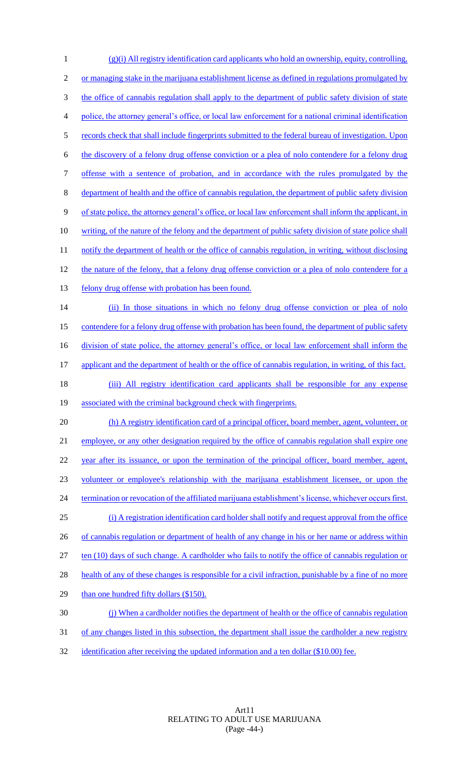(g)(i) All registry identification card applicants who hold an ownership, equity, controlling, or managing stake in the marijuana establishment license as defined in regulations promulgated by the office of cannabis regulation shall apply to the department of public safety division of state police, the attorney general's office, or local law enforcement for a national criminal identification records check that shall include fingerprints submitted to the federal bureau of investigation. Upon the discovery of a felony drug offense conviction or a plea of nolo contendere for a felony drug offense with a sentence of probation, and in accordance with the rules promulgated by the department of health and the office of cannabis regulation, the department of public safety division of state police, the attorney general's office, or local law enforcement shall inform the applicant, in writing, of the nature of the felony and the department of public safety division of state police shall notify the department of health or the office of cannabis regulation, in writing, without disclosing the nature of the felony, that a felony drug offense conviction or a plea of nolo contendere for a felony drug offense with probation has been found.

(ii) In those situations in which no felony drug offense conviction or plea of nolo contendere for a felony drug offense with probation has been found, the department of public safety division of state police, the attorney general's office, or local law enforcement shall inform the applicant and the department of health or the office of cannabis regulation, in writing, of this fact.

(iii) All registry identification card applicants shall be responsible for any expense associated with the criminal background check with fingerprints.

(h) A registry identification card of a principal officer, board member, agent, volunteer, or employee, or any other designation required by the office of cannabis regulation shall expire one year after its issuance, or upon the termination of the principal officer, board member, agent, volunteer or employee's relationship with the marijuana establishment licensee, or upon the termination or revocation of the affiliated marijuana establishment's license, whichever occurs first.

(i) A registration identification card holder shall notify and request approval from the office of cannabis regulation or department of health of any change in his or her name or address within ten (10) days of such change. A cardholder who fails to notify the office of cannabis regulation or health of any of these changes is responsible for a civil infraction, punishable by a fine of no more than one hundred fifty dollars ($150).

(j) When a cardholder notifies the department of health or the office of cannabis regulation of any changes listed in this subsection, the department shall issue the cardholder a new registry identification after receiving the updated information and a ten dollar ($10.00) fee.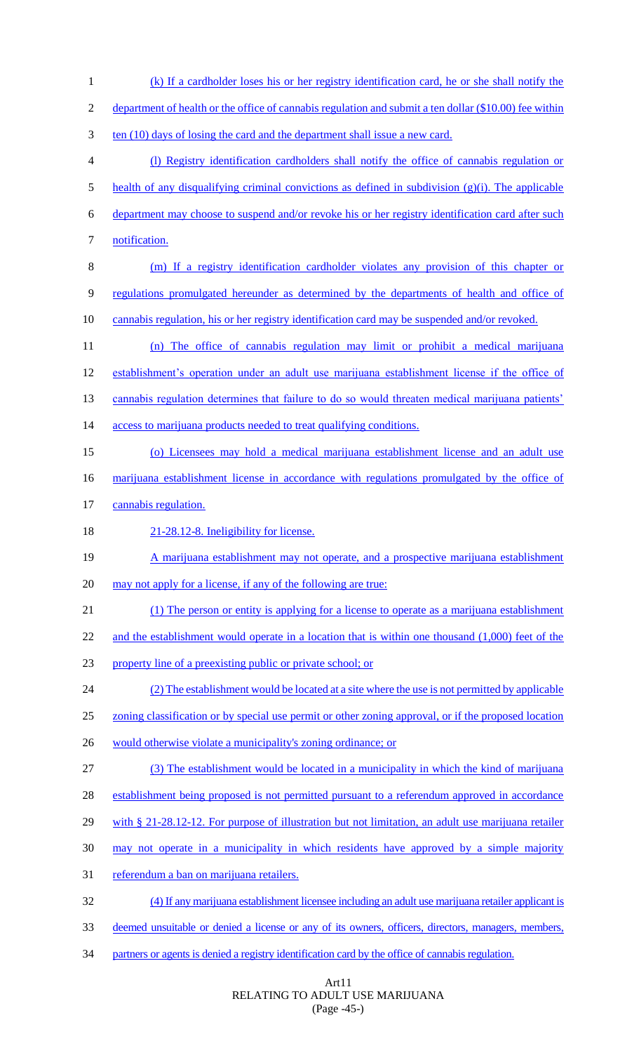(k) If a cardholder loses his or her registry identification card, he or she shall notify the department of health or the office of cannabis regulation and submit a ten dollar ($10.00) fee within ten (10) days of losing the card and the department shall issue a new card.

(l) Registry identification cardholders shall notify the office of cannabis regulation or health of any disqualifying criminal convictions as defined in subdivision (g)(i). The applicable department may choose to suspend and/or revoke his or her registry identification card after such notification.

(m) If a registry identification cardholder violates any provision of this chapter or regulations promulgated hereunder as determined by the departments of health and office of cannabis regulation, his or her registry identification card may be suspended and/or revoked.

(n) The office of cannabis regulation may limit or prohibit a medical marijuana establishment's operation under an adult use marijuana establishment license if the office of cannabis regulation determines that failure to do so would threaten medical marijuana patients' access to marijuana products needed to treat qualifying conditions.

(o) Licensees may hold a medical marijuana establishment license and an adult use marijuana establishment license in accordance with regulations promulgated by the office of cannabis regulation.

21-28.12-8. Ineligibility for license.

A marijuana establishment may not operate, and a prospective marijuana establishment may not apply for a license, if any of the following are true:

(1) The person or entity is applying for a license to operate as a marijuana establishment and the establishment would operate in a location that is within one thousand (1,000) feet of the property line of a preexisting public or private school; or

(2) The establishment would be located at a site where the use is not permitted by applicable zoning classification or by special use permit or other zoning approval, or if the proposed location would otherwise violate a municipality's zoning ordinance; or

(3) The establishment would be located in a municipality in which the kind of marijuana establishment being proposed is not permitted pursuant to a referendum approved in accordance with § 21-28.12-12. For purpose of illustration but not limitation, an adult use marijuana retailer may not operate in a municipality in which residents have approved by a simple majority referendum a ban on marijuana retailers.

(4) If any marijuana establishment licensee including an adult use marijuana retailer applicant is deemed unsuitable or denied a license or any of its owners, officers, directors, managers, members, partners or agents is denied a registry identification card by the office of cannabis regulation.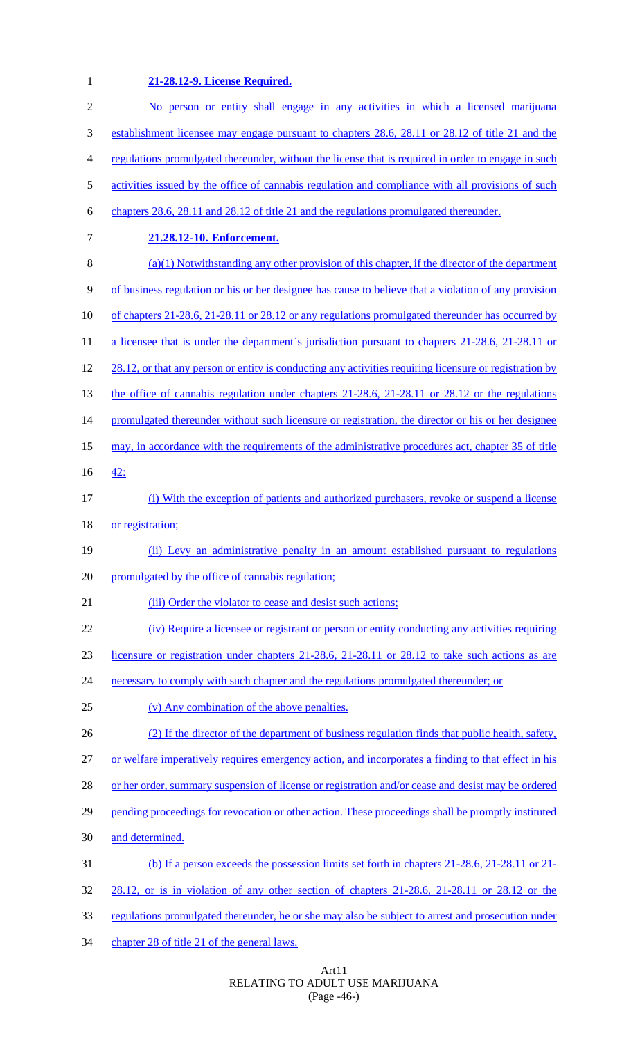**21-28.12-9. License Required.**

No person or entity shall engage in any activities in which a licensed marijuana establishment licensee may engage pursuant to chapters 28.6, 28.11 or 28.12 of title 21 and the regulations promulgated thereunder, without the license that is required in order to engage in such activities issued by the office of cannabis regulation and compliance with all provisions of such chapters 28.6, 28.11 and 28.12 of title 21 and the regulations promulgated thereunder.

**21.28.12-10. Enforcement.**

(a)(1) Notwithstanding any other provision of this chapter, if the director of the department of business regulation or his or her designee has cause to believe that a violation of any provision of chapters 21-28.6, 21-28.11 or 28.12 or any regulations promulgated thereunder has occurred by a licensee that is under the department's jurisdiction pursuant to chapters 21-28.6, 21-28.11 or 28.12, or that any person or entity is conducting any activities requiring licensure or registration by the office of cannabis regulation under chapters 21-28.6, 21-28.11 or 28.12 or the regulations promulgated thereunder without such licensure or registration, the director or his or her designee may, in accordance with the requirements of the administrative procedures act, chapter 35 of title 42:

(i) With the exception of patients and authorized purchasers, revoke or suspend a license or registration;

(ii) Levy an administrative penalty in an amount established pursuant to regulations promulgated by the office of cannabis regulation;

(iii) Order the violator to cease and desist such actions;

(iv) Require a licensee or registrant or person or entity conducting any activities requiring licensure or registration under chapters 21-28.6, 21-28.11 or 28.12 to take such actions as are necessary to comply with such chapter and the regulations promulgated thereunder; or

(v) Any combination of the above penalties.

(2) If the director of the department of business regulation finds that public health, safety, or welfare imperatively requires emergency action, and incorporates a finding to that effect in his or her order, summary suspension of license or registration and/or cease and desist may be ordered pending proceedings for revocation or other action. These proceedings shall be promptly instituted and determined.

(b) If a person exceeds the possession limits set forth in chapters 21-28.6, 21-28.11 or 21-28.12, or is in violation of any other section of chapters 21-28.6, 21-28.11 or 28.12 or the regulations promulgated thereunder, he or she may also be subject to arrest and prosecution under chapter 28 of title 21 of the general laws.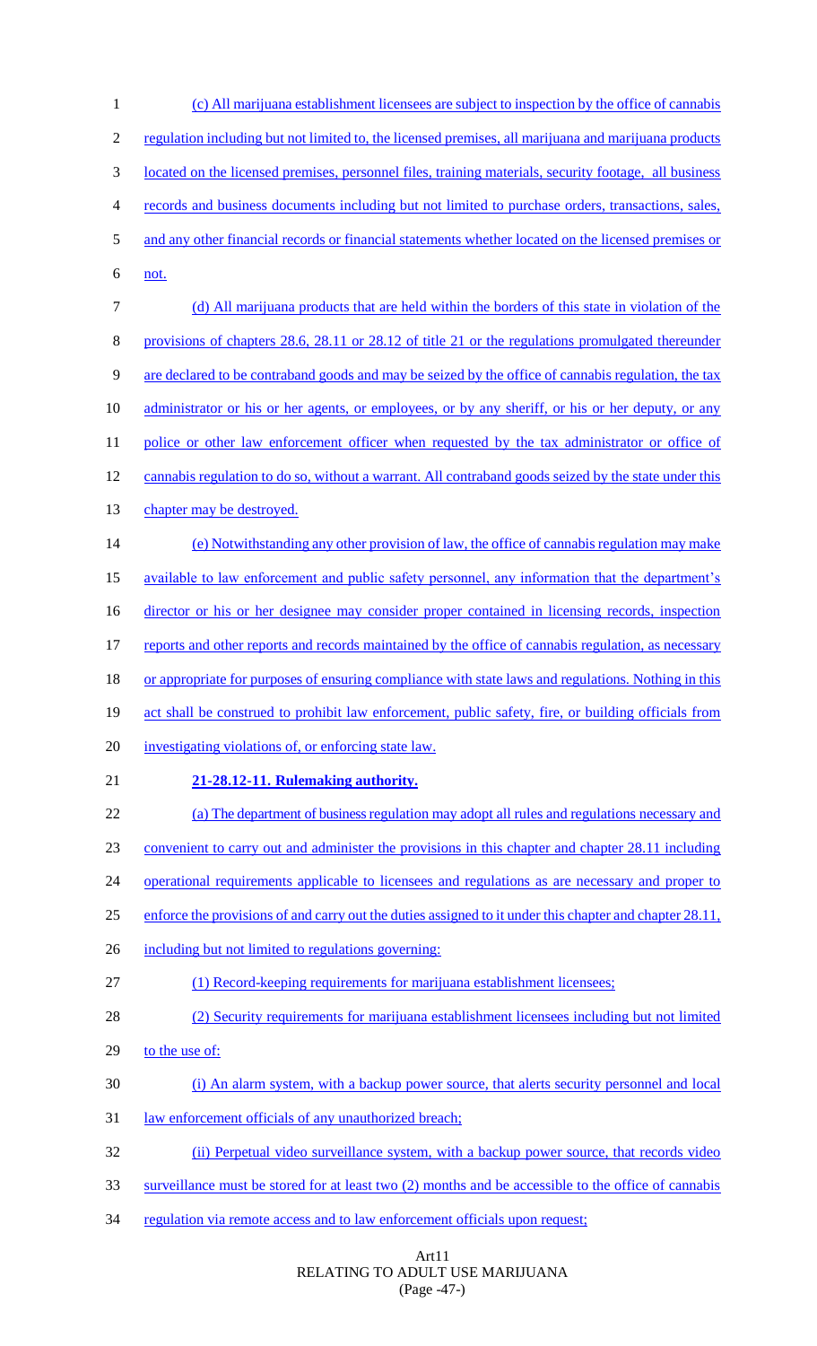(c) All marijuana establishment licensees are subject to inspection by the office of cannabis regulation including but not limited to, the licensed premises, all marijuana and marijuana products located on the licensed premises, personnel files, training materials, security footage, all business records and business documents including but not limited to purchase orders, transactions, sales, and any other financial records or financial statements whether located on the licensed premises or not.

(d) All marijuana products that are held within the borders of this state in violation of the provisions of chapters 28.6, 28.11 or 28.12 of title 21 or the regulations promulgated thereunder are declared to be contraband goods and may be seized by the office of cannabis regulation, the tax administrator or his or her agents, or employees, or by any sheriff, or his or her deputy, or any police or other law enforcement officer when requested by the tax administrator or office of cannabis regulation to do so, without a warrant. All contraband goods seized by the state under this chapter may be destroyed.

(e) Notwithstanding any other provision of law, the office of cannabis regulation may make available to law enforcement and public safety personnel, any information that the department's director or his or her designee may consider proper contained in licensing records, inspection reports and other reports and records maintained by the office of cannabis regulation, as necessary or appropriate for purposes of ensuring compliance with state laws and regulations. Nothing in this act shall be construed to prohibit law enforcement, public safety, fire, or building officials from investigating violations of, or enforcing state law.

**21-28.12-11. Rulemaking authority.**

(a) The department of business regulation may adopt all rules and regulations necessary and convenient to carry out and administer the provisions in this chapter and chapter 28.11 including operational requirements applicable to licensees and regulations as are necessary and proper to enforce the provisions of and carry out the duties assigned to it under this chapter and chapter 28.11, including but not limited to regulations governing:

(1) Record-keeping requirements for marijuana establishment licensees;

(2) Security requirements for marijuana establishment licensees including but not limited to the use of:

(i) An alarm system, with a backup power source, that alerts security personnel and local law enforcement officials of any unauthorized breach;

(ii) Perpetual video surveillance system, with a backup power source, that records video surveillance must be stored for at least two (2) months and be accessible to the office of cannabis regulation via remote access and to law enforcement officials upon request;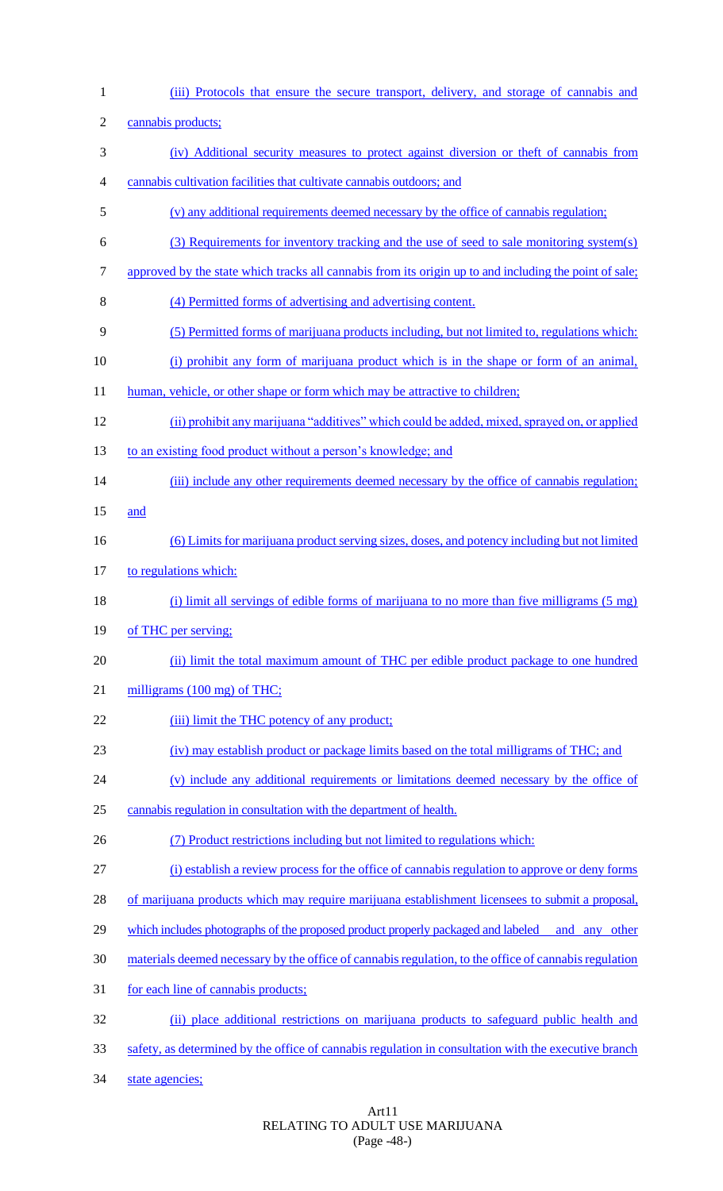(iii) Protocols that ensure the secure transport, delivery, and storage of cannabis and cannabis products;

(iv) Additional security measures to protect against diversion or theft of cannabis from cannabis cultivation facilities that cultivate cannabis outdoors; and

(v) any additional requirements deemed necessary by the office of cannabis regulation;

(3) Requirements for inventory tracking and the use of seed to sale monitoring system(s) approved by the state which tracks all cannabis from its origin up to and including the point of sale;

(4) Permitted forms of advertising and advertising content.

(5) Permitted forms of marijuana products including, but not limited to, regulations which:

(i) prohibit any form of marijuana product which is in the shape or form of an animal, human, vehicle, or other shape or form which may be attractive to children;

(ii) prohibit any marijuana "additives" which could be added, mixed, sprayed on, or applied to an existing food product without a person's knowledge; and

(iii) include any other requirements deemed necessary by the office of cannabis regulation; and

(6) Limits for marijuana product serving sizes, doses, and potency including but not limited to regulations which:

(i) limit all servings of edible forms of marijuana to no more than five milligrams (5 mg) of THC per serving;

(ii) limit the total maximum amount of THC per edible product package to one hundred milligrams (100 mg) of THC;

(iii) limit the THC potency of any product;

(iv) may establish product or package limits based on the total milligrams of THC; and

(v) include any additional requirements or limitations deemed necessary by the office of cannabis regulation in consultation with the department of health.

(7) Product restrictions including but not limited to regulations which:

(i) establish a review process for the office of cannabis regulation to approve or deny forms of marijuana products which may require marijuana establishment licensees to submit a proposal, which includes photographs of the proposed product properly packaged and labeled and any other materials deemed necessary by the office of cannabis regulation, to the office of cannabis regulation for each line of cannabis products;

(ii) place additional restrictions on marijuana products to safeguard public health and safety, as determined by the office of cannabis regulation in consultation with the executive branch state agencies;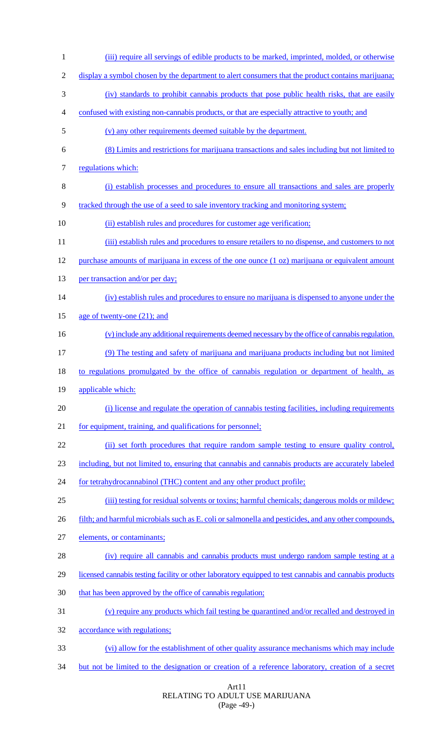(iii) require all servings of edible products to be marked, imprinted, molded, or otherwise display a symbol chosen by the department to alert consumers that the product contains marijuana;

(iv) standards to prohibit cannabis products that pose public health risks, that are easily confused with existing non-cannabis products, or that are especially attractive to youth; and

(v) any other requirements deemed suitable by the department.

(8) Limits and restrictions for marijuana transactions and sales including but not limited to regulations which:

(i) establish processes and procedures to ensure all transactions and sales are properly tracked through the use of a seed to sale inventory tracking and monitoring system;

(ii) establish rules and procedures for customer age verification;

(iii) establish rules and procedures to ensure retailers to no dispense, and customers to not purchase amounts of marijuana in excess of the one ounce (1 oz) marijuana or equivalent amount per transaction and/or per day;

(iv) establish rules and procedures to ensure no marijuana is dispensed to anyone under the age of twenty-one (21); and

(v) include any additional requirements deemed necessary by the office of cannabis regulation.

(9) The testing and safety of marijuana and marijuana products including but not limited to regulations promulgated by the office of cannabis regulation or department of health, as applicable which:

(i) license and regulate the operation of cannabis testing facilities, including requirements for equipment, training, and qualifications for personnel;

(ii) set forth procedures that require random sample testing to ensure quality control, including, but not limited to, ensuring that cannabis and cannabis products are accurately labeled for tetrahydrocannabinol (THC) content and any other product profile;

(iii) testing for residual solvents or toxins; harmful chemicals; dangerous molds or mildew; filth; and harmful microbials such as E. coli or salmonella and pesticides, and any other compounds, elements, or contaminants;

(iv) require all cannabis and cannabis products must undergo random sample testing at a licensed cannabis testing facility or other laboratory equipped to test cannabis and cannabis products that has been approved by the office of cannabis regulation;

(v) require any products which fail testing be quarantined and/or recalled and destroyed in accordance with regulations;

(vi) allow for the establishment of other quality assurance mechanisms which may include but not be limited to the designation or creation of a reference laboratory, creation of a secret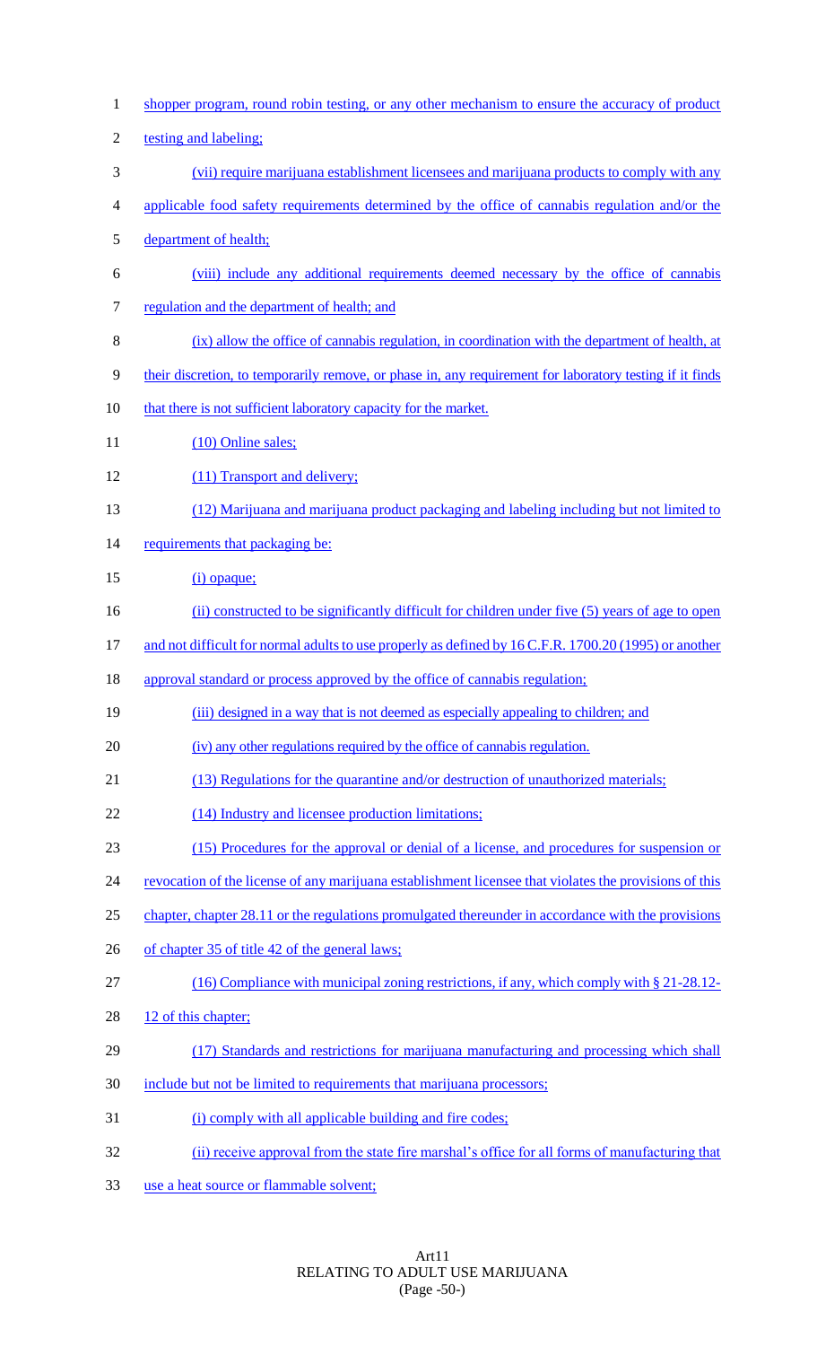shopper program, round robin testing, or any other mechanism to ensure the accuracy of product testing and labeling;

(vii) require marijuana establishment licensees and marijuana products to comply with any applicable food safety requirements determined by the office of cannabis regulation and/or the department of health;

(viii) include any additional requirements deemed necessary by the office of cannabis regulation and the department of health; and

(ix) allow the office of cannabis regulation, in coordination with the department of health, at their discretion, to temporarily remove, or phase in, any requirement for laboratory testing if it finds that there is not sufficient laboratory capacity for the market.

(10) Online sales;

(11) Transport and delivery;

(12) Marijuana and marijuana product packaging and labeling including but not limited to requirements that packaging be:

(i) opaque;

(ii) constructed to be significantly difficult for children under five (5) years of age to open and not difficult for normal adults to use properly as defined by 16 C.F.R. 1700.20 (1995) or another approval standard or process approved by the office of cannabis regulation;

(iii) designed in a way that is not deemed as especially appealing to children; and

(iv) any other regulations required by the office of cannabis regulation.

(13) Regulations for the quarantine and/or destruction of unauthorized materials;

(14) Industry and licensee production limitations;

(15) Procedures for the approval or denial of a license, and procedures for suspension or revocation of the license of any marijuana establishment licensee that violates the provisions of this chapter, chapter 28.11 or the regulations promulgated thereunder in accordance with the provisions of chapter 35 of title 42 of the general laws;

(16) Compliance with municipal zoning restrictions, if any, which comply with § 21-28.12-12 of this chapter;

(17) Standards and restrictions for marijuana manufacturing and processing which shall include but not be limited to requirements that marijuana processors;

(i) comply with all applicable building and fire codes;

(ii) receive approval from the state fire marshal's office for all forms of manufacturing that use a heat source or flammable solvent;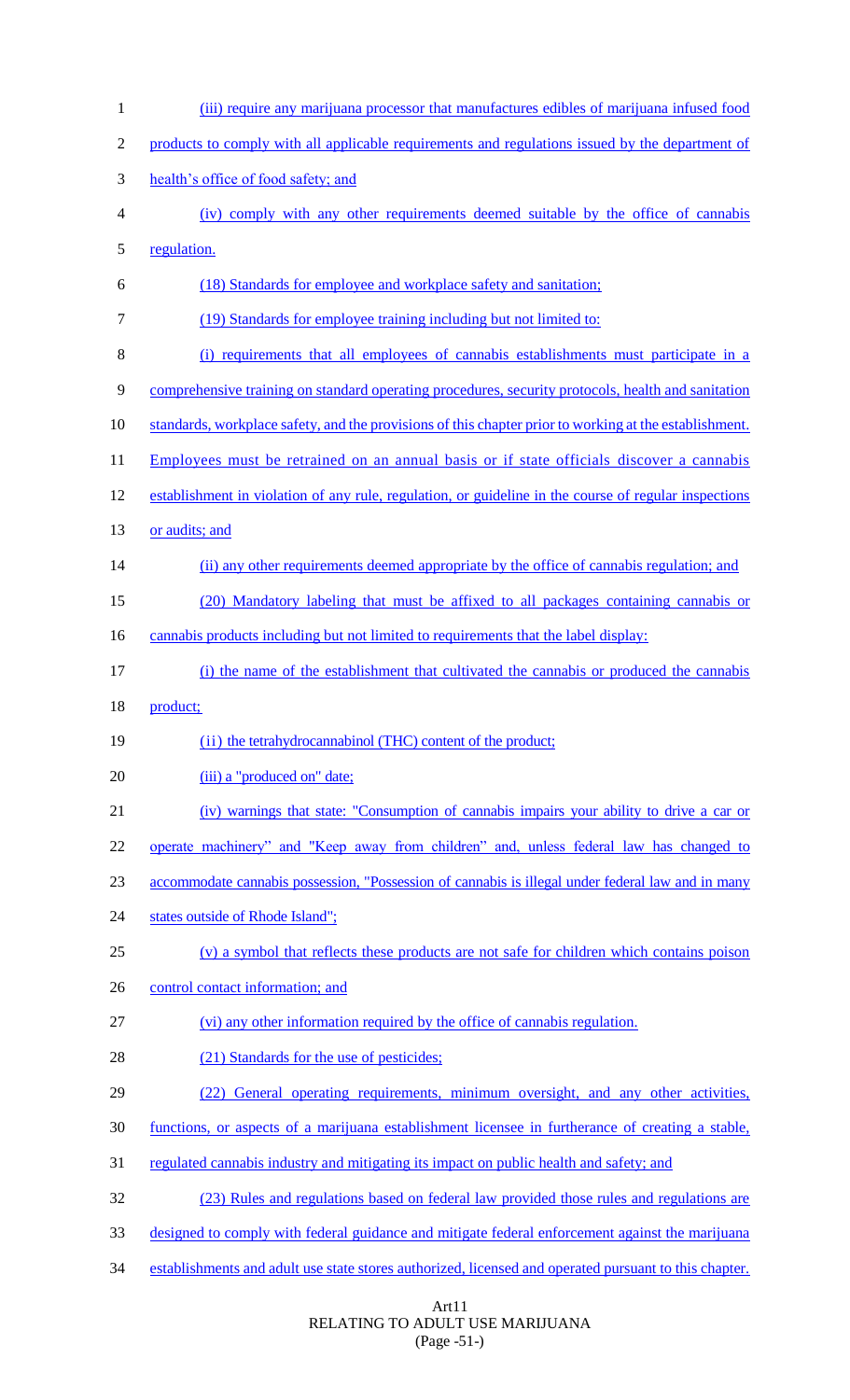(iii) require any marijuana processor that manufactures edibles of marijuana infused food products to comply with all applicable requirements and regulations issued by the department of health's office of food safety; and

(iv) comply with any other requirements deemed suitable by the office of cannabis regulation.

(18) Standards for employee and workplace safety and sanitation;

(19) Standards for employee training including but not limited to:

(i) requirements that all employees of cannabis establishments must participate in a comprehensive training on standard operating procedures, security protocols, health and sanitation standards, workplace safety, and the provisions of this chapter prior to working at the establishment. Employees must be retrained on an annual basis or if state officials discover a cannabis establishment in violation of any rule, regulation, or guideline in the course of regular inspections or audits; and

(ii) any other requirements deemed appropriate by the office of cannabis regulation; and

(20) Mandatory labeling that must be affixed to all packages containing cannabis or cannabis products including but not limited to requirements that the label display:

(i) the name of the establishment that cultivated the cannabis or produced the cannabis product;

(ii) the tetrahydrocannabinol (THC) content of the product;

(iii) a "produced on" date;

(iv) warnings that state: "Consumption of cannabis impairs your ability to drive a car or operate machinery" and "Keep away from children" and, unless federal law has changed to accommodate cannabis possession, "Possession of cannabis is illegal under federal law and in many states outside of Rhode Island";

(v) a symbol that reflects these products are not safe for children which contains poison control contact information; and

(vi) any other information required by the office of cannabis regulation.

(21) Standards for the use of pesticides;

(22) General operating requirements, minimum oversight, and any other activities, functions, or aspects of a marijuana establishment licensee in furtherance of creating a stable, regulated cannabis industry and mitigating its impact on public health and safety; and

(23) Rules and regulations based on federal law provided those rules and regulations are designed to comply with federal guidance and mitigate federal enforcement against the marijuana establishments and adult use state stores authorized, licensed and operated pursuant to this chapter.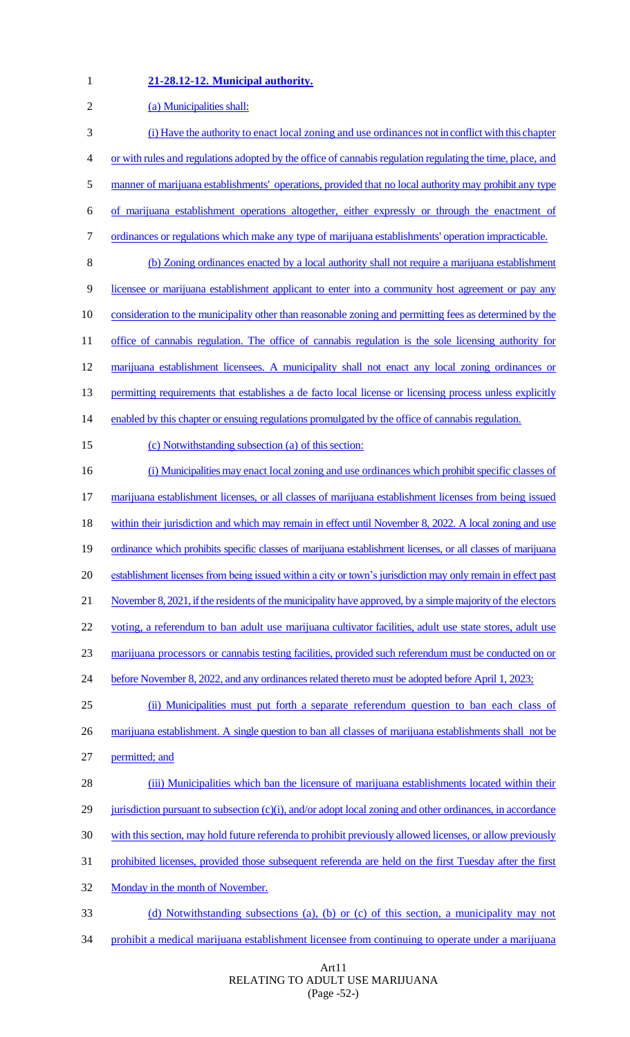**21-28.12-12. Municipal authority.**

(a) Municipalities shall:

(i) Have the authority to enact local zoning and use ordinances not in conflict with this chapter or with rules and regulations adopted by the office of cannabis regulation regulating the time, place, and manner of marijuana establishments' operations, provided that no local authority may prohibit any type of marijuana establishment operations altogether, either expressly or through the enactment of ordinances or regulations which make any type of marijuana establishments' operation impracticable.

(b) Zoning ordinances enacted by a local authority shall not require a marijuana establishment licensee or marijuana establishment applicant to enter into a community host agreement or pay any consideration to the municipality other than reasonable zoning and permitting fees as determined by the office of cannabis regulation. The office of cannabis regulation is the sole licensing authority for marijuana establishment licensees. A municipality shall not enact any local zoning ordinances or permitting requirements that establishes a de facto local license or licensing process unless explicitly enabled by this chapter or ensuing regulations promulgated by the office of cannabis regulation.

(c) Notwithstanding subsection (a) of this section:

(i) Municipalities may enact local zoning and use ordinances which prohibit specific classes of marijuana establishment licenses, or all classes of marijuana establishment licenses from being issued within their jurisdiction and which may remain in effect until November 8, 2022. A local zoning and use ordinance which prohibits specific classes of marijuana establishment licenses, or all classes of marijuana establishment licenses from being issued within a city or town's jurisdiction may only remain in effect past November 8, 2021, if the residents of the municipality have approved, by a simple majority of the electors voting, a referendum to ban adult use marijuana cultivator facilities, adult use state stores, adult use marijuana processors or cannabis testing facilities, provided such referendum must be conducted on or before November 8, 2022, and any ordinances related thereto must be adopted before April 1, 2023;

(ii) Municipalities must put forth a separate referendum question to ban each class of marijuana establishment. A single question to ban all classes of marijuana establishments shall not be permitted; and

(iii) Municipalities which ban the licensure of marijuana establishments located within their jurisdiction pursuant to subsection (c)(i), and/or adopt local zoning and other ordinances, in accordance with this section, may hold future referenda to prohibit previously allowed licenses, or allow previously prohibited licenses, provided those subsequent referenda are held on the first Tuesday after the first Monday in the month of November.

(d) Notwithstanding subsections (a), (b) or (c) of this section, a municipality may not prohibit a medical marijuana establishment licensee from continuing to operate under a marijuana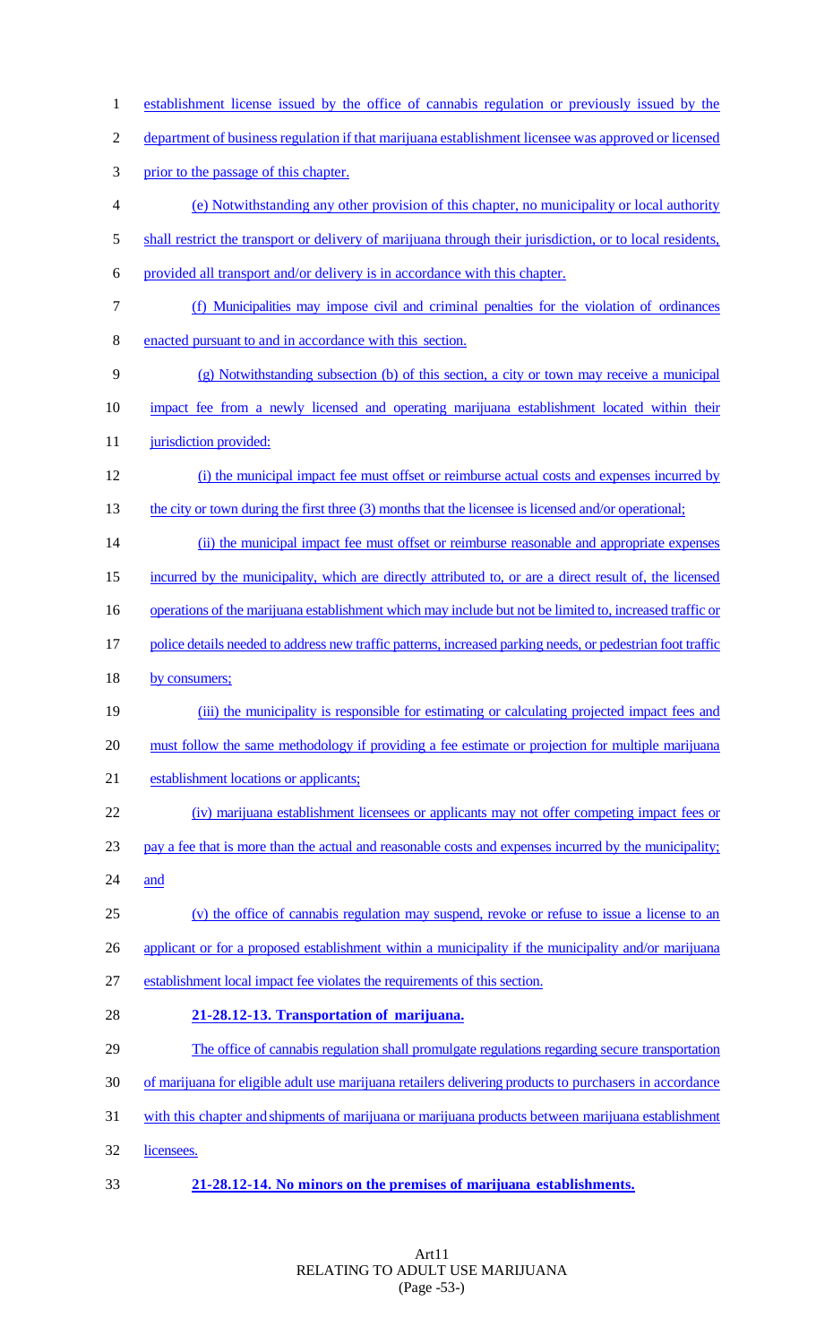establishment license issued by the office of cannabis regulation or previously issued by the department of business regulation if that marijuana establishment licensee was approved or licensed prior to the passage of this chapter.

(e) Notwithstanding any other provision of this chapter, no municipality or local authority shall restrict the transport or delivery of marijuana through their jurisdiction, or to local residents, provided all transport and/or delivery is in accordance with this chapter.

(f) Municipalities may impose civil and criminal penalties for the violation of ordinances enacted pursuant to and in accordance with this section.

(g) Notwithstanding subsection (b) of this section, a city or town may receive a municipal impact fee from a newly licensed and operating marijuana establishment located within their jurisdiction provided:

(i) the municipal impact fee must offset or reimburse actual costs and expenses incurred by the city or town during the first three (3) months that the licensee is licensed and/or operational;

(ii) the municipal impact fee must offset or reimburse reasonable and appropriate expenses incurred by the municipality, which are directly attributed to, or are a direct result of, the licensed operations of the marijuana establishment which may include but not be limited to, increased traffic or police details needed to address new traffic patterns, increased parking needs, or pedestrian foot traffic by consumers;

(iii) the municipality is responsible for estimating or calculating projected impact fees and must follow the same methodology if providing a fee estimate or projection for multiple marijuana establishment locations or applicants;

(iv) marijuana establishment licensees or applicants may not offer competing impact fees or pay a fee that is more than the actual and reasonable costs and expenses incurred by the municipality; and

(v) the office of cannabis regulation may suspend, revoke or refuse to issue a license to an applicant or for a proposed establishment within a municipality if the municipality and/or marijuana establishment local impact fee violates the requirements of this section.

**21-28.12-13. Transportation of marijuana.**

The office of cannabis regulation shall promulgate regulations regarding secure transportation of marijuana for eligible adult use marijuana retailers delivering products to purchasers in accordance with this chapter and shipments of marijuana or marijuana products between marijuana establishment licensees.

**21-28.12-14. No minors on the premises of marijuana establishments.**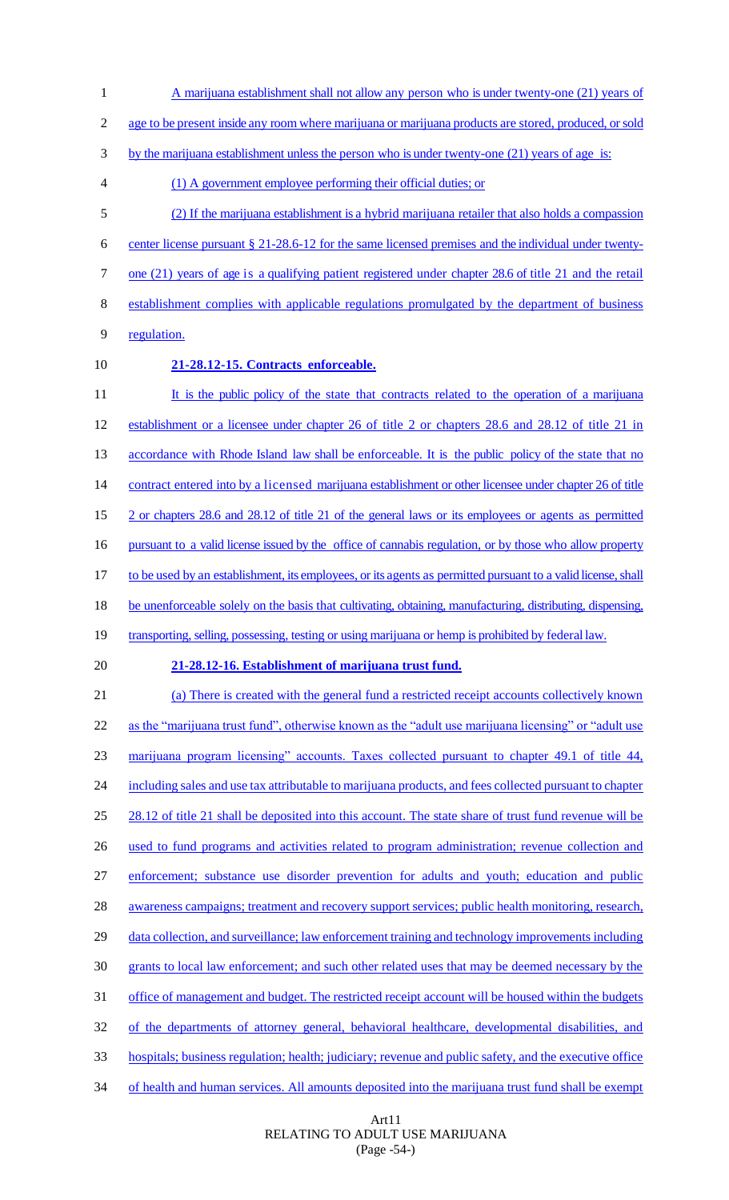A marijuana establishment shall not allow any person who is under twenty-one (21) years of age to be present inside any room where marijuana or marijuana products are stored, produced, or sold by the marijuana establishment unless the person who is under twenty-one (21) years of age is:

(1) A government employee performing their official duties; or

(2) If the marijuana establishment is a hybrid marijuana retailer that also holds a compassion center license pursuant § 21-28.6-12 for the same licensed premises and the individual under twenty-one (21) years of age is a qualifying patient registered under chapter 28.6 of title 21 and the retail establishment complies with applicable regulations promulgated by the department of business regulation.

**21-28.12-15. Contracts enforceable.**

It is the public policy of the state that contracts related to the operation of a marijuana establishment or a licensee under chapter 26 of title 2 or chapters 28.6 and 28.12 of title 21 in accordance with Rhode Island law shall be enforceable. It is the public policy of the state that no contract entered into by a licensed marijuana establishment or other licensee under chapter 26 of title 2 or chapters 28.6 and 28.12 of title 21 of the general laws or its employees or agents as permitted pursuant to a valid license issued by the office of cannabis regulation, or by those who allow property to be used by an establishment, its employees, or its agents as permitted pursuant to a valid license, shall be unenforceable solely on the basis that cultivating, obtaining, manufacturing, distributing, dispensing, transporting, selling, possessing, testing or using marijuana or hemp is prohibited by federal law.

**21-28.12-16. Establishment of marijuana trust fund.**

(a) There is created with the general fund a restricted receipt accounts collectively known as the "marijuana trust fund", otherwise known as the "adult use marijuana licensing" or "adult use marijuana program licensing" accounts. Taxes collected pursuant to chapter 49.1 of title 44, including sales and use tax attributable to marijuana products, and fees collected pursuant to chapter 28.12 of title 21 shall be deposited into this account. The state share of trust fund revenue will be used to fund programs and activities related to program administration; revenue collection and enforcement; substance use disorder prevention for adults and youth; education and public awareness campaigns; treatment and recovery support services; public health monitoring, research, data collection, and surveillance; law enforcement training and technology improvements including grants to local law enforcement; and such other related uses that may be deemed necessary by the office of management and budget. The restricted receipt account will be housed within the budgets of the departments of attorney general, behavioral healthcare, developmental disabilities, and hospitals; business regulation; health; judiciary; revenue and public safety, and the executive office of health and human services. All amounts deposited into the marijuana trust fund shall be exempt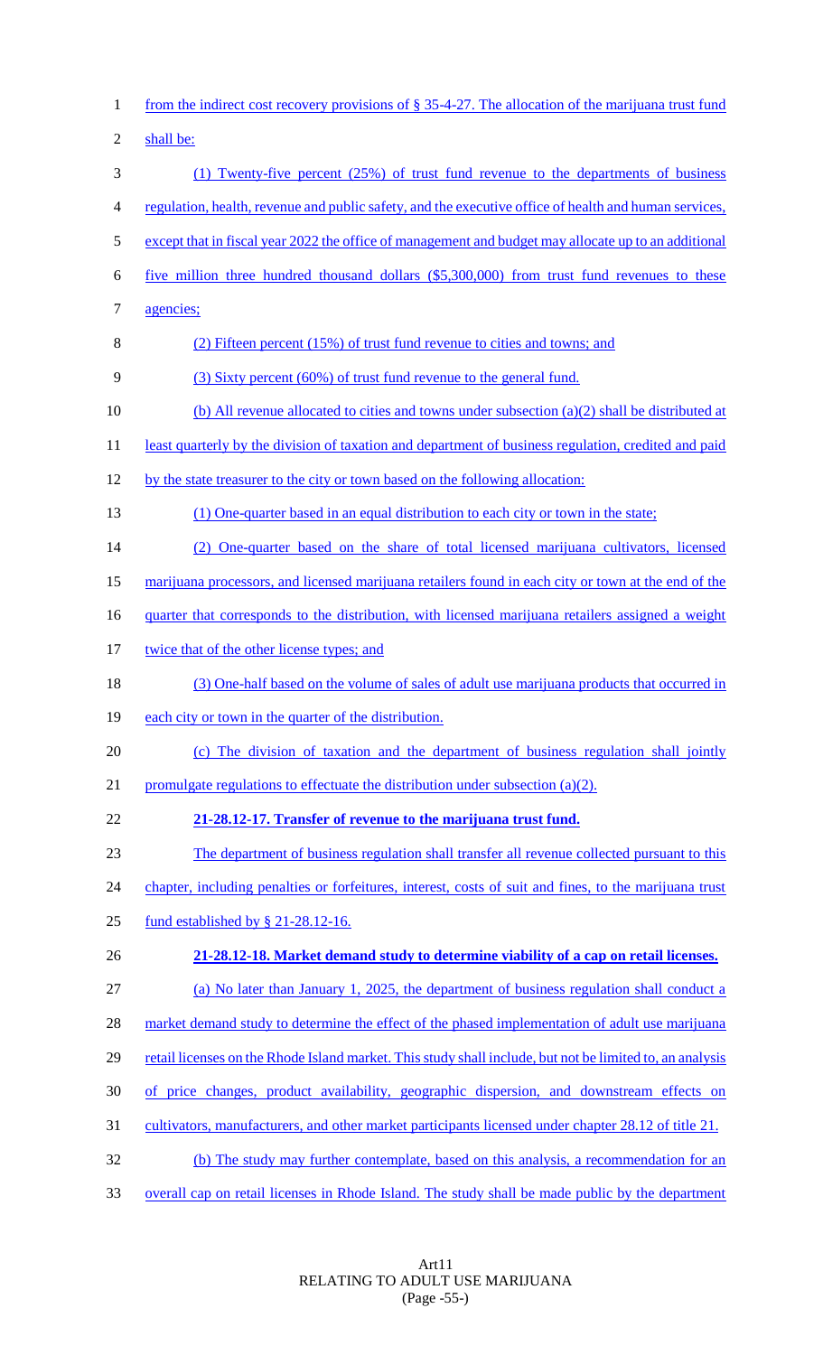from the indirect cost recovery provisions of § 35-4-27. The allocation of the marijuana trust fund shall be:

(1) Twenty-five percent (25%) of trust fund revenue to the departments of business regulation, health, revenue and public safety, and the executive office of health and human services, except that in fiscal year 2022 the office of management and budget may allocate up to an additional five million three hundred thousand dollars ($5,300,000) from trust fund revenues to these agencies;

(2) Fifteen percent (15%) of trust fund revenue to cities and towns; and

(3) Sixty percent (60%) of trust fund revenue to the general fund.

(b) All revenue allocated to cities and towns under subsection (a)(2) shall be distributed at least quarterly by the division of taxation and department of business regulation, credited and paid by the state treasurer to the city or town based on the following allocation:

(1) One-quarter based in an equal distribution to each city or town in the state;

(2) One-quarter based on the share of total licensed marijuana cultivators, licensed marijuana processors, and licensed marijuana retailers found in each city or town at the end of the quarter that corresponds to the distribution, with licensed marijuana retailers assigned a weight twice that of the other license types; and

(3) One-half based on the volume of sales of adult use marijuana products that occurred in each city or town in the quarter of the distribution.

(c) The division of taxation and the department of business regulation shall jointly promulgate regulations to effectuate the distribution under subsection (a)(2).

**21-28.12-17. Transfer of revenue to the marijuana trust fund.**

The department of business regulation shall transfer all revenue collected pursuant to this chapter, including penalties or forfeitures, interest, costs of suit and fines, to the marijuana trust fund established by § 21-28.12-16.

**21-28.12-18. Market demand study to determine viability of a cap on retail licenses.**

(a) No later than January 1, 2025, the department of business regulation shall conduct a market demand study to determine the effect of the phased implementation of adult use marijuana retail licenses on the Rhode Island market. This study shall include, but not be limited to, an analysis of price changes, product availability, geographic dispersion, and downstream effects on cultivators, manufacturers, and other market participants licensed under chapter 28.12 of title 21.

(b) The study may further contemplate, based on this analysis, a recommendation for an overall cap on retail licenses in Rhode Island. The study shall be made public by the department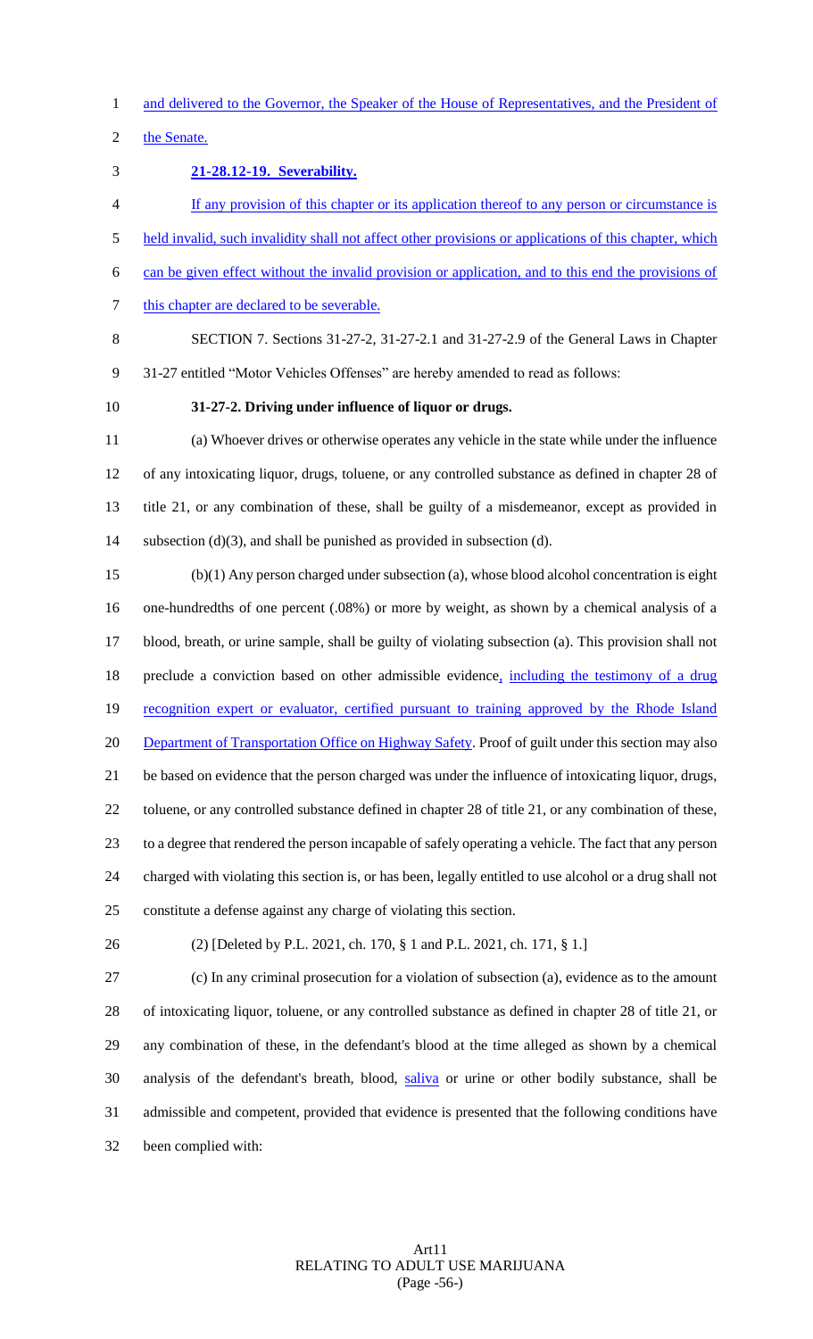and delivered to the Governor, the Speaker of the House of Representatives, and the President of the Senate.

**21-28.12-19. Severability.**

If any provision of this chapter or its application thereof to any person or circumstance is held invalid, such invalidity shall not affect other provisions or applications of this chapter, which can be given effect without the invalid provision or application, and to this end the provisions of this chapter are declared to be severable.

SECTION 7. Sections 31-27-2, 31-27-2.1 and 31-27-2.9 of the General Laws in Chapter 31-27 entitled "Motor Vehicles Offenses" are hereby amended to read as follows:

**31-27-2. Driving under influence of liquor or drugs.**

(a) Whoever drives or otherwise operates any vehicle in the state while under the influence of any intoxicating liquor, drugs, toluene, or any controlled substance as defined in chapter 28 of title 21, or any combination of these, shall be guilty of a misdemeanor, except as provided in subsection (d)(3), and shall be punished as provided in subsection (d).

(b)(1) Any person charged under subsection (a), whose blood alcohol concentration is eight one-hundredths of one percent (.08%) or more by weight, as shown by a chemical analysis of a blood, breath, or urine sample, shall be guilty of violating subsection (a). This provision shall not preclude a conviction based on other admissible evidence, including the testimony of a drug recognition expert or evaluator, certified pursuant to training approved by the Rhode Island Department of Transportation Office on Highway Safety. Proof of guilt under this section may also be based on evidence that the person charged was under the influence of intoxicating liquor, drugs, toluene, or any controlled substance defined in chapter 28 of title 21, or any combination of these, to a degree that rendered the person incapable of safely operating a vehicle. The fact that any person charged with violating this section is, or has been, legally entitled to use alcohol or a drug shall not constitute a defense against any charge of violating this section.

(2) [Deleted by P.L. 2021, ch. 170, § 1 and P.L. 2021, ch. 171, § 1.]

(c) In any criminal prosecution for a violation of subsection (a), evidence as to the amount of intoxicating liquor, toluene, or any controlled substance as defined in chapter 28 of title 21, or any combination of these, in the defendant's blood at the time alleged as shown by a chemical analysis of the defendant's breath, blood, saliva or urine or other bodily substance, shall be admissible and competent, provided that evidence is presented that the following conditions have been complied with: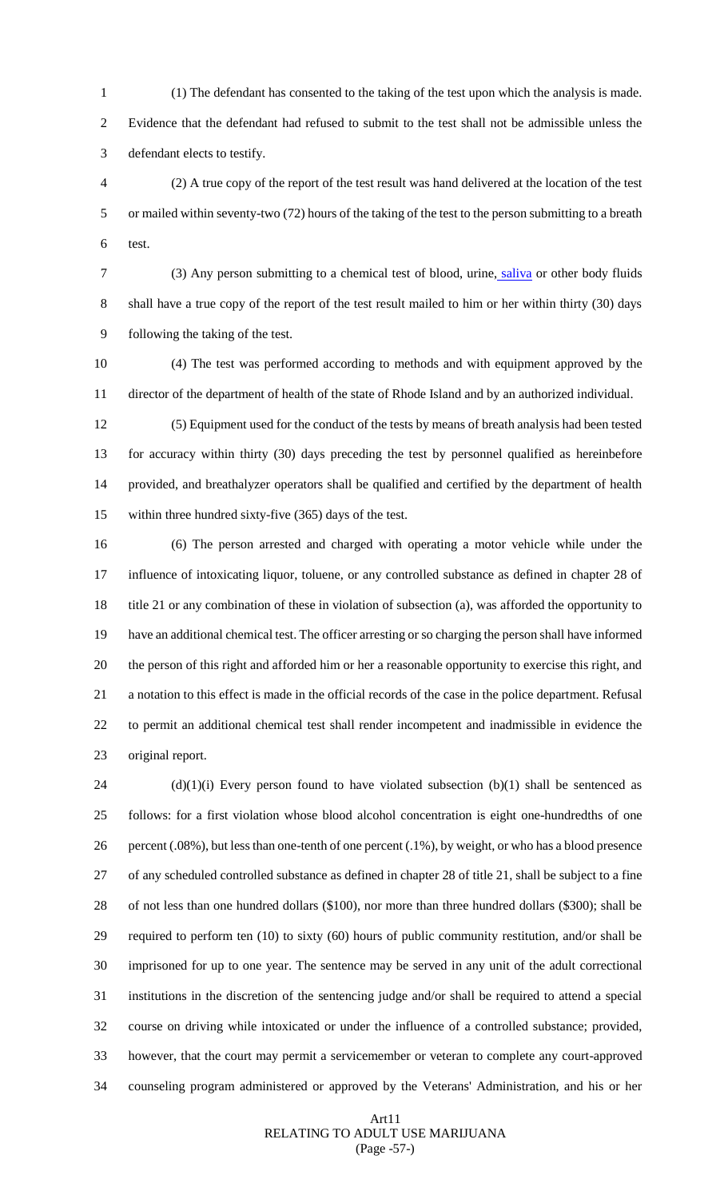(1) The defendant has consented to the taking of the test upon which the analysis is made. Evidence that the defendant had refused to submit to the test shall not be admissible unless the defendant elects to testify.

(2) A true copy of the report of the test result was hand delivered at the location of the test or mailed within seventy-two (72) hours of the taking of the test to the person submitting to a breath test.

(3) Any person submitting to a chemical test of blood, urine, saliva or other body fluids shall have a true copy of the report of the test result mailed to him or her within thirty (30) days following the taking of the test.

(4) The test was performed according to methods and with equipment approved by the director of the department of health of the state of Rhode Island and by an authorized individual.

(5) Equipment used for the conduct of the tests by means of breath analysis had been tested for accuracy within thirty (30) days preceding the test by personnel qualified as hereinbefore provided, and breathalyzer operators shall be qualified and certified by the department of health within three hundred sixty-five (365) days of the test.

(6) The person arrested and charged with operating a motor vehicle while under the influence of intoxicating liquor, toluene, or any controlled substance as defined in chapter 28 of title 21 or any combination of these in violation of subsection (a), was afforded the opportunity to have an additional chemical test. The officer arresting or so charging the person shall have informed the person of this right and afforded him or her a reasonable opportunity to exercise this right, and a notation to this effect is made in the official records of the case in the police department. Refusal to permit an additional chemical test shall render incompetent and inadmissible in evidence the original report.

(d)(1)(i) Every person found to have violated subsection (b)(1) shall be sentenced as follows: for a first violation whose blood alcohol concentration is eight one-hundredths of one percent (.08%), but less than one-tenth of one percent (.1%), by weight, or who has a blood presence of any scheduled controlled substance as defined in chapter 28 of title 21, shall be subject to a fine of not less than one hundred dollars ($100), nor more than three hundred dollars ($300); shall be required to perform ten (10) to sixty (60) hours of public community restitution, and/or shall be imprisoned for up to one year. The sentence may be served in any unit of the adult correctional institutions in the discretion of the sentencing judge and/or shall be required to attend a special course on driving while intoxicated or under the influence of a controlled substance; provided, however, that the court may permit a servicemember or veteran to complete any court-approved counseling program administered or approved by the Veterans' Administration, and his or her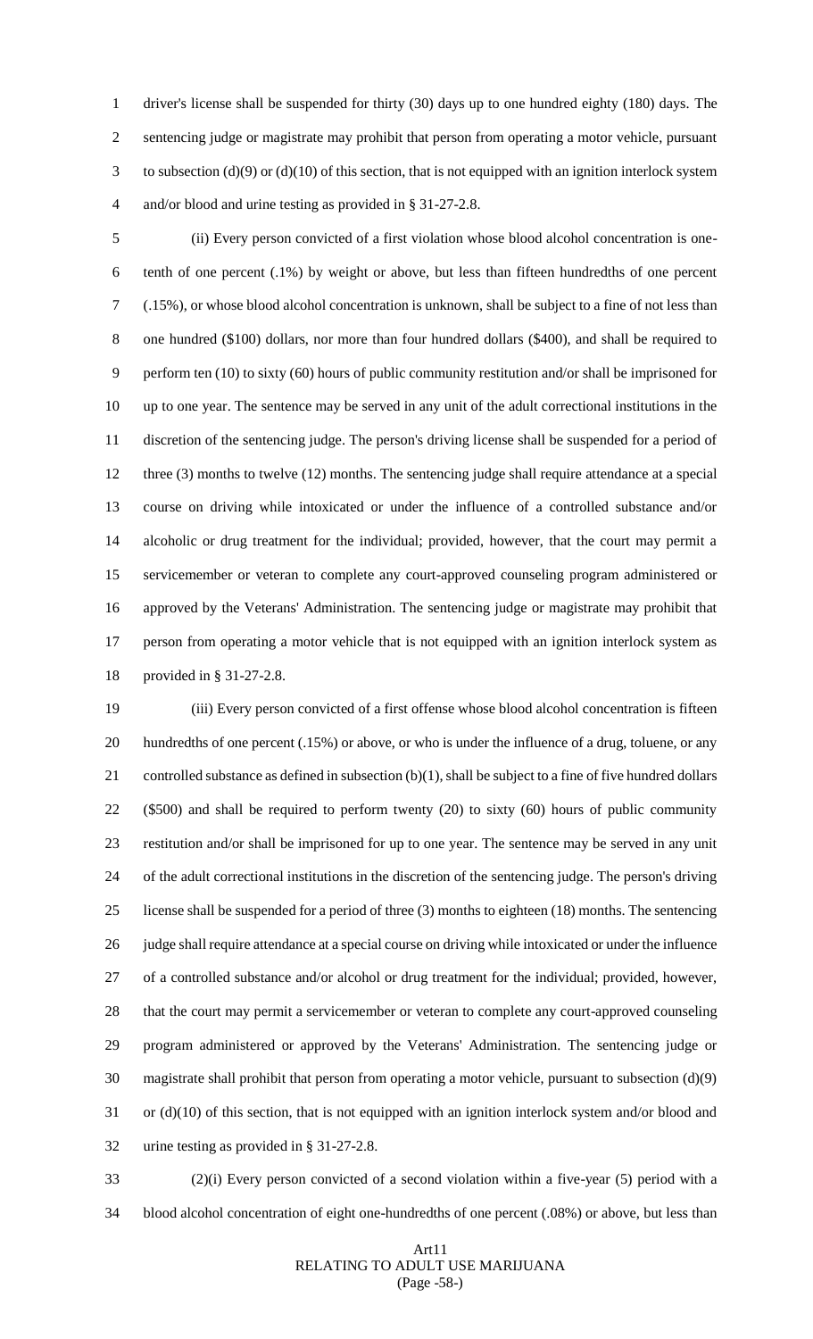driver's license shall be suspended for thirty (30) days up to one hundred eighty (180) days. The sentencing judge or magistrate may prohibit that person from operating a motor vehicle, pursuant to subsection (d)(9) or (d)(10) of this section, that is not equipped with an ignition interlock system and/or blood and urine testing as provided in § 31-27-2.8.

(ii) Every person convicted of a first violation whose blood alcohol concentration is one-tenth of one percent (.1%) by weight or above, but less than fifteen hundredths of one percent (.15%), or whose blood alcohol concentration is unknown, shall be subject to a fine of not less than one hundred ($100) dollars, nor more than four hundred dollars ($400), and shall be required to perform ten (10) to sixty (60) hours of public community restitution and/or shall be imprisoned for up to one year. The sentence may be served in any unit of the adult correctional institutions in the discretion of the sentencing judge. The person's driving license shall be suspended for a period of three (3) months to twelve (12) months. The sentencing judge shall require attendance at a special course on driving while intoxicated or under the influence of a controlled substance and/or alcoholic or drug treatment for the individual; provided, however, that the court may permit a servicemember or veteran to complete any court-approved counseling program administered or approved by the Veterans' Administration. The sentencing judge or magistrate may prohibit that person from operating a motor vehicle that is not equipped with an ignition interlock system as provided in § 31-27-2.8.

(iii) Every person convicted of a first offense whose blood alcohol concentration is fifteen hundredths of one percent (.15%) or above, or who is under the influence of a drug, toluene, or any controlled substance as defined in subsection (b)(1), shall be subject to a fine of five hundred dollars ($500) and shall be required to perform twenty (20) to sixty (60) hours of public community restitution and/or shall be imprisoned for up to one year. The sentence may be served in any unit of the adult correctional institutions in the discretion of the sentencing judge. The person's driving license shall be suspended for a period of three (3) months to eighteen (18) months. The sentencing judge shall require attendance at a special course on driving while intoxicated or under the influence of a controlled substance and/or alcohol or drug treatment for the individual; provided, however, that the court may permit a servicemember or veteran to complete any court-approved counseling program administered or approved by the Veterans' Administration. The sentencing judge or magistrate shall prohibit that person from operating a motor vehicle, pursuant to subsection (d)(9) or (d)(10) of this section, that is not equipped with an ignition interlock system and/or blood and urine testing as provided in § 31-27-2.8.

(2)(i) Every person convicted of a second violation within a five-year (5) period with a blood alcohol concentration of eight one-hundredths of one percent (.08%) or above, but less than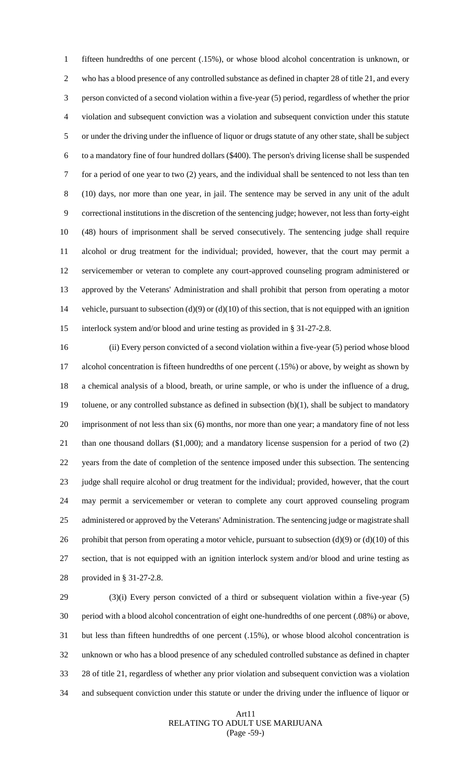fifteen hundredths of one percent (.15%), or whose blood alcohol concentration is unknown, or who has a blood presence of any controlled substance as defined in chapter 28 of title 21, and every person convicted of a second violation within a five-year (5) period, regardless of whether the prior violation and subsequent conviction was a violation and subsequent conviction under this statute or under the driving under the influence of liquor or drugs statute of any other state, shall be subject to a mandatory fine of four hundred dollars ($400). The person's driving license shall be suspended for a period of one year to two (2) years, and the individual shall be sentenced to not less than ten (10) days, nor more than one year, in jail. The sentence may be served in any unit of the adult correctional institutions in the discretion of the sentencing judge; however, not less than forty-eight (48) hours of imprisonment shall be served consecutively. The sentencing judge shall require alcohol or drug treatment for the individual; provided, however, that the court may permit a servicemember or veteran to complete any court-approved counseling program administered or approved by the Veterans' Administration and shall prohibit that person from operating a motor vehicle, pursuant to subsection (d)(9) or (d)(10) of this section, that is not equipped with an ignition interlock system and/or blood and urine testing as provided in § 31-27-2.8.

(ii) Every person convicted of a second violation within a five-year (5) period whose blood alcohol concentration is fifteen hundredths of one percent (.15%) or above, by weight as shown by a chemical analysis of a blood, breath, or urine sample, or who is under the influence of a drug, toluene, or any controlled substance as defined in subsection (b)(1), shall be subject to mandatory imprisonment of not less than six (6) months, nor more than one year; a mandatory fine of not less than one thousand dollars ($1,000); and a mandatory license suspension for a period of two (2) years from the date of completion of the sentence imposed under this subsection. The sentencing judge shall require alcohol or drug treatment for the individual; provided, however, that the court may permit a servicemember or veteran to complete any court approved counseling program administered or approved by the Veterans' Administration. The sentencing judge or magistrate shall prohibit that person from operating a motor vehicle, pursuant to subsection (d)(9) or (d)(10) of this section, that is not equipped with an ignition interlock system and/or blood and urine testing as provided in § 31-27-2.8.

(3)(i) Every person convicted of a third or subsequent violation within a five-year (5) period with a blood alcohol concentration of eight one-hundredths of one percent (.08%) or above, but less than fifteen hundredths of one percent (.15%), or whose blood alcohol concentration is unknown or who has a blood presence of any scheduled controlled substance as defined in chapter 28 of title 21, regardless of whether any prior violation and subsequent conviction was a violation and subsequent conviction under this statute or under the driving under the influence of liquor or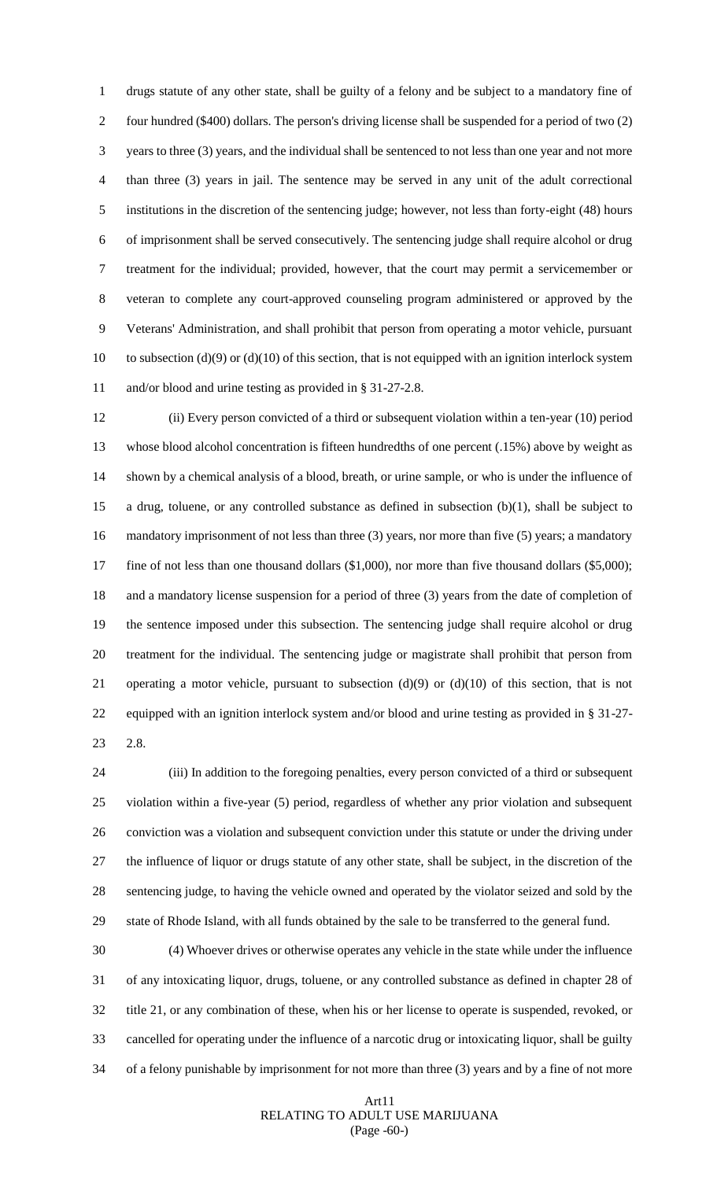drugs statute of any other state, shall be guilty of a felony and be subject to a mandatory fine of four hundred ($400) dollars. The person's driving license shall be suspended for a period of two (2) years to three (3) years, and the individual shall be sentenced to not less than one year and not more than three (3) years in jail. The sentence may be served in any unit of the adult correctional institutions in the discretion of the sentencing judge; however, not less than forty-eight (48) hours of imprisonment shall be served consecutively. The sentencing judge shall require alcohol or drug treatment for the individual; provided, however, that the court may permit a servicemember or veteran to complete any court-approved counseling program administered or approved by the Veterans' Administration, and shall prohibit that person from operating a motor vehicle, pursuant to subsection (d)(9) or (d)(10) of this section, that is not equipped with an ignition interlock system and/or blood and urine testing as provided in § 31-27-2.8.

(ii) Every person convicted of a third or subsequent violation within a ten-year (10) period whose blood alcohol concentration is fifteen hundredths of one percent (.15%) above by weight as shown by a chemical analysis of a blood, breath, or urine sample, or who is under the influence of a drug, toluene, or any controlled substance as defined in subsection (b)(1), shall be subject to mandatory imprisonment of not less than three (3) years, nor more than five (5) years; a mandatory fine of not less than one thousand dollars ($1,000), nor more than five thousand dollars ($5,000); and a mandatory license suspension for a period of three (3) years from the date of completion of the sentence imposed under this subsection. The sentencing judge shall require alcohol or drug treatment for the individual. The sentencing judge or magistrate shall prohibit that person from operating a motor vehicle, pursuant to subsection (d)(9) or (d)(10) of this section, that is not equipped with an ignition interlock system and/or blood and urine testing as provided in § 31-27-2.8.

(iii) In addition to the foregoing penalties, every person convicted of a third or subsequent violation within a five-year (5) period, regardless of whether any prior violation and subsequent conviction was a violation and subsequent conviction under this statute or under the driving under the influence of liquor or drugs statute of any other state, shall be subject, in the discretion of the sentencing judge, to having the vehicle owned and operated by the violator seized and sold by the state of Rhode Island, with all funds obtained by the sale to be transferred to the general fund.

(4) Whoever drives or otherwise operates any vehicle in the state while under the influence of any intoxicating liquor, drugs, toluene, or any controlled substance as defined in chapter 28 of title 21, or any combination of these, when his or her license to operate is suspended, revoked, or cancelled for operating under the influence of a narcotic drug or intoxicating liquor, shall be guilty of a felony punishable by imprisonment for not more than three (3) years and by a fine of not more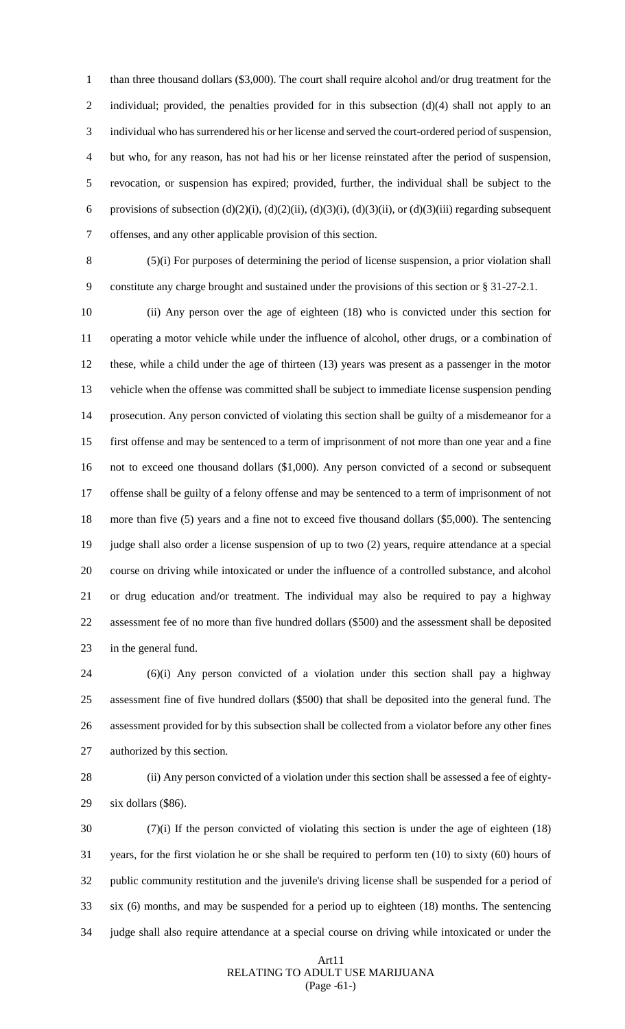than three thousand dollars ($3,000). The court shall require alcohol and/or drug treatment for the individual; provided, the penalties provided for in this subsection (d)(4) shall not apply to an individual who has surrendered his or her license and served the court-ordered period of suspension, but who, for any reason, has not had his or her license reinstated after the period of suspension, revocation, or suspension has expired; provided, further, the individual shall be subject to the provisions of subsection (d)(2)(i), (d)(2)(ii), (d)(3)(i), (d)(3)(ii), or (d)(3)(iii) regarding subsequent offenses, and any other applicable provision of this section.

(5)(i) For purposes of determining the period of license suspension, a prior violation shall constitute any charge brought and sustained under the provisions of this section or § 31-27-2.1.

(ii) Any person over the age of eighteen (18) who is convicted under this section for operating a motor vehicle while under the influence of alcohol, other drugs, or a combination of these, while a child under the age of thirteen (13) years was present as a passenger in the motor vehicle when the offense was committed shall be subject to immediate license suspension pending prosecution. Any person convicted of violating this section shall be guilty of a misdemeanor for a first offense and may be sentenced to a term of imprisonment of not more than one year and a fine not to exceed one thousand dollars ($1,000). Any person convicted of a second or subsequent offense shall be guilty of a felony offense and may be sentenced to a term of imprisonment of not more than five (5) years and a fine not to exceed five thousand dollars ($5,000). The sentencing judge shall also order a license suspension of up to two (2) years, require attendance at a special course on driving while intoxicated or under the influence of a controlled substance, and alcohol or drug education and/or treatment. The individual may also be required to pay a highway assessment fee of no more than five hundred dollars ($500) and the assessment shall be deposited in the general fund.

(6)(i) Any person convicted of a violation under this section shall pay a highway assessment fine of five hundred dollars ($500) that shall be deposited into the general fund. The assessment provided for by this subsection shall be collected from a violator before any other fines authorized by this section.

(ii) Any person convicted of a violation under this section shall be assessed a fee of eighty-six dollars ($86).

(7)(i) If the person convicted of violating this section is under the age of eighteen (18) years, for the first violation he or she shall be required to perform ten (10) to sixty (60) hours of public community restitution and the juvenile's driving license shall be suspended for a period of six (6) months, and may be suspended for a period up to eighteen (18) months. The sentencing judge shall also require attendance at a special course on driving while intoxicated or under the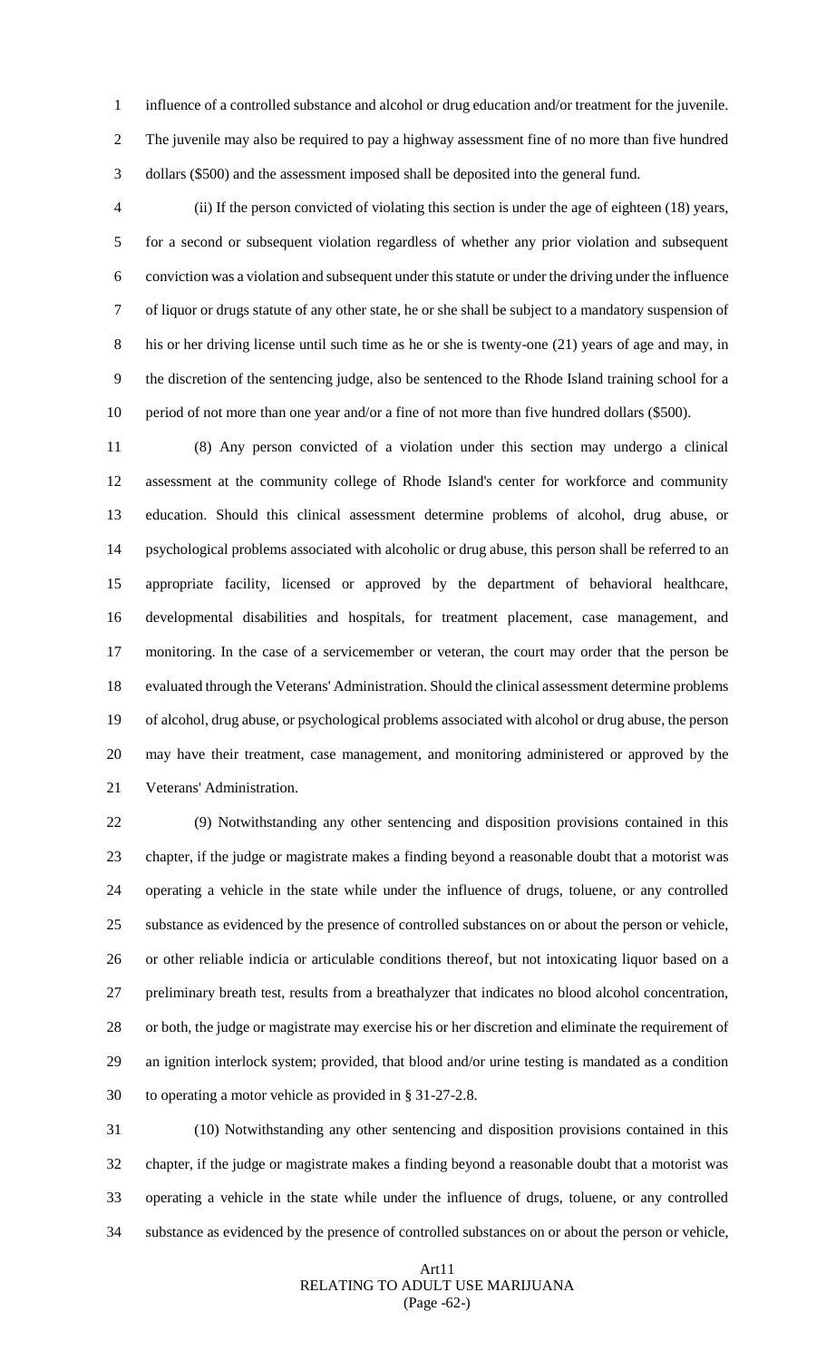influence of a controlled substance and alcohol or drug education and/or treatment for the juvenile. The juvenile may also be required to pay a highway assessment fine of no more than five hundred dollars ($500) and the assessment imposed shall be deposited into the general fund.

(ii) If the person convicted of violating this section is under the age of eighteen (18) years, for a second or subsequent violation regardless of whether any prior violation and subsequent conviction was a violation and subsequent under this statute or under the driving under the influence of liquor or drugs statute of any other state, he or she shall be subject to a mandatory suspension of his or her driving license until such time as he or she is twenty-one (21) years of age and may, in the discretion of the sentencing judge, also be sentenced to the Rhode Island training school for a period of not more than one year and/or a fine of not more than five hundred dollars ($500).

(8) Any person convicted of a violation under this section may undergo a clinical assessment at the community college of Rhode Island's center for workforce and community education. Should this clinical assessment determine problems of alcohol, drug abuse, or psychological problems associated with alcoholic or drug abuse, this person shall be referred to an appropriate facility, licensed or approved by the department of behavioral healthcare, developmental disabilities and hospitals, for treatment placement, case management, and monitoring. In the case of a servicemember or veteran, the court may order that the person be evaluated through the Veterans' Administration. Should the clinical assessment determine problems of alcohol, drug abuse, or psychological problems associated with alcohol or drug abuse, the person may have their treatment, case management, and monitoring administered or approved by the Veterans' Administration.

(9) Notwithstanding any other sentencing and disposition provisions contained in this chapter, if the judge or magistrate makes a finding beyond a reasonable doubt that a motorist was operating a vehicle in the state while under the influence of drugs, toluene, or any controlled substance as evidenced by the presence of controlled substances on or about the person or vehicle, or other reliable indicia or articulable conditions thereof, but not intoxicating liquor based on a preliminary breath test, results from a breathalyzer that indicates no blood alcohol concentration, or both, the judge or magistrate may exercise his or her discretion and eliminate the requirement of an ignition interlock system; provided, that blood and/or urine testing is mandated as a condition to operating a motor vehicle as provided in § 31-27-2.8.

(10) Notwithstanding any other sentencing and disposition provisions contained in this chapter, if the judge or magistrate makes a finding beyond a reasonable doubt that a motorist was operating a vehicle in the state while under the influence of drugs, toluene, or any controlled substance as evidenced by the presence of controlled substances on or about the person or vehicle,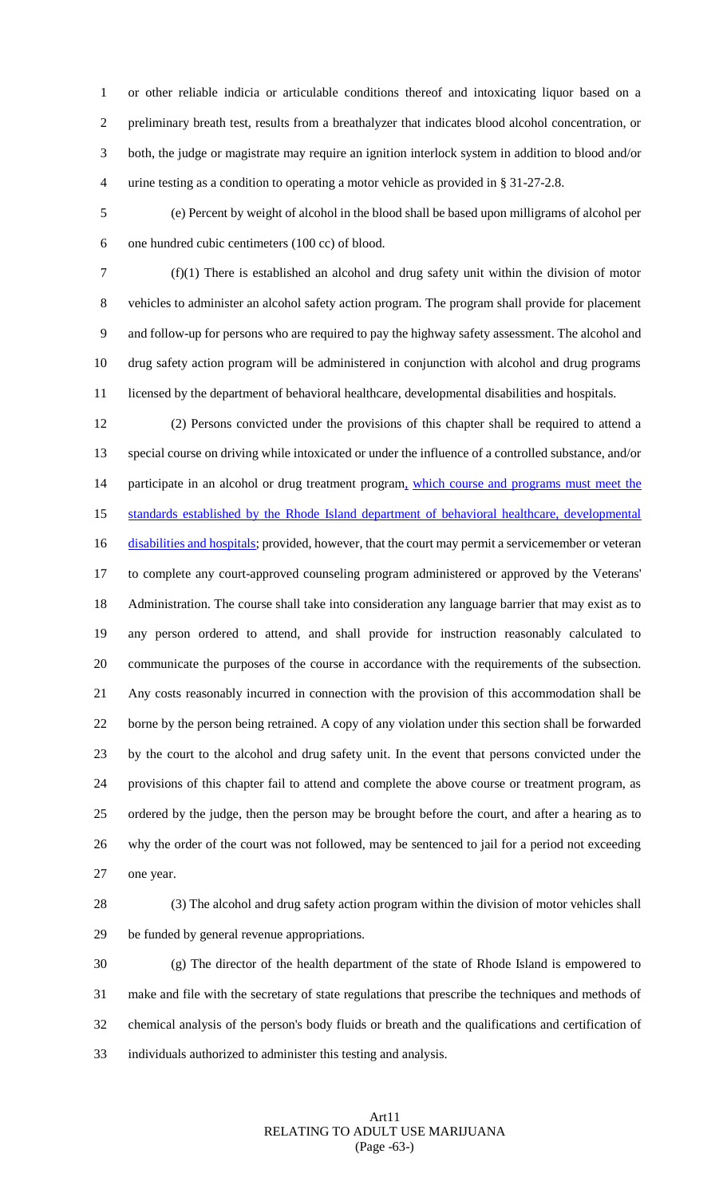or other reliable indicia or articulable conditions thereof and intoxicating liquor based on a preliminary breath test, results from a breathalyzer that indicates blood alcohol concentration, or both, the judge or magistrate may require an ignition interlock system in addition to blood and/or urine testing as a condition to operating a motor vehicle as provided in § 31-27-2.8.

(e) Percent by weight of alcohol in the blood shall be based upon milligrams of alcohol per one hundred cubic centimeters (100 cc) of blood.

(f)(1) There is established an alcohol and drug safety unit within the division of motor vehicles to administer an alcohol safety action program. The program shall provide for placement and follow-up for persons who are required to pay the highway safety assessment. The alcohol and drug safety action program will be administered in conjunction with alcohol and drug programs licensed by the department of behavioral healthcare, developmental disabilities and hospitals.

(2) Persons convicted under the provisions of this chapter shall be required to attend a special course on driving while intoxicated or under the influence of a controlled substance, and/or participate in an alcohol or drug treatment program, which course and programs must meet the standards established by the Rhode Island department of behavioral healthcare, developmental disabilities and hospitals; provided, however, that the court may permit a servicemember or veteran to complete any court-approved counseling program administered or approved by the Veterans' Administration. The course shall take into consideration any language barrier that may exist as to any person ordered to attend, and shall provide for instruction reasonably calculated to communicate the purposes of the course in accordance with the requirements of the subsection. Any costs reasonably incurred in connection with the provision of this accommodation shall be borne by the person being retrained. A copy of any violation under this section shall be forwarded by the court to the alcohol and drug safety unit. In the event that persons convicted under the provisions of this chapter fail to attend and complete the above course or treatment program, as ordered by the judge, then the person may be brought before the court, and after a hearing as to why the order of the court was not followed, may be sentenced to jail for a period not exceeding one year.

(3) The alcohol and drug safety action program within the division of motor vehicles shall be funded by general revenue appropriations.

(g) The director of the health department of the state of Rhode Island is empowered to make and file with the secretary of state regulations that prescribe the techniques and methods of chemical analysis of the person's body fluids or breath and the qualifications and certification of individuals authorized to administer this testing and analysis.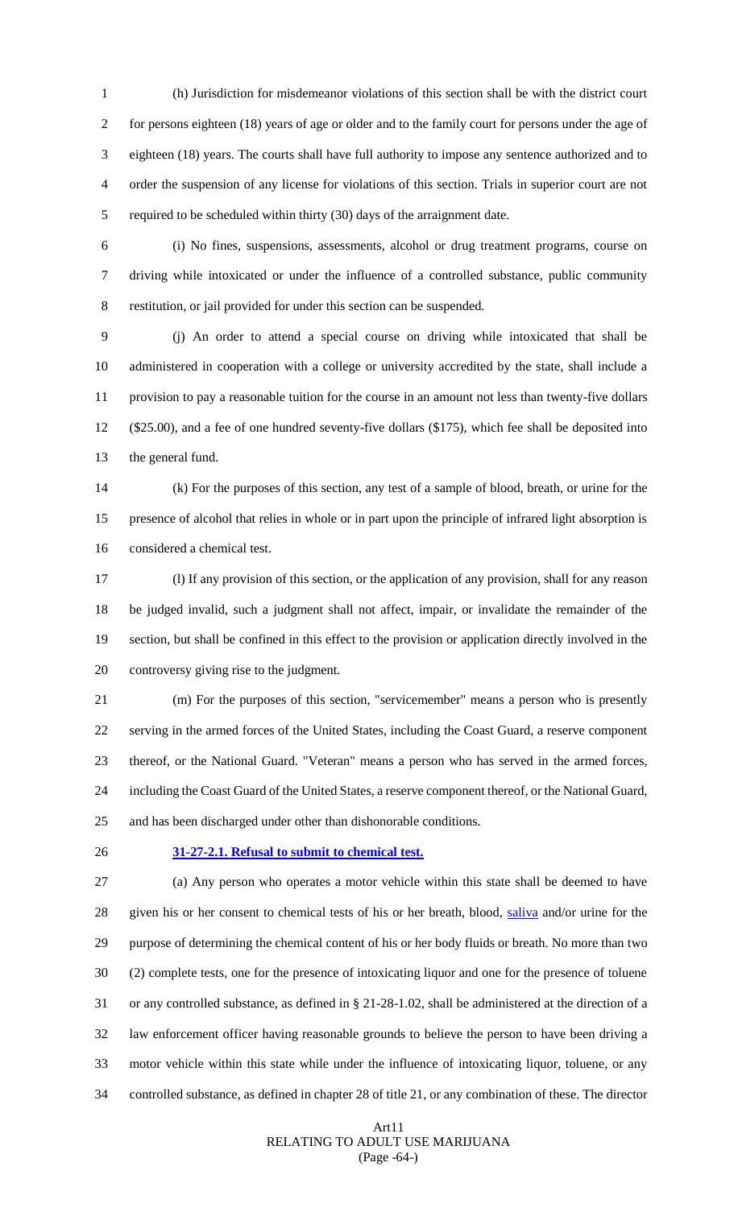(h) Jurisdiction for misdemeanor violations of this section shall be with the district court for persons eighteen (18) years of age or older and to the family court for persons under the age of eighteen (18) years. The courts shall have full authority to impose any sentence authorized and to order the suspension of any license for violations of this section. Trials in superior court are not required to be scheduled within thirty (30) days of the arraignment date.

(i) No fines, suspensions, assessments, alcohol or drug treatment programs, course on driving while intoxicated or under the influence of a controlled substance, public community restitution, or jail provided for under this section can be suspended.

(j) An order to attend a special course on driving while intoxicated that shall be administered in cooperation with a college or university accredited by the state, shall include a provision to pay a reasonable tuition for the course in an amount not less than twenty-five dollars ($25.00), and a fee of one hundred seventy-five dollars ($175), which fee shall be deposited into the general fund.

(k) For the purposes of this section, any test of a sample of blood, breath, or urine for the presence of alcohol that relies in whole or in part upon the principle of infrared light absorption is considered a chemical test.

(l) If any provision of this section, or the application of any provision, shall for any reason be judged invalid, such a judgment shall not affect, impair, or invalidate the remainder of the section, but shall be confined in this effect to the provision or application directly involved in the controversy giving rise to the judgment.

(m) For the purposes of this section, "servicemember" means a person who is presently serving in the armed forces of the United States, including the Coast Guard, a reserve component thereof, or the National Guard. "Veteran" means a person who has served in the armed forces, including the Coast Guard of the United States, a reserve component thereof, or the National Guard, and has been discharged under other than dishonorable conditions.

**31-27-2.1. Refusal to submit to chemical test.**

(a) Any person who operates a motor vehicle within this state shall be deemed to have given his or her consent to chemical tests of his or her breath, blood, saliva and/or urine for the purpose of determining the chemical content of his or her body fluids or breath. No more than two (2) complete tests, one for the presence of intoxicating liquor and one for the presence of toluene or any controlled substance, as defined in § 21-28-1.02, shall be administered at the direction of a law enforcement officer having reasonable grounds to believe the person to have been driving a motor vehicle within this state while under the influence of intoxicating liquor, toluene, or any controlled substance, as defined in chapter 28 of title 21, or any combination of these. The director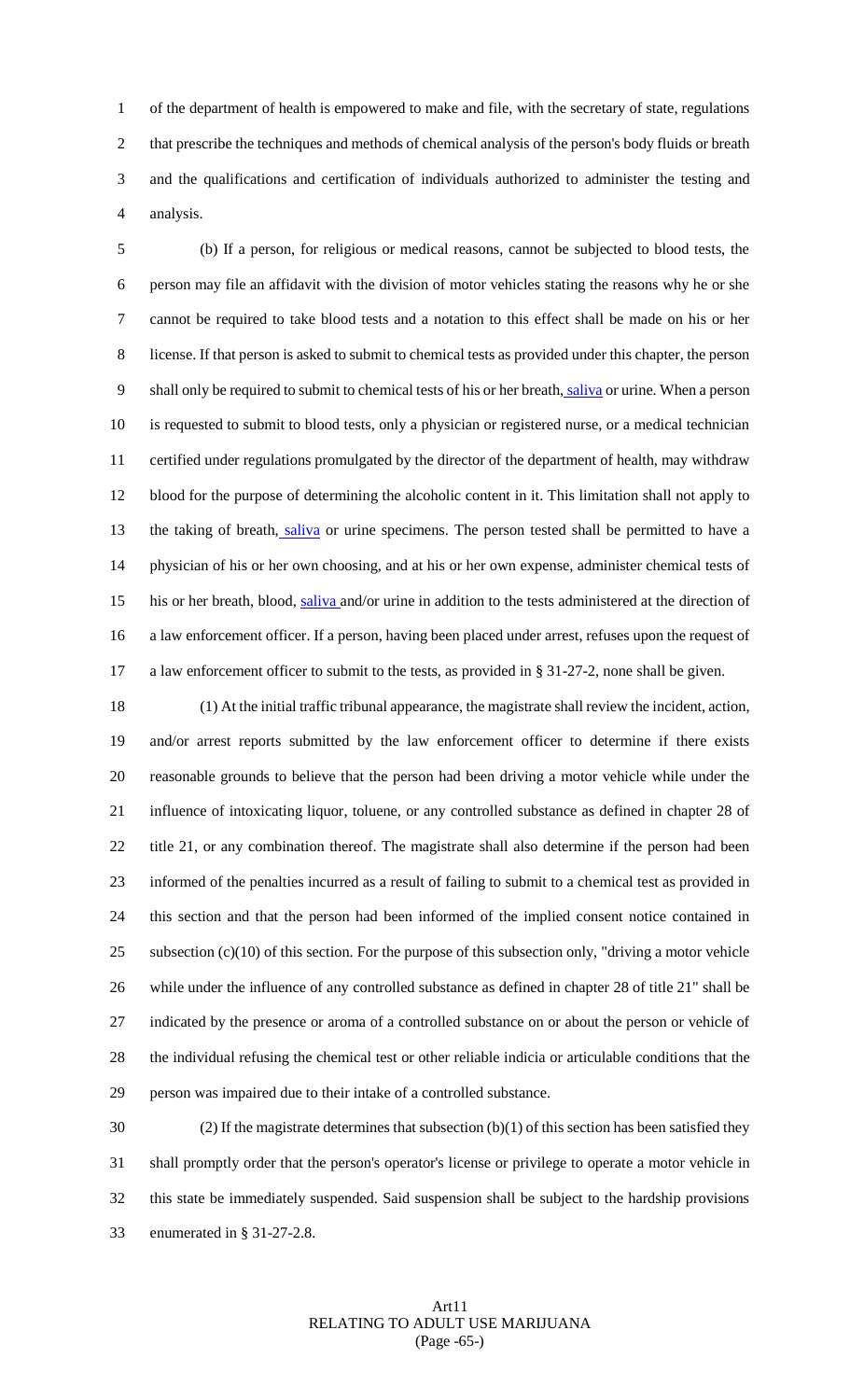of the department of health is empowered to make and file, with the secretary of state, regulations that prescribe the techniques and methods of chemical analysis of the person's body fluids or breath and the qualifications and certification of individuals authorized to administer the testing and analysis.

(b) If a person, for religious or medical reasons, cannot be subjected to blood tests, the person may file an affidavit with the division of motor vehicles stating the reasons why he or she cannot be required to take blood tests and a notation to this effect shall be made on his or her license. If that person is asked to submit to chemical tests as provided under this chapter, the person shall only be required to submit to chemical tests of his or her breath, saliva or urine. When a person is requested to submit to blood tests, only a physician or registered nurse, or a medical technician certified under regulations promulgated by the director of the department of health, may withdraw blood for the purpose of determining the alcoholic content in it. This limitation shall not apply to the taking of breath, saliva or urine specimens. The person tested shall be permitted to have a physician of his or her own choosing, and at his or her own expense, administer chemical tests of his or her breath, blood, saliva and/or urine in addition to the tests administered at the direction of a law enforcement officer. If a person, having been placed under arrest, refuses upon the request of a law enforcement officer to submit to the tests, as provided in § 31-27-2, none shall be given.

(1) At the initial traffic tribunal appearance, the magistrate shall review the incident, action, and/or arrest reports submitted by the law enforcement officer to determine if there exists reasonable grounds to believe that the person had been driving a motor vehicle while under the influence of intoxicating liquor, toluene, or any controlled substance as defined in chapter 28 of title 21, or any combination thereof. The magistrate shall also determine if the person had been informed of the penalties incurred as a result of failing to submit to a chemical test as provided in this section and that the person had been informed of the implied consent notice contained in subsection (c)(10) of this section. For the purpose of this subsection only, "driving a motor vehicle while under the influence of any controlled substance as defined in chapter 28 of title 21" shall be indicated by the presence or aroma of a controlled substance on or about the person or vehicle of the individual refusing the chemical test or other reliable indicia or articulable conditions that the person was impaired due to their intake of a controlled substance.

(2) If the magistrate determines that subsection (b)(1) of this section has been satisfied they shall promptly order that the person's operator's license or privilege to operate a motor vehicle in this state be immediately suspended. Said suspension shall be subject to the hardship provisions enumerated in § 31-27-2.8.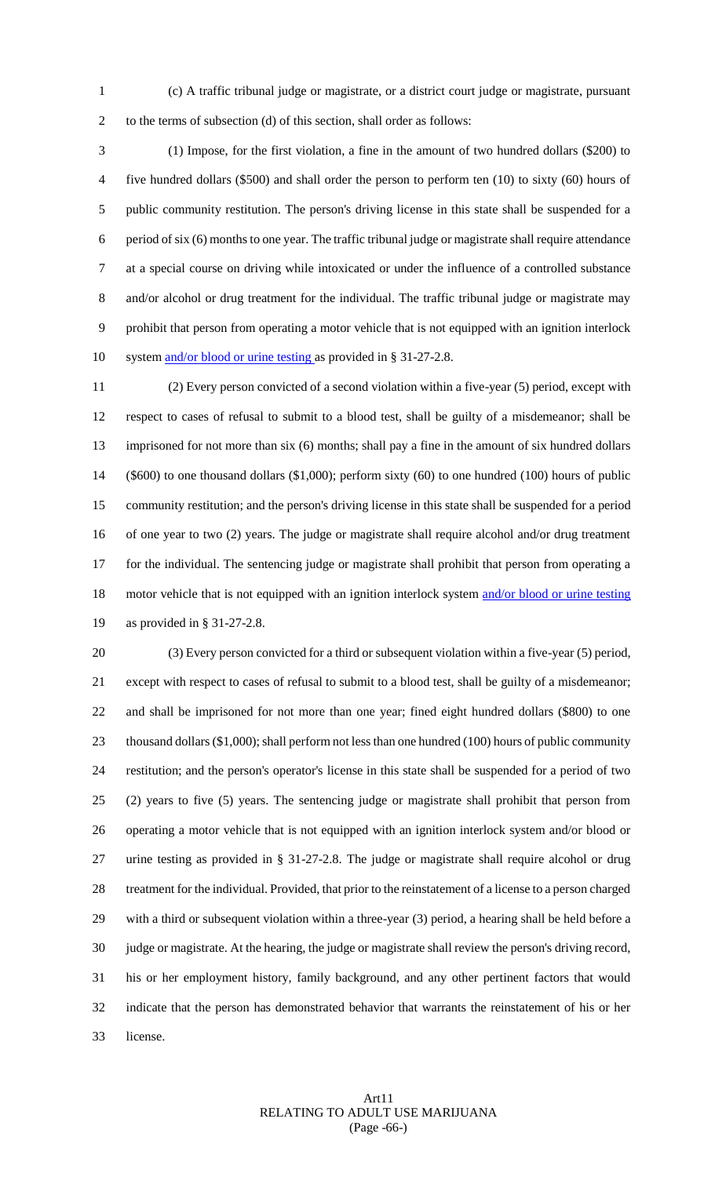(c) A traffic tribunal judge or magistrate, or a district court judge or magistrate, pursuant to the terms of subsection (d) of this section, shall order as follows:

(1) Impose, for the first violation, a fine in the amount of two hundred dollars ($200) to five hundred dollars ($500) and shall order the person to perform ten (10) to sixty (60) hours of public community restitution. The person's driving license in this state shall be suspended for a period of six (6) months to one year. The traffic tribunal judge or magistrate shall require attendance at a special course on driving while intoxicated or under the influence of a controlled substance and/or alcohol or drug treatment for the individual. The traffic tribunal judge or magistrate may prohibit that person from operating a motor vehicle that is not equipped with an ignition interlock system and/or blood or urine testing as provided in § 31-27-2.8.

(2) Every person convicted of a second violation within a five-year (5) period, except with respect to cases of refusal to submit to a blood test, shall be guilty of a misdemeanor; shall be imprisoned for not more than six (6) months; shall pay a fine in the amount of six hundred dollars ($600) to one thousand dollars ($1,000); perform sixty (60) to one hundred (100) hours of public community restitution; and the person's driving license in this state shall be suspended for a period of one year to two (2) years. The judge or magistrate shall require alcohol and/or drug treatment for the individual. The sentencing judge or magistrate shall prohibit that person from operating a motor vehicle that is not equipped with an ignition interlock system and/or blood or urine testing as provided in § 31-27-2.8.

(3) Every person convicted for a third or subsequent violation within a five-year (5) period, except with respect to cases of refusal to submit to a blood test, shall be guilty of a misdemeanor; and shall be imprisoned for not more than one year; fined eight hundred dollars ($800) to one thousand dollars ($1,000); shall perform not less than one hundred (100) hours of public community restitution; and the person's operator's license in this state shall be suspended for a period of two (2) years to five (5) years. The sentencing judge or magistrate shall prohibit that person from operating a motor vehicle that is not equipped with an ignition interlock system and/or blood or urine testing as provided in § 31-27-2.8. The judge or magistrate shall require alcohol or drug treatment for the individual. Provided, that prior to the reinstatement of a license to a person charged with a third or subsequent violation within a three-year (3) period, a hearing shall be held before a judge or magistrate. At the hearing, the judge or magistrate shall review the person's driving record, his or her employment history, family background, and any other pertinent factors that would indicate that the person has demonstrated behavior that warrants the reinstatement of his or her license.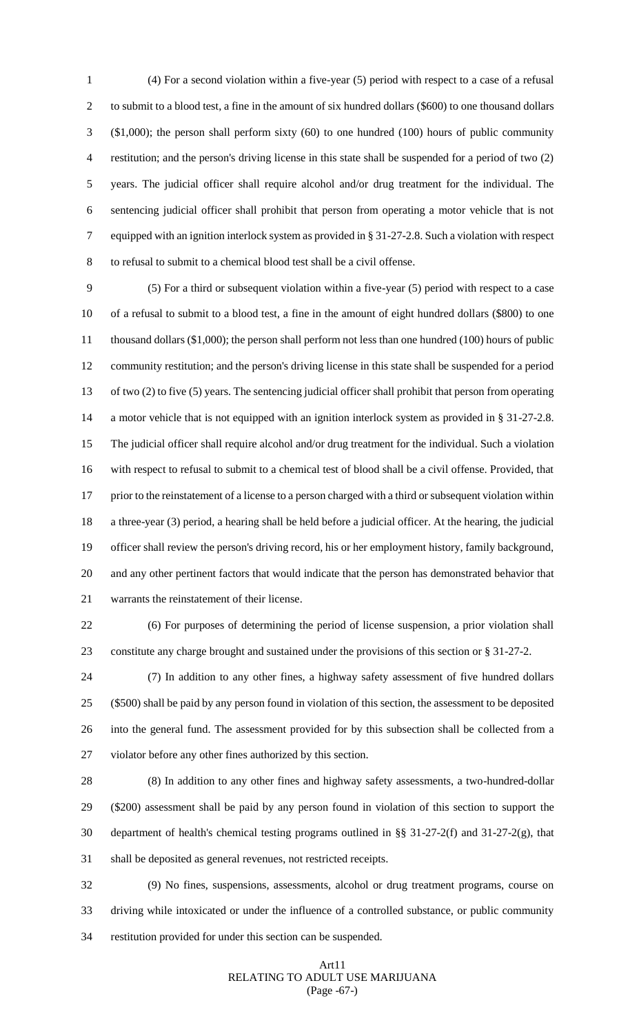(4) For a second violation within a five-year (5) period with respect to a case of a refusal to submit to a blood test, a fine in the amount of six hundred dollars ($600) to one thousand dollars ($1,000); the person shall perform sixty (60) to one hundred (100) hours of public community restitution; and the person's driving license in this state shall be suspended for a period of two (2) years. The judicial officer shall require alcohol and/or drug treatment for the individual. The sentencing judicial officer shall prohibit that person from operating a motor vehicle that is not equipped with an ignition interlock system as provided in § 31-27-2.8. Such a violation with respect to refusal to submit to a chemical blood test shall be a civil offense.

(5) For a third or subsequent violation within a five-year (5) period with respect to a case of a refusal to submit to a blood test, a fine in the amount of eight hundred dollars ($800) to one thousand dollars ($1,000); the person shall perform not less than one hundred (100) hours of public community restitution; and the person's driving license in this state shall be suspended for a period of two (2) to five (5) years. The sentencing judicial officer shall prohibit that person from operating a motor vehicle that is not equipped with an ignition interlock system as provided in § 31-27-2.8. The judicial officer shall require alcohol and/or drug treatment for the individual. Such a violation with respect to refusal to submit to a chemical test of blood shall be a civil offense. Provided, that prior to the reinstatement of a license to a person charged with a third or subsequent violation within a three-year (3) period, a hearing shall be held before a judicial officer. At the hearing, the judicial officer shall review the person's driving record, his or her employment history, family background, and any other pertinent factors that would indicate that the person has demonstrated behavior that warrants the reinstatement of their license.

(6) For purposes of determining the period of license suspension, a prior violation shall constitute any charge brought and sustained under the provisions of this section or § 31-27-2.

(7) In addition to any other fines, a highway safety assessment of five hundred dollars ($500) shall be paid by any person found in violation of this section, the assessment to be deposited into the general fund. The assessment provided for by this subsection shall be collected from a violator before any other fines authorized by this section.

(8) In addition to any other fines and highway safety assessments, a two-hundred-dollar ($200) assessment shall be paid by any person found in violation of this section to support the department of health's chemical testing programs outlined in §§ 31-27-2(f) and 31-27-2(g), that shall be deposited as general revenues, not restricted receipts.

(9) No fines, suspensions, assessments, alcohol or drug treatment programs, course on driving while intoxicated or under the influence of a controlled substance, or public community restitution provided for under this section can be suspended.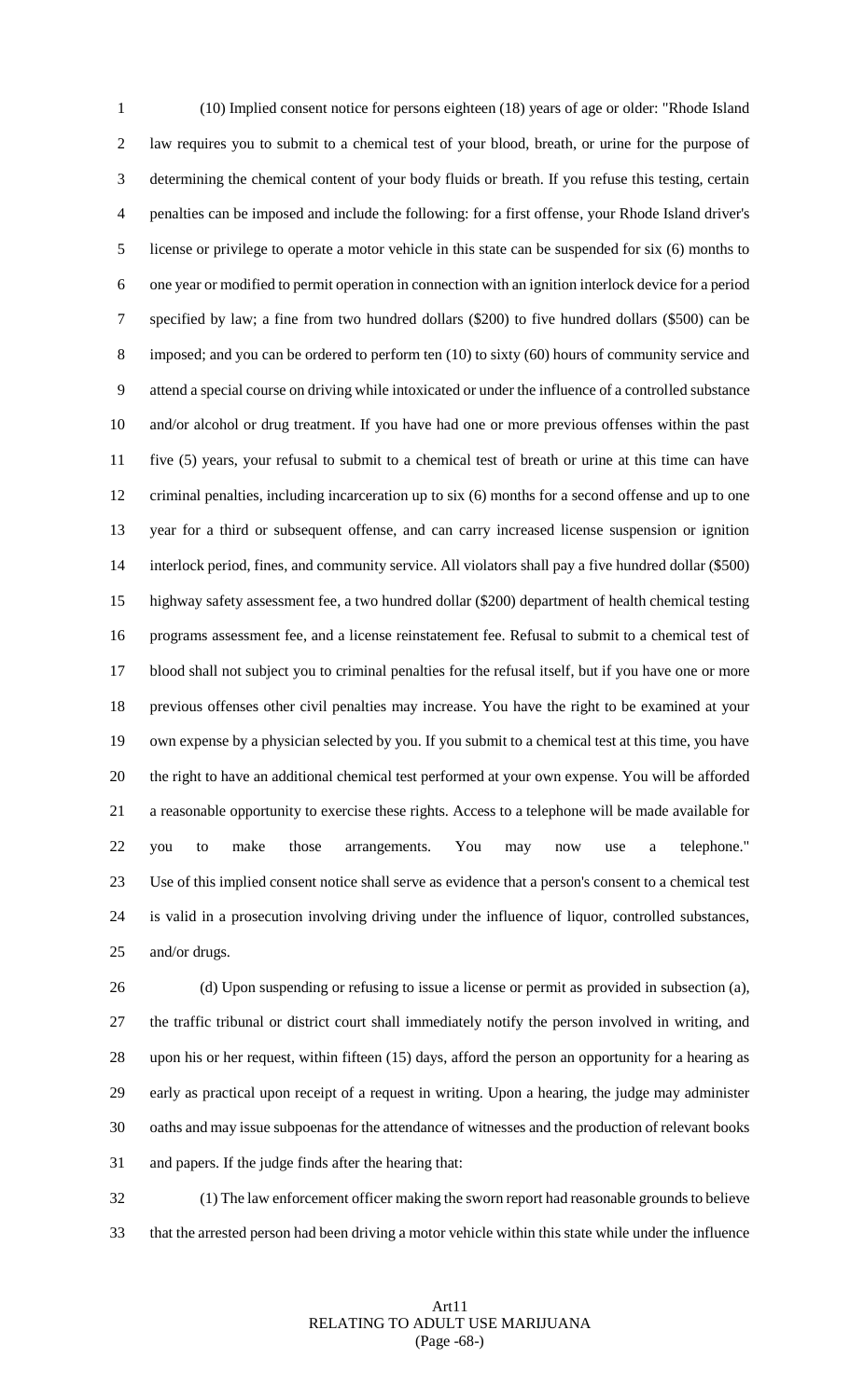(10) Implied consent notice for persons eighteen (18) years of age or older: "Rhode Island law requires you to submit to a chemical test of your blood, breath, or urine for the purpose of determining the chemical content of your body fluids or breath. If you refuse this testing, certain penalties can be imposed and include the following: for a first offense, your Rhode Island driver's license or privilege to operate a motor vehicle in this state can be suspended for six (6) months to one year or modified to permit operation in connection with an ignition interlock device for a period specified by law; a fine from two hundred dollars ($200) to five hundred dollars ($500) can be imposed; and you can be ordered to perform ten (10) to sixty (60) hours of community service and attend a special course on driving while intoxicated or under the influence of a controlled substance and/or alcohol or drug treatment. If you have had one or more previous offenses within the past five (5) years, your refusal to submit to a chemical test of breath or urine at this time can have criminal penalties, including incarceration up to six (6) months for a second offense and up to one year for a third or subsequent offense, and can carry increased license suspension or ignition interlock period, fines, and community service. All violators shall pay a five hundred dollar ($500) highway safety assessment fee, a two hundred dollar ($200) department of health chemical testing programs assessment fee, and a license reinstatement fee. Refusal to submit to a chemical test of blood shall not subject you to criminal penalties for the refusal itself, but if you have one or more previous offenses other civil penalties may increase. You have the right to be examined at your own expense by a physician selected by you. If you submit to a chemical test at this time, you have the right to have an additional chemical test performed at your own expense. You will be afforded a reasonable opportunity to exercise these rights. Access to a telephone will be made available for you to make those arrangements. You may now use a telephone." Use of this implied consent notice shall serve as evidence that a person's consent to a chemical test is valid in a prosecution involving driving under the influence of liquor, controlled substances, and/or drugs.

(d) Upon suspending or refusing to issue a license or permit as provided in subsection (a), the traffic tribunal or district court shall immediately notify the person involved in writing, and upon his or her request, within fifteen (15) days, afford the person an opportunity for a hearing as early as practical upon receipt of a request in writing. Upon a hearing, the judge may administer oaths and may issue subpoenas for the attendance of witnesses and the production of relevant books and papers. If the judge finds after the hearing that:

(1) The law enforcement officer making the sworn report had reasonable grounds to believe that the arrested person had been driving a motor vehicle within this state while under the influence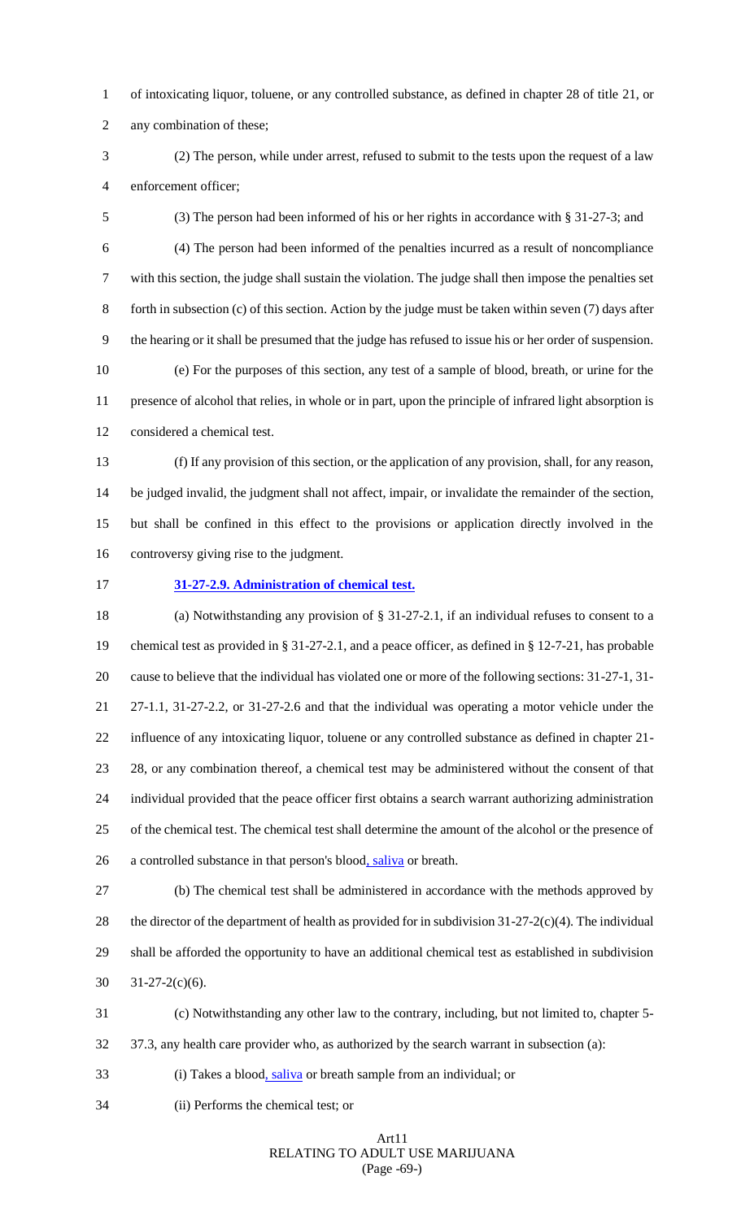of intoxicating liquor, toluene, or any controlled substance, as defined in chapter 28 of title 21, or any combination of these;

(2) The person, while under arrest, refused to submit to the tests upon the request of a law enforcement officer;

(3) The person had been informed of his or her rights in accordance with § 31-27-3; and

(4) The person had been informed of the penalties incurred as a result of noncompliance with this section, the judge shall sustain the violation. The judge shall then impose the penalties set forth in subsection (c) of this section. Action by the judge must be taken within seven (7) days after the hearing or it shall be presumed that the judge has refused to issue his or her order of suspension.

(e) For the purposes of this section, any test of a sample of blood, breath, or urine for the presence of alcohol that relies, in whole or in part, upon the principle of infrared light absorption is considered a chemical test.

(f) If any provision of this section, or the application of any provision, shall, for any reason, be judged invalid, the judgment shall not affect, impair, or invalidate the remainder of the section, but shall be confined in this effect to the provisions or application directly involved in the controversy giving rise to the judgment.

**31-27-2.9. Administration of chemical test.**

(a) Notwithstanding any provision of § 31-27-2.1, if an individual refuses to consent to a chemical test as provided in § 31-27-2.1, and a peace officer, as defined in § 12-7-21, has probable cause to believe that the individual has violated one or more of the following sections: 31-27-1, 31-27-1.1, 31-27-2.2, or 31-27-2.6 and that the individual was operating a motor vehicle under the influence of any intoxicating liquor, toluene or any controlled substance as defined in chapter 21-28, or any combination thereof, a chemical test may be administered without the consent of that individual provided that the peace officer first obtains a search warrant authorizing administration of the chemical test. The chemical test shall determine the amount of the alcohol or the presence of a controlled substance in that person's blood, saliva or breath.

(b) The chemical test shall be administered in accordance with the methods approved by the director of the department of health as provided for in subdivision 31-27-2(c)(4). The individual shall be afforded the opportunity to have an additional chemical test as established in subdivision 31-27-2(c)(6).

(c) Notwithstanding any other law to the contrary, including, but not limited to, chapter 5-37.3, any health care provider who, as authorized by the search warrant in subsection (a):

(i) Takes a blood, saliva or breath sample from an individual; or

(ii) Performs the chemical test; or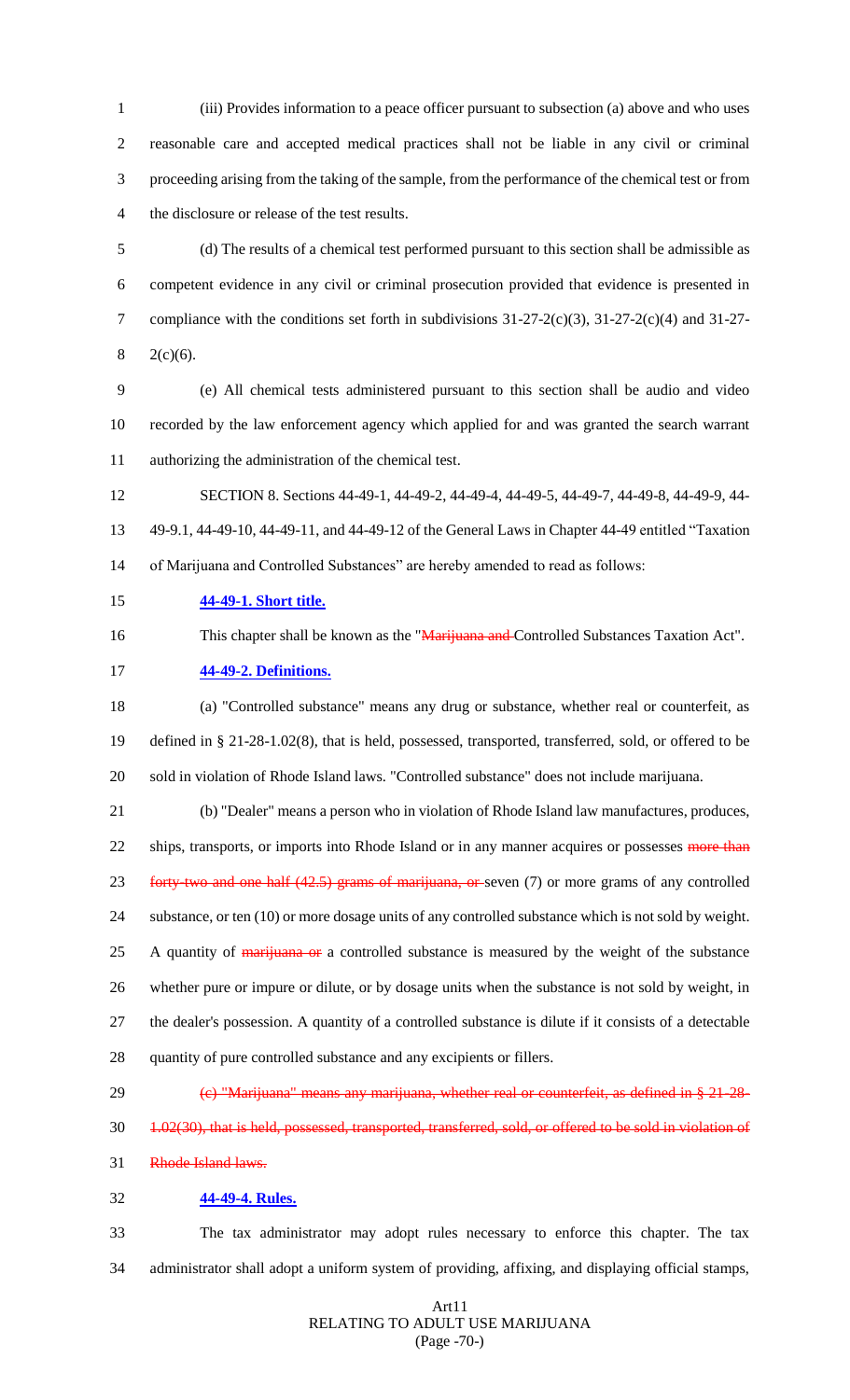(iii) Provides information to a peace officer pursuant to subsection (a) above and who uses reasonable care and accepted medical practices shall not be liable in any civil or criminal proceeding arising from the taking of the sample, from the performance of the chemical test or from the disclosure or release of the test results.

(d) The results of a chemical test performed pursuant to this section shall be admissible as competent evidence in any civil or criminal prosecution provided that evidence is presented in compliance with the conditions set forth in subdivisions 31-27-2(c)(3), 31-27-2(c)(4) and 31-27-2(c)(6).

(e) All chemical tests administered pursuant to this section shall be audio and video recorded by the law enforcement agency which applied for and was granted the search warrant authorizing the administration of the chemical test.

SECTION 8. Sections 44-49-1, 44-49-2, 44-49-4, 44-49-5, 44-49-7, 44-49-8, 44-49-9, 44-49-9.1, 44-49-10, 44-49-11, and 44-49-12 of the General Laws in Chapter 44-49 entitled "Taxation of Marijuana and Controlled Substances" are hereby amended to read as follows:

**44-49-1. Short title.**

This chapter shall be known as the "~~Marijuana and~~ Controlled Substances Taxation Act".

**44-49-2. Definitions.**

(a) "Controlled substance" means any drug or substance, whether real or counterfeit, as defined in § 21-28-1.02(8), that is held, possessed, transported, transferred, sold, or offered to be sold in violation of Rhode Island laws. "Controlled substance" does not include marijuana.

(b) "Dealer" means a person who in violation of Rhode Island law manufactures, produces, ships, transports, or imports into Rhode Island or in any manner acquires or possesses ~~more than forty-two and one half (42.5) grams of marijuana, or~~ seven (7) or more grams of any controlled substance, or ten (10) or more dosage units of any controlled substance which is not sold by weight. A quantity of ~~marijuana or~~ a controlled substance is measured by the weight of the substance whether pure or impure or dilute, or by dosage units when the substance is not sold by weight, in the dealer's possession. A quantity of a controlled substance is dilute if it consists of a detectable quantity of pure controlled substance and any excipients or fillers.

~~(c) "Marijuana" means any marijuana, whether real or counterfeit, as defined in § 21-28-1.02(30), that is held, possessed, transported, transferred, sold, or offered to be sold in violation of Rhode Island laws.~~

**44-49-4. Rules.**

The tax administrator may adopt rules necessary to enforce this chapter. The tax administrator shall adopt a uniform system of providing, affixing, and displaying official stamps,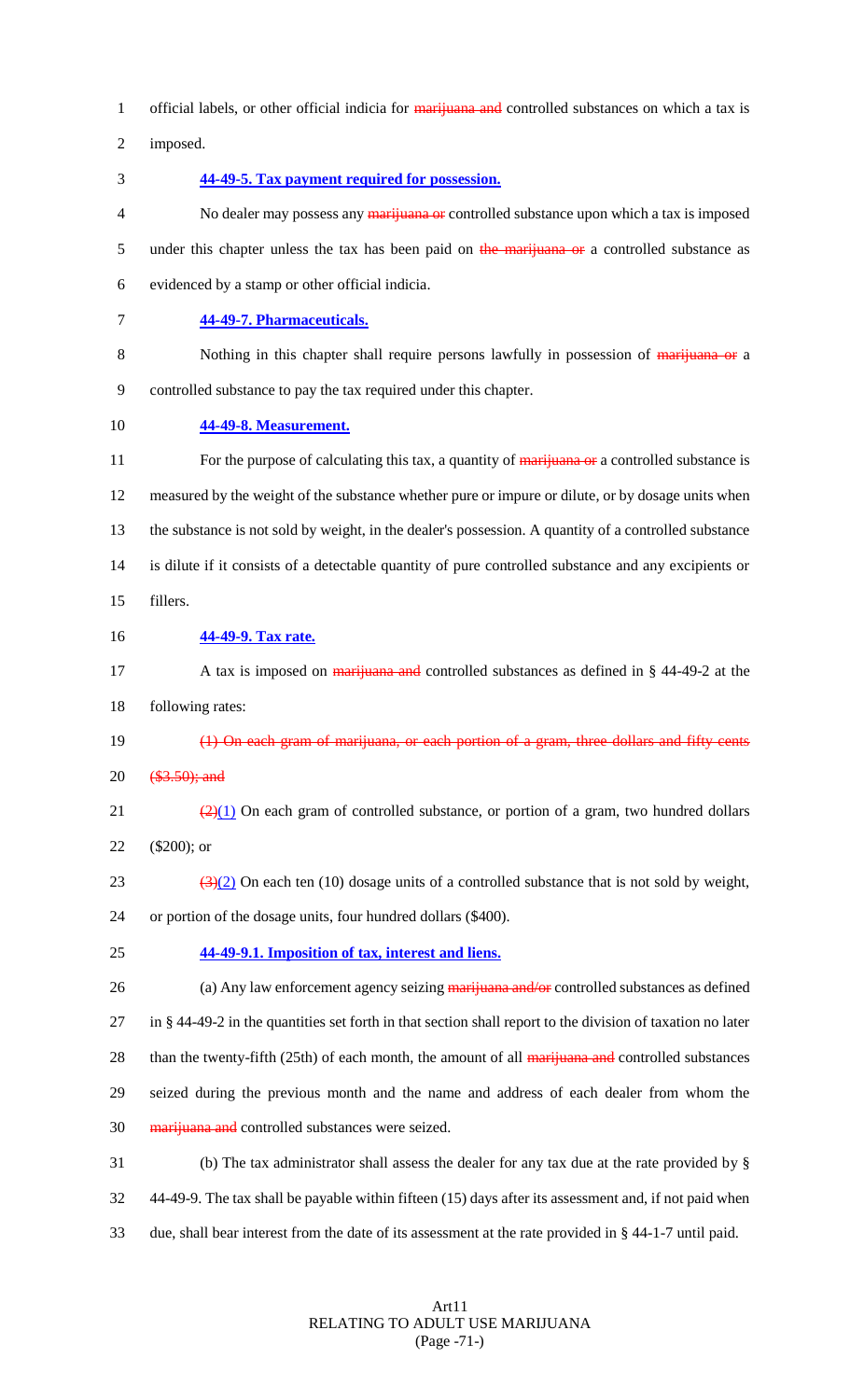official labels, or other official indicia for ~~marijuana and~~ controlled substances on which a tax is imposed.

**44-49-5. Tax payment required for possession.**

No dealer may possess any ~~marijuana or~~ controlled substance upon which a tax is imposed under this chapter unless the tax has been paid on ~~the marijuana or~~ a controlled substance as evidenced by a stamp or other official indicia.

**44-49-7. Pharmaceuticals.**

Nothing in this chapter shall require persons lawfully in possession of ~~marijuana or~~ a controlled substance to pay the tax required under this chapter.

**44-49-8. Measurement.**

For the purpose of calculating this tax, a quantity of ~~marijuana or~~ a controlled substance is measured by the weight of the substance whether pure or impure or dilute, or by dosage units when the substance is not sold by weight, in the dealer's possession. A quantity of a controlled substance is dilute if it consists of a detectable quantity of pure controlled substance and any excipients or fillers.

**44-49-9. Tax rate.**

A tax is imposed on ~~marijuana and~~ controlled substances as defined in § 44-49-2 at the following rates:

~~(1) On each gram of marijuana, or each portion of a gram, three dollars and fifty cents ($3.50); and~~

~~(2)~~(1) On each gram of controlled substance, or portion of a gram, two hundred dollars ($200); or

~~(3)~~(2) On each ten (10) dosage units of a controlled substance that is not sold by weight, or portion of the dosage units, four hundred dollars ($400).

**44-49-9.1. Imposition of tax, interest and liens.**

(a) Any law enforcement agency seizing ~~marijuana and/or~~ controlled substances as defined in § 44-49-2 in the quantities set forth in that section shall report to the division of taxation no later than the twenty-fifth (25th) of each month, the amount of all ~~marijuana and~~ controlled substances seized during the previous month and the name and address of each dealer from whom the ~~marijuana and~~ controlled substances were seized.

(b) The tax administrator shall assess the dealer for any tax due at the rate provided by § 44-49-9. The tax shall be payable within fifteen (15) days after its assessment and, if not paid when due, shall bear interest from the date of its assessment at the rate provided in § 44-1-7 until paid.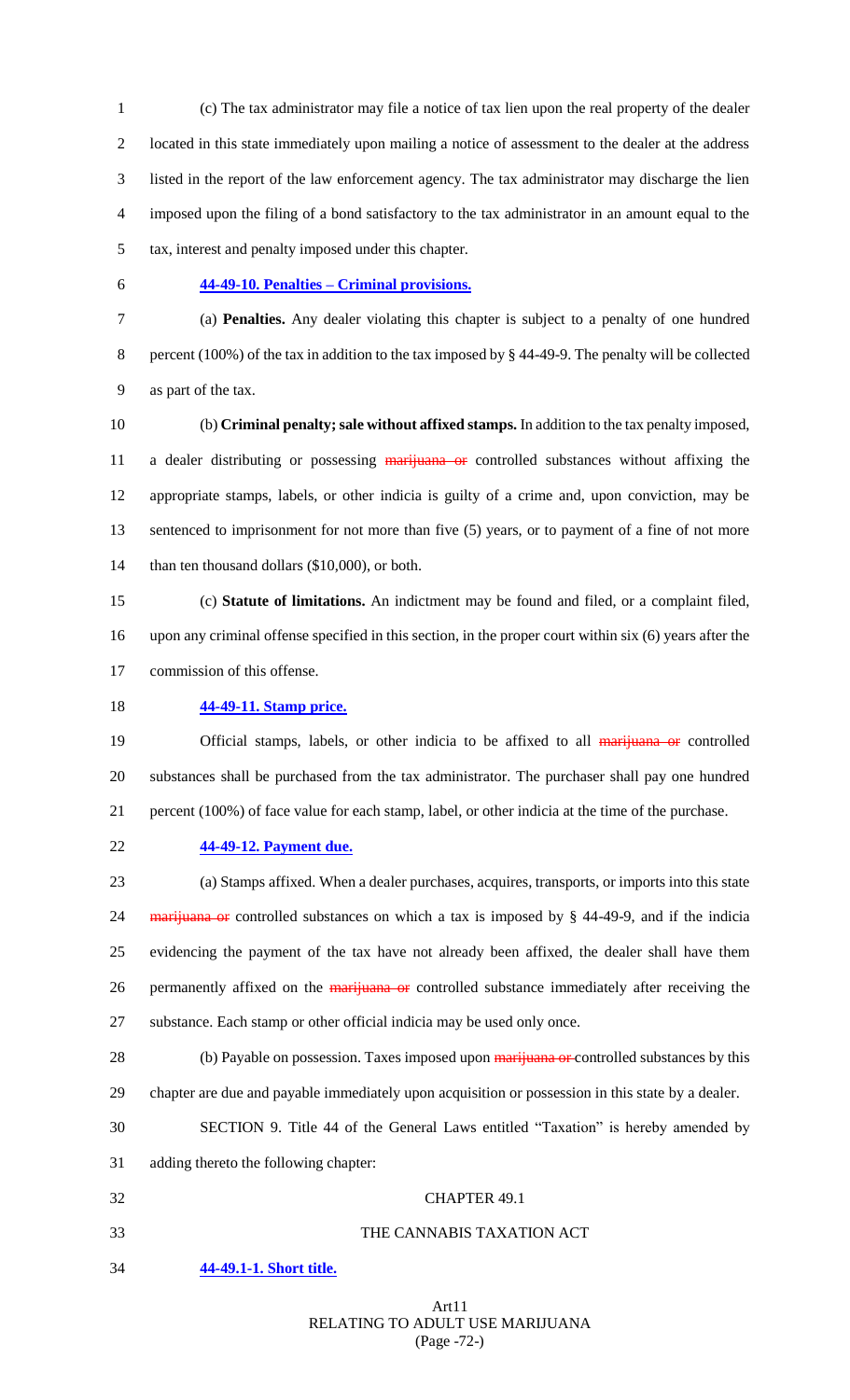(c) The tax administrator may file a notice of tax lien upon the real property of the dealer located in this state immediately upon mailing a notice of assessment to the dealer at the address listed in the report of the law enforcement agency. The tax administrator may discharge the lien imposed upon the filing of a bond satisfactory to the tax administrator in an amount equal to the tax, interest and penalty imposed under this chapter.

**44-49-10. Penalties – Criminal provisions.**

(a) **Penalties.** Any dealer violating this chapter is subject to a penalty of one hundred percent (100%) of the tax in addition to the tax imposed by § 44-49-9. The penalty will be collected as part of the tax.

(b) **Criminal penalty; sale without affixed stamps.** In addition to the tax penalty imposed, a dealer distributing or possessing ~~marijuana or~~ controlled substances without affixing the appropriate stamps, labels, or other indicia is guilty of a crime and, upon conviction, may be sentenced to imprisonment for not more than five (5) years, or to payment of a fine of not more than ten thousand dollars ($10,000), or both.

(c) **Statute of limitations.** An indictment may be found and filed, or a complaint filed, upon any criminal offense specified in this section, in the proper court within six (6) years after the commission of this offense.

**44-49-11. Stamp price.**

Official stamps, labels, or other indicia to be affixed to all ~~marijuana or~~ controlled substances shall be purchased from the tax administrator. The purchaser shall pay one hundred percent (100%) of face value for each stamp, label, or other indicia at the time of the purchase.

**44-49-12. Payment due.**

(a) Stamps affixed. When a dealer purchases, acquires, transports, or imports into this state ~~marijuana or~~ controlled substances on which a tax is imposed by § 44-49-9, and if the indicia evidencing the payment of the tax have not already been affixed, the dealer shall have them permanently affixed on the ~~marijuana or~~ controlled substance immediately after receiving the substance. Each stamp or other official indicia may be used only once.

(b) Payable on possession. Taxes imposed upon ~~marijuana or~~ controlled substances by this chapter are due and payable immediately upon acquisition or possession in this state by a dealer.

SECTION 9. Title 44 of the General Laws entitled "Taxation" is hereby amended by adding thereto the following chapter:

CHAPTER 49.1

THE CANNABIS TAXATION ACT

**44-49.1-1. Short title.**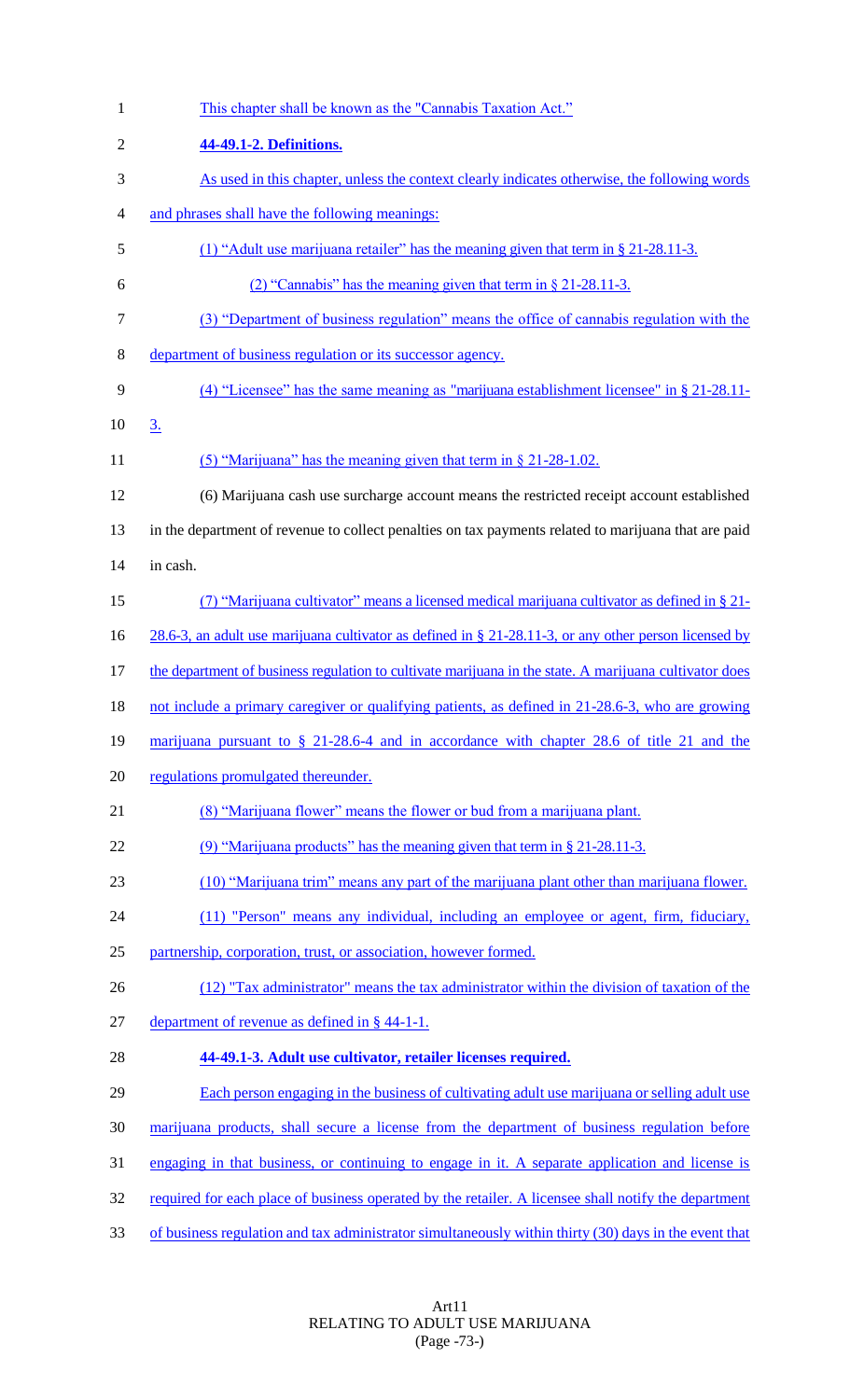This chapter shall be known as the "Cannabis Taxation Act."

**44-49.1-2. Definitions.**

As used in this chapter, unless the context clearly indicates otherwise, the following words and phrases shall have the following meanings:

(1) "Adult use marijuana retailer" has the meaning given that term in § 21-28.11-3.

(2) "Cannabis" has the meaning given that term in § 21-28.11-3.

(3) "Department of business regulation" means the office of cannabis regulation with the department of business regulation or its successor agency.

(4) "Licensee" has the same meaning as "marijuana establishment licensee" in § 21-28.11-3.

(5) "Marijuana" has the meaning given that term in § 21-28-1.02.

(6) Marijuana cash use surcharge account means the restricted receipt account established in the department of revenue to collect penalties on tax payments related to marijuana that are paid in cash.

(7) "Marijuana cultivator" means a licensed medical marijuana cultivator as defined in § 21-28.6-3, an adult use marijuana cultivator as defined in § 21-28.11-3, or any other person licensed by the department of business regulation to cultivate marijuana in the state. A marijuana cultivator does not include a primary caregiver or qualifying patients, as defined in 21-28.6-3, who are growing marijuana pursuant to § 21-28.6-4 and in accordance with chapter 28.6 of title 21 and the regulations promulgated thereunder.

(8) "Marijuana flower" means the flower or bud from a marijuana plant.

(9) "Marijuana products" has the meaning given that term in § 21-28.11-3.

(10) "Marijuana trim" means any part of the marijuana plant other than marijuana flower.

(11) "Person" means any individual, including an employee or agent, firm, fiduciary, partnership, corporation, trust, or association, however formed.

(12) "Tax administrator" means the tax administrator within the division of taxation of the department of revenue as defined in § 44-1-1.

**44-49.1-3. Adult use cultivator, retailer licenses required.**

Each person engaging in the business of cultivating adult use marijuana or selling adult use marijuana products, shall secure a license from the department of business regulation before engaging in that business, or continuing to engage in it. A separate application and license is required for each place of business operated by the retailer. A licensee shall notify the department of business regulation and tax administrator simultaneously within thirty (30) days in the event that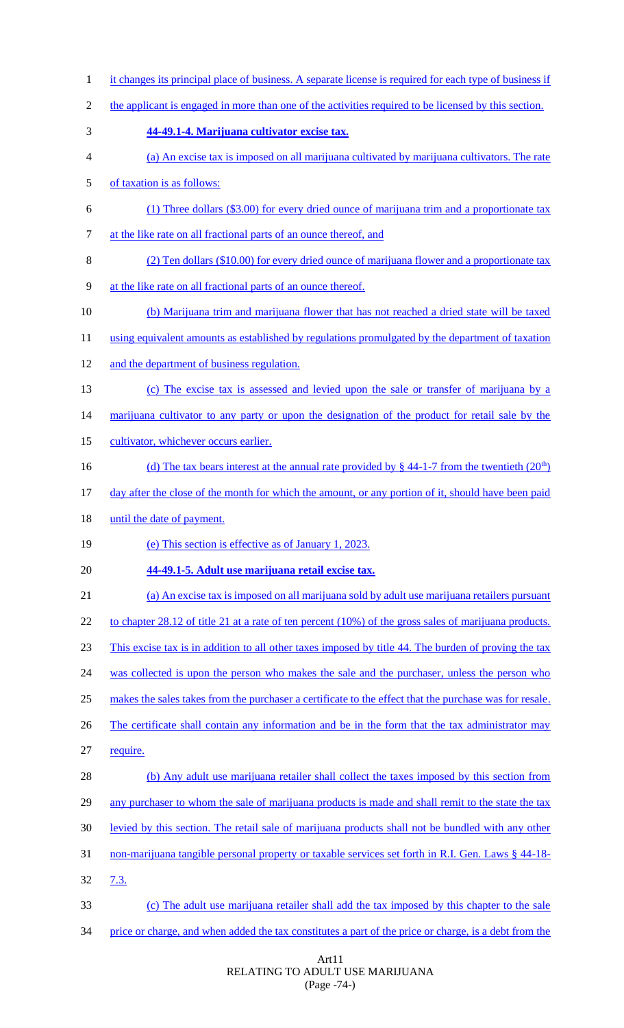it changes its principal place of business. A separate license is required for each type of business if the applicant is engaged in more than one of the activities required to be licensed by this section.

**44-49.1-4. Marijuana cultivator excise tax.**

(a) An excise tax is imposed on all marijuana cultivated by marijuana cultivators. The rate of taxation is as follows:

(1) Three dollars ($3.00) for every dried ounce of marijuana trim and a proportionate tax at the like rate on all fractional parts of an ounce thereof, and

(2) Ten dollars ($10.00) for every dried ounce of marijuana flower and a proportionate tax at the like rate on all fractional parts of an ounce thereof.

(b) Marijuana trim and marijuana flower that has not reached a dried state will be taxed using equivalent amounts as established by regulations promulgated by the department of taxation and the department of business regulation.

(c) The excise tax is assessed and levied upon the sale or transfer of marijuana by a marijuana cultivator to any party or upon the designation of the product for retail sale by the cultivator, whichever occurs earlier.

(d) The tax bears interest at the annual rate provided by § 44-1-7 from the twentieth ($20^{th}$) day after the close of the month for which the amount, or any portion of it, should have been paid until the date of payment.

(e) This section is effective as of January 1, 2023.

**44-49.1-5. Adult use marijuana retail excise tax.**

(a) An excise tax is imposed on all marijuana sold by adult use marijuana retailers pursuant to chapter 28.12 of title 21 at a rate of ten percent (10%) of the gross sales of marijuana products. This excise tax is in addition to all other taxes imposed by title 44. The burden of proving the tax was collected is upon the person who makes the sale and the purchaser, unless the person who makes the sales takes from the purchaser a certificate to the effect that the purchase was for resale. The certificate shall contain any information and be in the form that the tax administrator may require.

(b) Any adult use marijuana retailer shall collect the taxes imposed by this section from any purchaser to whom the sale of marijuana products is made and shall remit to the state the tax levied by this section. The retail sale of marijuana products shall not be bundled with any other non-marijuana tangible personal property or taxable services set forth in R.I. Gen. Laws § 44-18-7.3.

(c) The adult use marijuana retailer shall add the tax imposed by this chapter to the sale price or charge, and when added the tax constitutes a part of the price or charge, is a debt from the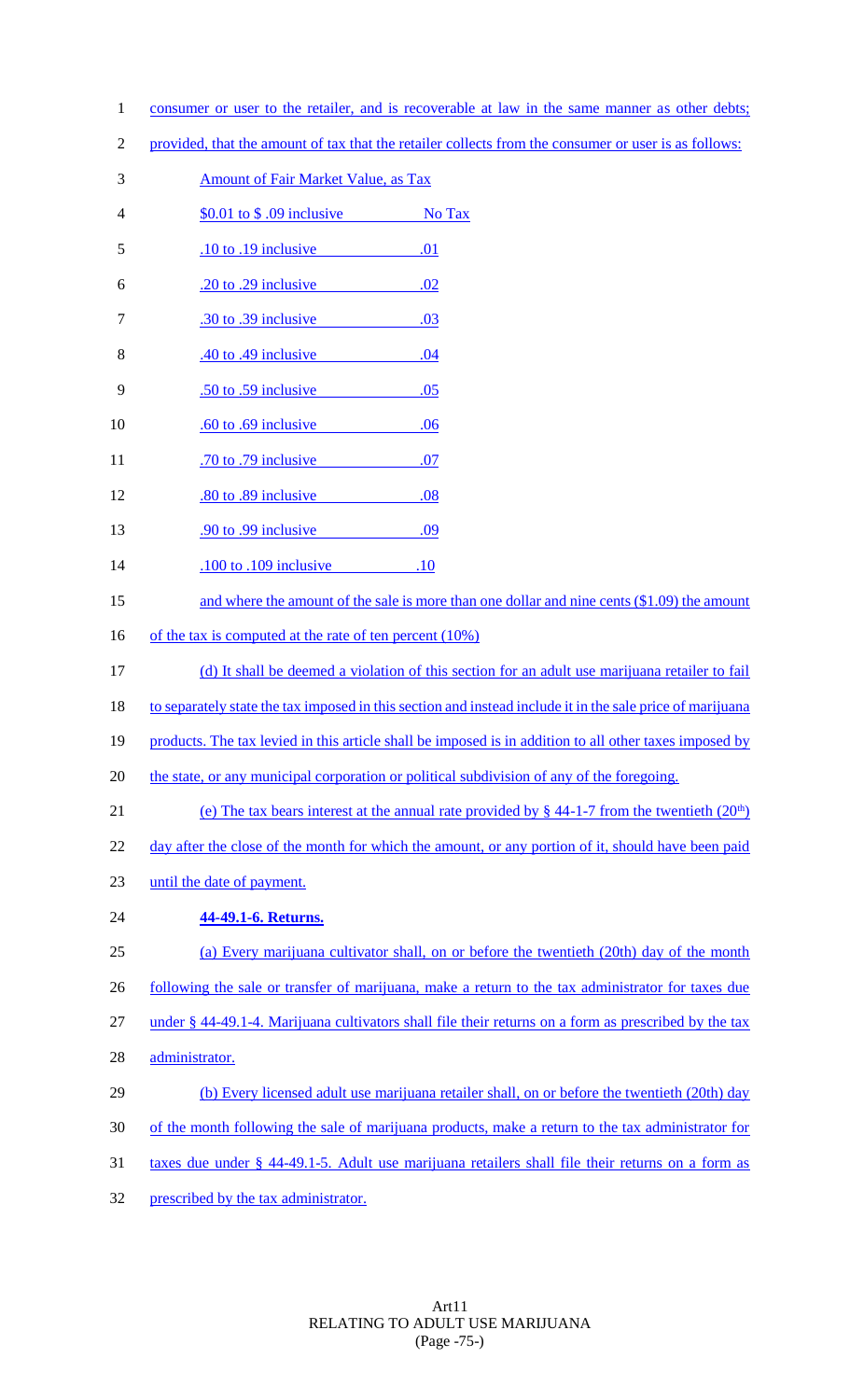consumer or user to the retailer, and is recoverable at law in the same manner as other debts; provided, that the amount of tax that the retailer collects from the consumer or user is as follows:

| Amount of Fair Market Value, as Tax | |
|---|---|
| $0.01 to $ .09 inclusive | No Tax |
| .10 to .19 inclusive | .01 |
| .20 to .29 inclusive | .02 |
| .30 to .39 inclusive | .03 |
| .40 to .49 inclusive | .04 |
| .50 to .59 inclusive | .05 |
| .60 to .69 inclusive | .06 |
| .70 to .79 inclusive | .07 |
| .80 to .89 inclusive | .08 |
| .90 to .99 inclusive | .09 |
| .100 to .109 inclusive | .10 |

and where the amount of the sale is more than one dollar and nine cents ($1.09) the amount of the tax is computed at the rate of ten percent (10%)

(d) It shall be deemed a violation of this section for an adult use marijuana retailer to fail to separately state the tax imposed in this section and instead include it in the sale price of marijuana products. The tax levied in this article shall be imposed is in addition to all other taxes imposed by the state, or any municipal corporation or political subdivision of any of the foregoing.

(e) The tax bears interest at the annual rate provided by § 44-1-7 from the twentieth (20th) day after the close of the month for which the amount, or any portion of it, should have been paid until the date of payment.

**44-49.1-6. Returns.**

(a) Every marijuana cultivator shall, on or before the twentieth (20th) day of the month following the sale or transfer of marijuana, make a return to the tax administrator for taxes due under § 44-49.1-4. Marijuana cultivators shall file their returns on a form as prescribed by the tax administrator.

(b) Every licensed adult use marijuana retailer shall, on or before the twentieth (20th) day of the month following the sale of marijuana products, make a return to the tax administrator for taxes due under § 44-49.1-5. Adult use marijuana retailers shall file their returns on a form as prescribed by the tax administrator.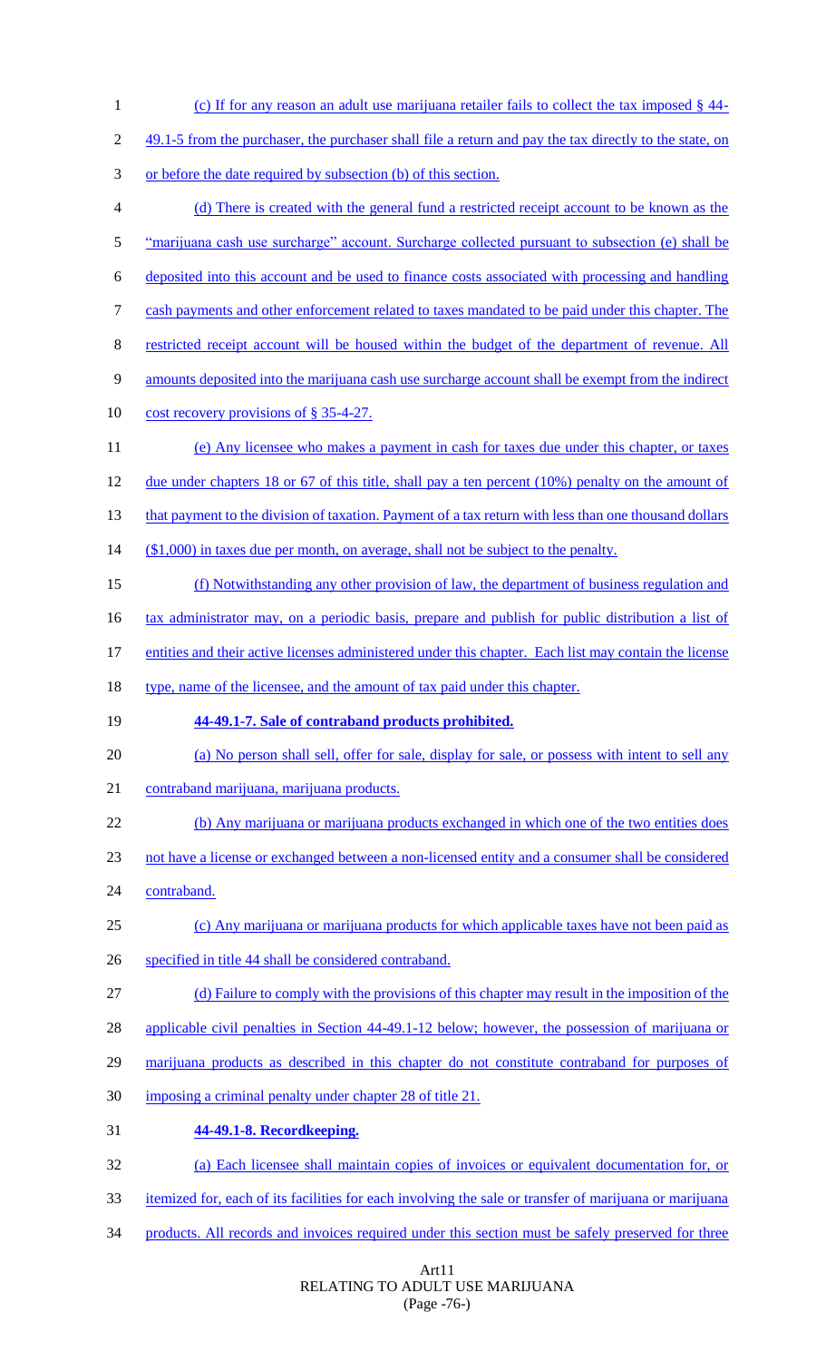(c) If for any reason an adult use marijuana retailer fails to collect the tax imposed § 44-49.1-5 from the purchaser, the purchaser shall file a return and pay the tax directly to the state, on or before the date required by subsection (b) of this section.

(d) There is created with the general fund a restricted receipt account to be known as the "marijuana cash use surcharge" account. Surcharge collected pursuant to subsection (e) shall be deposited into this account and be used to finance costs associated with processing and handling cash payments and other enforcement related to taxes mandated to be paid under this chapter. The restricted receipt account will be housed within the budget of the department of revenue. All amounts deposited into the marijuana cash use surcharge account shall be exempt from the indirect cost recovery provisions of § 35-4-27.

(e) Any licensee who makes a payment in cash for taxes due under this chapter, or taxes due under chapters 18 or 67 of this title, shall pay a ten percent (10%) penalty on the amount of that payment to the division of taxation. Payment of a tax return with less than one thousand dollars ($1,000) in taxes due per month, on average, shall not be subject to the penalty.

(f) Notwithstanding any other provision of law, the department of business regulation and tax administrator may, on a periodic basis, prepare and publish for public distribution a list of entities and their active licenses administered under this chapter. Each list may contain the license type, name of the licensee, and the amount of tax paid under this chapter.

**44-49.1-7. Sale of contraband products prohibited.**

(a) No person shall sell, offer for sale, display for sale, or possess with intent to sell any contraband marijuana, marijuana products.

(b) Any marijuana or marijuana products exchanged in which one of the two entities does not have a license or exchanged between a non-licensed entity and a consumer shall be considered contraband.

(c) Any marijuana or marijuana products for which applicable taxes have not been paid as specified in title 44 shall be considered contraband.

(d) Failure to comply with the provisions of this chapter may result in the imposition of the applicable civil penalties in Section 44-49.1-12 below; however, the possession of marijuana or marijuana products as described in this chapter do not constitute contraband for purposes of imposing a criminal penalty under chapter 28 of title 21.

**44-49.1-8. Recordkeeping.**

(a) Each licensee shall maintain copies of invoices or equivalent documentation for, or itemized for, each of its facilities for each involving the sale or transfer of marijuana or marijuana products. All records and invoices required under this section must be safely preserved for three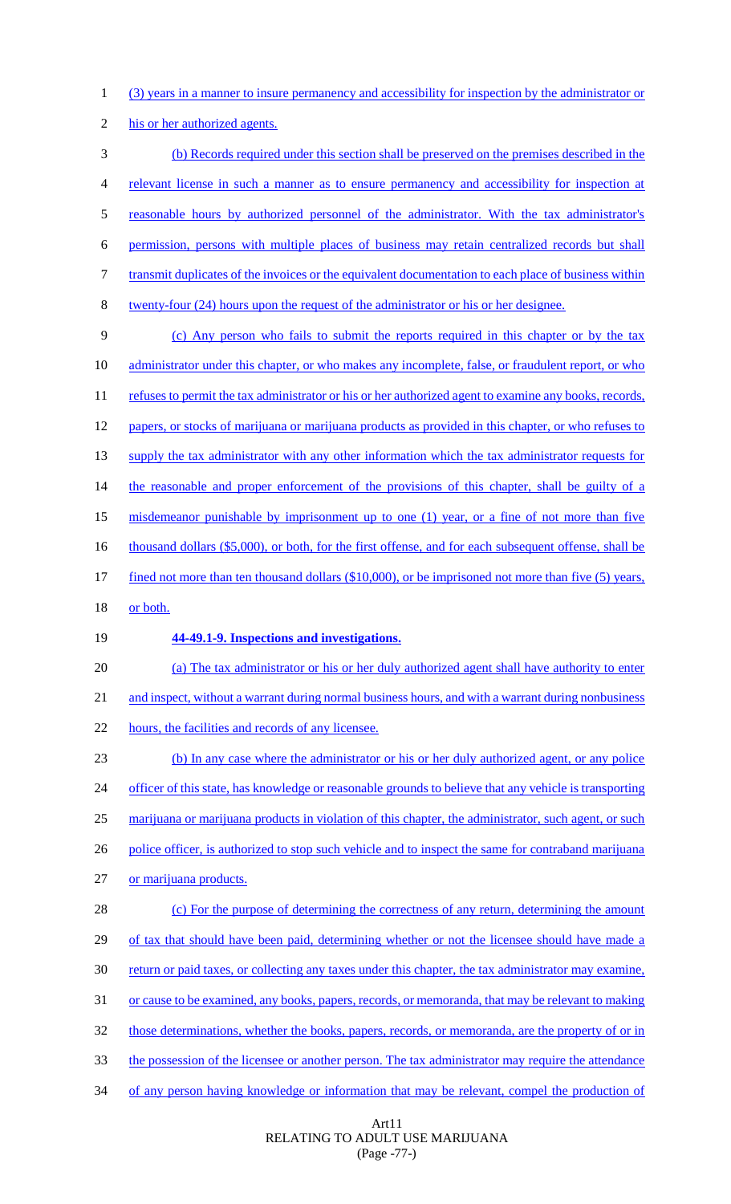(3) years in a manner to insure permanency and accessibility for inspection by the administrator or his or her authorized agents.

(b) Records required under this section shall be preserved on the premises described in the relevant license in such a manner as to ensure permanency and accessibility for inspection at reasonable hours by authorized personnel of the administrator. With the tax administrator's permission, persons with multiple places of business may retain centralized records but shall transmit duplicates of the invoices or the equivalent documentation to each place of business within twenty-four (24) hours upon the request of the administrator or his or her designee.

(c) Any person who fails to submit the reports required in this chapter or by the tax administrator under this chapter, or who makes any incomplete, false, or fraudulent report, or who refuses to permit the tax administrator or his or her authorized agent to examine any books, records, papers, or stocks of marijuana or marijuana products as provided in this chapter, or who refuses to supply the tax administrator with any other information which the tax administrator requests for the reasonable and proper enforcement of the provisions of this chapter, shall be guilty of a misdemeanor punishable by imprisonment up to one (1) year, or a fine of not more than five thousand dollars ($5,000), or both, for the first offense, and for each subsequent offense, shall be fined not more than ten thousand dollars ($10,000), or be imprisoned not more than five (5) years, or both.

**44-49.1-9. Inspections and investigations.**

(a) The tax administrator or his or her duly authorized agent shall have authority to enter and inspect, without a warrant during normal business hours, and with a warrant during nonbusiness hours, the facilities and records of any licensee.

(b) In any case where the administrator or his or her duly authorized agent, or any police officer of this state, has knowledge or reasonable grounds to believe that any vehicle is transporting marijuana or marijuana products in violation of this chapter, the administrator, such agent, or such police officer, is authorized to stop such vehicle and to inspect the same for contraband marijuana or marijuana products.

(c) For the purpose of determining the correctness of any return, determining the amount of tax that should have been paid, determining whether or not the licensee should have made a return or paid taxes, or collecting any taxes under this chapter, the tax administrator may examine, or cause to be examined, any books, papers, records, or memoranda, that may be relevant to making those determinations, whether the books, papers, records, or memoranda, are the property of or in the possession of the licensee or another person. The tax administrator may require the attendance of any person having knowledge or information that may be relevant, compel the production of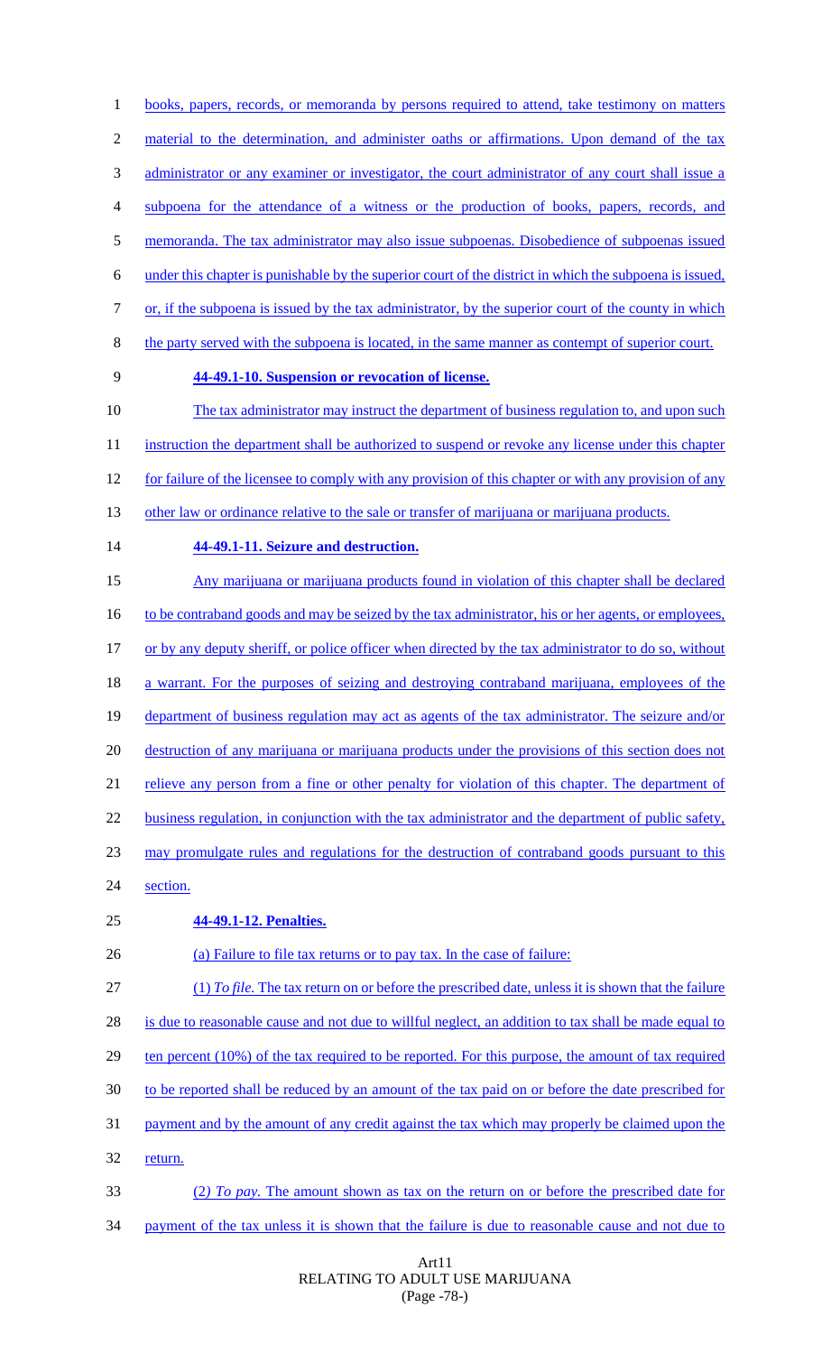books, papers, records, or memoranda by persons required to attend, take testimony on matters material to the determination, and administer oaths or affirmations. Upon demand of the tax administrator or any examiner or investigator, the court administrator of any court shall issue a subpoena for the attendance of a witness or the production of books, papers, records, and memoranda. The tax administrator may also issue subpoenas. Disobedience of subpoenas issued under this chapter is punishable by the superior court of the district in which the subpoena is issued, or, if the subpoena is issued by the tax administrator, by the superior court of the county in which the party served with the subpoena is located, in the same manner as contempt of superior court.

**44-49.1-10. Suspension or revocation of license.**

The tax administrator may instruct the department of business regulation to, and upon such instruction the department shall be authorized to suspend or revoke any license under this chapter for failure of the licensee to comply with any provision of this chapter or with any provision of any other law or ordinance relative to the sale or transfer of marijuana or marijuana products.

**44-49.1-11. Seizure and destruction.**

Any marijuana or marijuana products found in violation of this chapter shall be declared to be contraband goods and may be seized by the tax administrator, his or her agents, or employees, or by any deputy sheriff, or police officer when directed by the tax administrator to do so, without a warrant. For the purposes of seizing and destroying contraband marijuana, employees of the department of business regulation may act as agents of the tax administrator. The seizure and/or destruction of any marijuana or marijuana products under the provisions of this section does not relieve any person from a fine or other penalty for violation of this chapter. The department of business regulation, in conjunction with the tax administrator and the department of public safety, may promulgate rules and regulations for the destruction of contraband goods pursuant to this section.

**44-49.1-12. Penalties.**

(a) Failure to file tax returns or to pay tax. In the case of failure:

(1) *To file.* The tax return on or before the prescribed date, unless it is shown that the failure is due to reasonable cause and not due to willful neglect, an addition to tax shall be made equal to ten percent (10%) of the tax required to be reported. For this purpose, the amount of tax required to be reported shall be reduced by an amount of the tax paid on or before the date prescribed for payment and by the amount of any credit against the tax which may properly be claimed upon the return.

(2) *To pay.* The amount shown as tax on the return on or before the prescribed date for payment of the tax unless it is shown that the failure is due to reasonable cause and not due to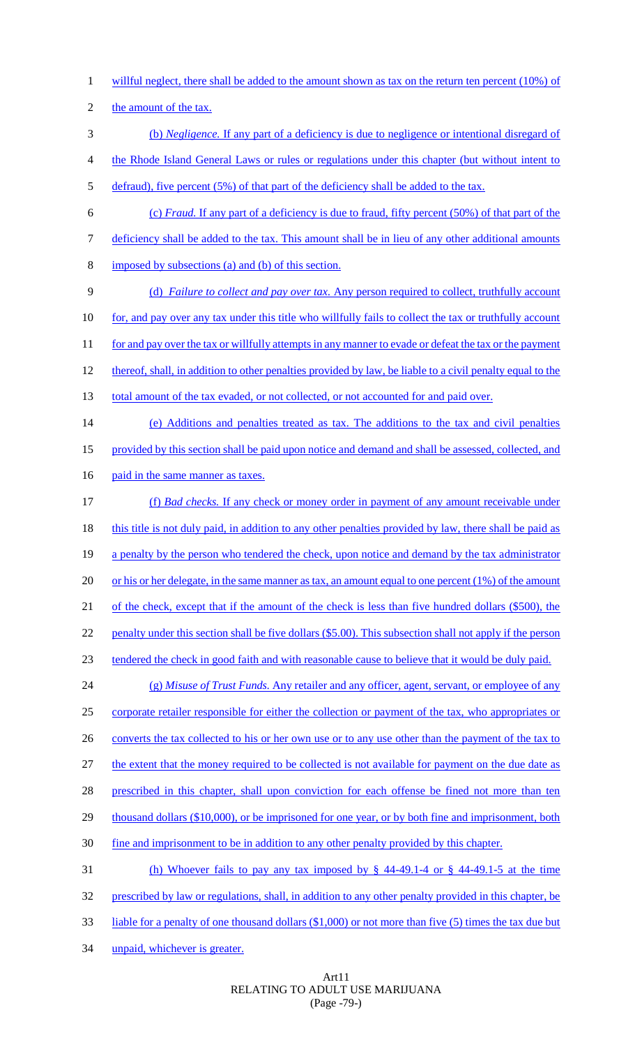willful neglect, there shall be added to the amount shown as tax on the return ten percent (10%) of the amount of the tax.

(b) *Negligence.* If any part of a deficiency is due to negligence or intentional disregard of the Rhode Island General Laws or rules or regulations under this chapter (but without intent to defraud), five percent (5%) of that part of the deficiency shall be added to the tax.

(c) *Fraud.* If any part of a deficiency is due to fraud, fifty percent (50%) of that part of the deficiency shall be added to the tax. This amount shall be in lieu of any other additional amounts imposed by subsections (a) and (b) of this section.

(d) *Failure to collect and pay over tax.* Any person required to collect, truthfully account for, and pay over any tax under this title who willfully fails to collect the tax or truthfully account for and pay over the tax or willfully attempts in any manner to evade or defeat the tax or the payment thereof, shall, in addition to other penalties provided by law, be liable to a civil penalty equal to the total amount of the tax evaded, or not collected, or not accounted for and paid over.

(e) Additions and penalties treated as tax. The additions to the tax and civil penalties provided by this section shall be paid upon notice and demand and shall be assessed, collected, and paid in the same manner as taxes.

(f) *Bad checks.* If any check or money order in payment of any amount receivable under this title is not duly paid, in addition to any other penalties provided by law, there shall be paid as a penalty by the person who tendered the check, upon notice and demand by the tax administrator or his or her delegate, in the same manner as tax, an amount equal to one percent (1%) of the amount of the check, except that if the amount of the check is less than five hundred dollars ($500), the penalty under this section shall be five dollars ($5.00). This subsection shall not apply if the person tendered the check in good faith and with reasonable cause to believe that it would be duly paid.

(g) *Misuse of Trust Funds.* Any retailer and any officer, agent, servant, or employee of any corporate retailer responsible for either the collection or payment of the tax, who appropriates or converts the tax collected to his or her own use or to any use other than the payment of the tax to the extent that the money required to be collected is not available for payment on the due date as prescribed in this chapter, shall upon conviction for each offense be fined not more than ten thousand dollars ($10,000), or be imprisoned for one year, or by both fine and imprisonment, both fine and imprisonment to be in addition to any other penalty provided by this chapter.

(h) Whoever fails to pay any tax imposed by § 44-49.1-4 or § 44-49.1-5 at the time prescribed by law or regulations, shall, in addition to any other penalty provided in this chapter, be liable for a penalty of one thousand dollars ($1,000) or not more than five (5) times the tax due but unpaid, whichever is greater.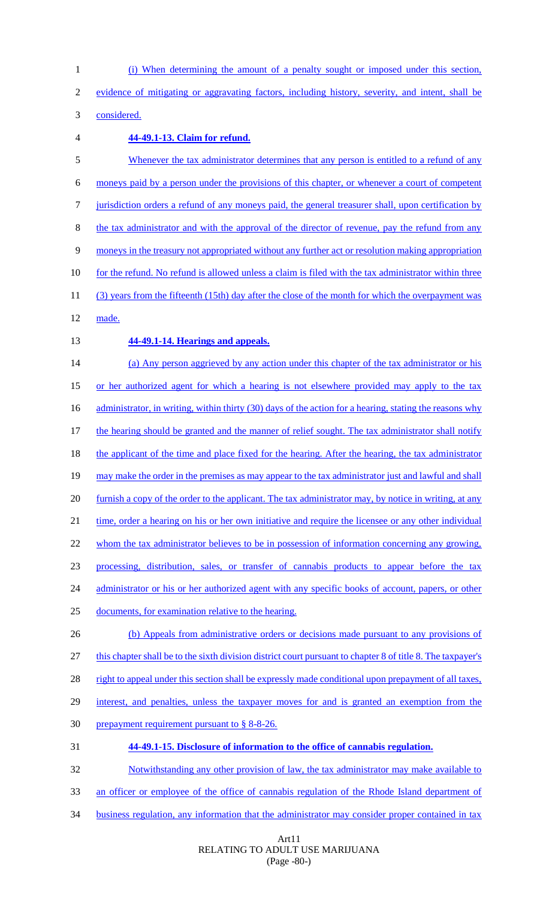(i) When determining the amount of a penalty sought or imposed under this section, evidence of mitigating or aggravating factors, including history, severity, and intent, shall be considered.

**44-49.1-13. Claim for refund.**

Whenever the tax administrator determines that any person is entitled to a refund of any moneys paid by a person under the provisions of this chapter, or whenever a court of competent jurisdiction orders a refund of any moneys paid, the general treasurer shall, upon certification by the tax administrator and with the approval of the director of revenue, pay the refund from any moneys in the treasury not appropriated without any further act or resolution making appropriation for the refund. No refund is allowed unless a claim is filed with the tax administrator within three (3) years from the fifteenth (15th) day after the close of the month for which the overpayment was made.

**44-49.1-14. Hearings and appeals.**

(a) Any person aggrieved by any action under this chapter of the tax administrator or his or her authorized agent for which a hearing is not elsewhere provided may apply to the tax administrator, in writing, within thirty (30) days of the action for a hearing, stating the reasons why the hearing should be granted and the manner of relief sought. The tax administrator shall notify the applicant of the time and place fixed for the hearing. After the hearing, the tax administrator may make the order in the premises as may appear to the tax administrator just and lawful and shall furnish a copy of the order to the applicant. The tax administrator may, by notice in writing, at any time, order a hearing on his or her own initiative and require the licensee or any other individual whom the tax administrator believes to be in possession of information concerning any growing, processing, distribution, sales, or transfer of cannabis products to appear before the tax administrator or his or her authorized agent with any specific books of account, papers, or other documents, for examination relative to the hearing.

(b) Appeals from administrative orders or decisions made pursuant to any provisions of this chapter shall be to the sixth division district court pursuant to chapter 8 of title 8. The taxpayer's right to appeal under this section shall be expressly made conditional upon prepayment of all taxes, interest, and penalties, unless the taxpayer moves for and is granted an exemption from the prepayment requirement pursuant to § 8-8-26.

**44-49.1-15. Disclosure of information to the office of cannabis regulation.**

Notwithstanding any other provision of law, the tax administrator may make available to an officer or employee of the office of cannabis regulation of the Rhode Island department of business regulation, any information that the administrator may consider proper contained in tax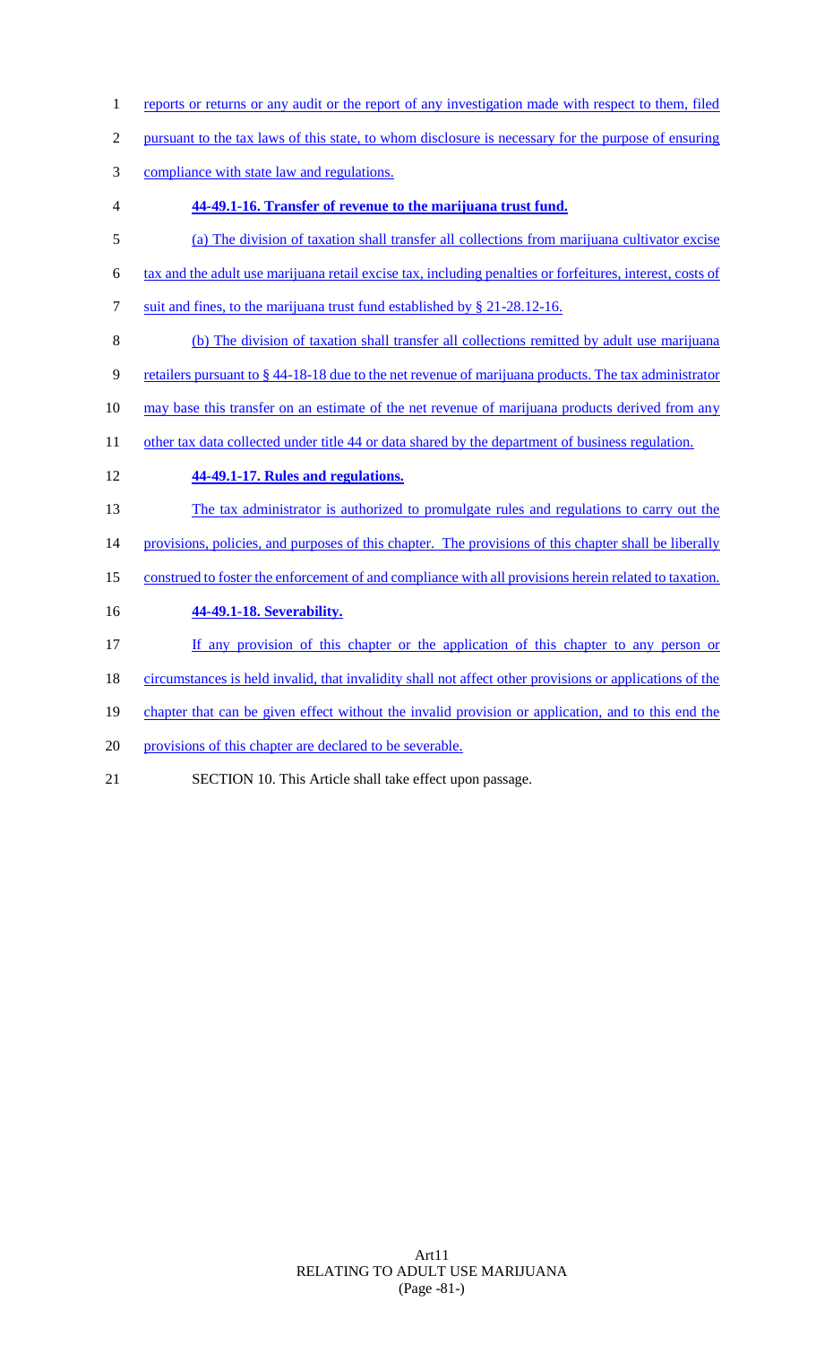reports or returns or any audit or the report of any investigation made with respect to them, filed pursuant to the tax laws of this state, to whom disclosure is necessary for the purpose of ensuring compliance with state law and regulations.

**44-49.1-16. Transfer of revenue to the marijuana trust fund.**

(a) The division of taxation shall transfer all collections from marijuana cultivator excise tax and the adult use marijuana retail excise tax, including penalties or forfeitures, interest, costs of suit and fines, to the marijuana trust fund established by § 21-28.12-16.

(b) The division of taxation shall transfer all collections remitted by adult use marijuana retailers pursuant to § 44-18-18 due to the net revenue of marijuana products. The tax administrator may base this transfer on an estimate of the net revenue of marijuana products derived from any other tax data collected under title 44 or data shared by the department of business regulation.

**44-49.1-17. Rules and regulations.**

The tax administrator is authorized to promulgate rules and regulations to carry out the provisions, policies, and purposes of this chapter. The provisions of this chapter shall be liberally construed to foster the enforcement of and compliance with all provisions herein related to taxation.

**44-49.1-18. Severability.**

If any provision of this chapter or the application of this chapter to any person or circumstances is held invalid, that invalidity shall not affect other provisions or applications of the chapter that can be given effect without the invalid provision or application, and to this end the provisions of this chapter are declared to be severable.

SECTION 10. This Article shall take effect upon passage.